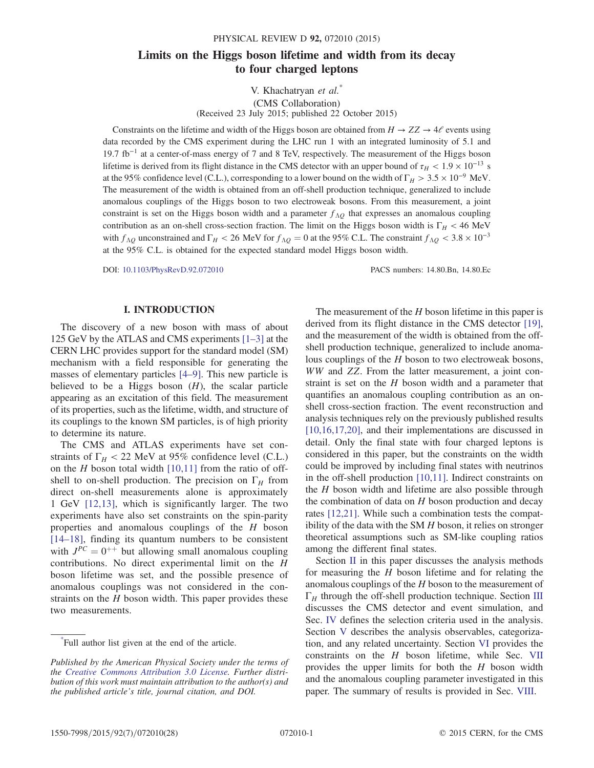# Limits on the Higgs boson lifetime and width from its decay to four charged leptons

V. Khachatryan *et al.*[*]

(CMS Collaboration)

(Received 23 July 2015; published 22 October 2015)

Constraints on the lifetime and width of the Higgs boson are obtained from $H \to ZZ \to 4\ell$ events using data recorded by the CMS experiment during the LHC run 1 with an integrated luminosity of 5.1 and 19.7 $\text{fb}^{-1}$ at a center-of-mass energy of 7 and 8 TeV, respectively. The measurement of the Higgs boson lifetime is derived from its flight distance in the CMS detector with an upper bound of $\tau_H < 1.9 \times 10^{-13}$ s at the 95% confidence level (C.L.), corresponding to a lower bound on the width of $\Gamma_H > 3.5 \times 10^{-9}$ MeV. The measurement of the width is obtained from an off-shell production technique, generalized to include anomalous couplings of the Higgs boson to two electroweak bosons. From this measurement, a joint constraint is set on the Higgs boson width and a parameter $f_{\Lambda Q}$ that expresses an anomalous coupling contribution as an on-shell cross-section fraction. The limit on the Higgs boson width is $\Gamma_H < 46$ MeV with $f_{\Lambda Q}$ unconstrained and $\Gamma_H < 26$ MeV for $f_{\Lambda Q} = 0$ at the 95% C.L. The constraint $f_{\Lambda Q} < 3.8 \times 10^{-3}$ at the 95% C.L. is obtained for the expected standard model Higgs boson width.

DOI: 10.1103/PhysRevD.92.072010 PACS numbers: 14.80.Bn, 14.80.Ec

## I. INTRODUCTION

The discovery of a new boson with mass of about 125 GeV by the ATLAS and CMS experiments [1–3] at the CERN LHC provides support for the standard model (SM) mechanism with a field responsible for generating the masses of elementary particles [4–9]. This new particle is believed to be a Higgs boson ($H$), the scalar particle appearing as an excitation of this field. The measurement of its properties, such as the lifetime, width, and structure of its couplings to the known SM particles, is of high priority to determine its nature.

The CMS and ATLAS experiments have set constraints of $\Gamma_H < 22$ MeV at 95% confidence level (C.L.) on the $H$ boson total width [10,11] from the ratio of off-shell to on-shell production. The precision on $\Gamma_H$ from direct on-shell measurements alone is approximately 1 GeV [12,13], which is significantly larger. The two experiments have also set constraints on the spin-parity properties and anomalous couplings of the $H$ boson [14–18], finding its quantum numbers to be consistent with $J^{PC} = 0^{++}$ but allowing small anomalous coupling contributions. No direct experimental limit on the $H$ boson lifetime was set, and the possible presence of anomalous couplings was not considered in the constraints on the $H$ boson width. This paper provides these two measurements.

The measurement of the $H$ boson lifetime in this paper is derived from its flight distance in the CMS detector [19], and the measurement of the width is obtained from the off-shell production technique, generalized to include anomalous couplings of the $H$ boson to two electroweak bosons, $WW$ and $ZZ$. From the latter measurement, a joint constraint is set on the $H$ boson width and a parameter that quantifies an anomalous coupling contribution as an on-shell cross-section fraction. The event reconstruction and analysis techniques rely on the previously published results [10,16,17,20], and their implementations are discussed in detail. Only the final state with four charged leptons is considered in this paper, but the constraints on the width could be improved by including final states with neutrinos in the off-shell production [10,11]. Indirect constraints on the $H$ boson width and lifetime are also possible through the combination of data on $H$ boson production and decay rates [12,21]. While such a combination tests the compatibility of the data with the SM $H$ boson, it relies on stronger theoretical assumptions such as SM-like coupling ratios among the different final states.

Section II in this paper discusses the analysis methods for measuring the $H$ boson lifetime and for relating the anomalous couplings of the $H$ boson to the measurement of $\Gamma_H$ through the off-shell production technique. Section III discusses the CMS detector and event simulation, and Sec. IV defines the selection criteria used in the analysis. Section V describes the analysis observables, categorization, and any related uncertainty. Section VI provides the constraints on the $H$ boson lifetime, while Sec. VII provides the upper limits for both the $H$ boson width and the anomalous coupling parameter investigated in this paper. The summary of results is provided in Sec. VIII.

[*] Full author list given at the end of the article.

*Published by the American Physical Society under the terms of the Creative Commons Attribution 3.0 License. Further distribution of this work must maintain attribution to the author(s) and the published article's title, journal citation, and DOI.*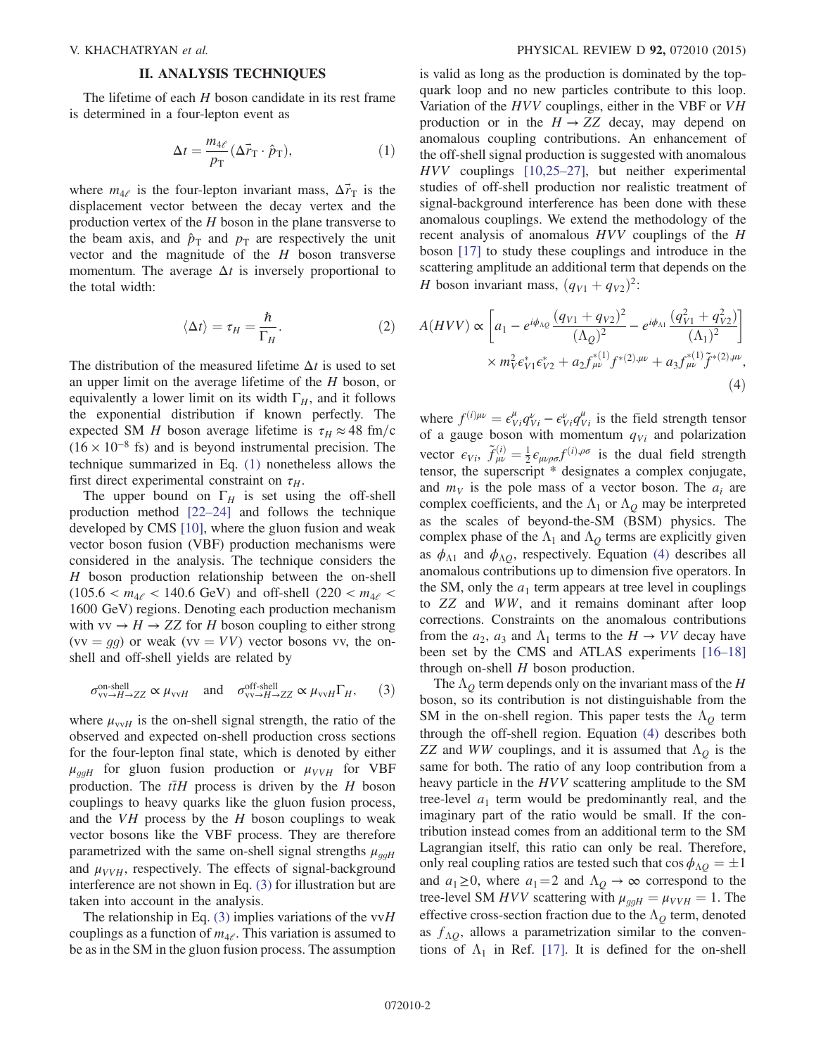## II. ANALYSIS TECHNIQUES

The lifetime of each $H$ boson candidate in its rest frame is determined in a four-lepton event as

$$\Delta t = \frac{m_{4\ell}}{p_{\mathrm{T}}}(\Delta\vec{r}_{\mathrm{T}} \cdot \hat{p}_{\mathrm{T}}), \tag{1}$$

where $m_{4\ell}$ is the four-lepton invariant mass, $\Delta\vec{r}_{\mathrm{T}}$ is the displacement vector between the decay vertex and the production vertex of the $H$ boson in the plane transverse to the beam axis, and $\hat{p}_{\mathrm{T}}$ and $p_{\mathrm{T}}$ are respectively the unit vector and the magnitude of the $H$ boson transverse momentum. The average $\Delta t$ is inversely proportional to the total width:

$$\langle \Delta t \rangle = \tau_H = \frac{\hbar}{\Gamma_H}. \tag{2}$$

The distribution of the measured lifetime $\Delta t$ is used to set an upper limit on the average lifetime of the $H$ boson, or equivalently a lower limit on its width $\Gamma_H$, and it follows the exponential distribution if known perfectly. The expected SM $H$ boson average lifetime is $\tau_H \approx 48$ fm/c $(16 \times 10^{-8}$ fs) and is beyond instrumental precision. The technique summarized in Eq. (1) nonetheless allows the first direct experimental constraint on $\tau_H$.

The upper bound on $\Gamma_H$ is set using the off-shell production method [22–24] and follows the technique developed by CMS [10], where the gluon fusion and weak vector boson fusion (VBF) production mechanisms were considered in the analysis. The technique considers the $H$ boson production relationship between the on-shell $(105.6 < m_{4\ell} < 140.6$ GeV) and off-shell $(220 < m_{4\ell} < 1600$ GeV) regions. Denoting each production mechanism with $\mathrm{vv} \to H \to ZZ$ for $H$ boson coupling to either strong $(\mathrm{vv} = gg)$ or weak $(\mathrm{vv} = VV)$ vector bosons vv, the on-shell and off-shell yields are related by

$$\sigma^{\text{on-shell}}_{\mathrm{vv}\to H\to ZZ} \propto \mu_{\mathrm{vv}H} \quad \text{and} \quad \sigma^{\text{off-shell}}_{\mathrm{vv}\to H\to ZZ} \propto \mu_{\mathrm{vv}H}\Gamma_H, \tag{3}$$

where $\mu_{\mathrm{vv}H}$ is the on-shell signal strength, the ratio of the observed and expected on-shell production cross sections for the four-lepton final state, which is denoted by either $\mu_{ggH}$ for gluon fusion production or $\mu_{VVH}$ for VBF production. The $t\bar{t}H$ process is driven by the $H$ boson couplings to heavy quarks like the gluon fusion process, and the $VH$ process by the $H$ boson couplings to weak vector bosons like the VBF process. They are therefore parametrized with the same on-shell signal strengths $\mu_{ggH}$ and $\mu_{VVH}$, respectively. The effects of signal-background interference are not shown in Eq. (3) for illustration but are taken into account in the analysis.

The relationship in Eq. (3) implies variations of the vv$H$ couplings as a function of $m_{4\ell}$. This variation is assumed to be as in the SM in the gluon fusion process. The assumption is valid as long as the production is dominated by the top-quark loop and no new particles contribute to this loop. Variation of the $HVV$ couplings, either in the VBF or $VH$ production or in the $H \to ZZ$ decay, may depend on anomalous coupling contributions. An enhancement of the off-shell signal production is suggested with anomalous $HVV$ couplings [10,25–27], but neither experimental studies of off-shell production nor realistic treatment of signal-background interference has been done with these anomalous couplings. We extend the methodology of the recent analysis of anomalous $HVV$ couplings of the $H$ boson [17] to study these couplings and introduce in the scattering amplitude an additional term that depends on the $H$ boson invariant mass, $(q_{V1} + q_{V2})^2$:

$$A(HVV) \propto \left[a_1 - e^{i\phi_{\Lambda Q}}\frac{(q_{V1}+q_{V2})^2}{(\Lambda_Q)^2} - e^{i\phi_{\Lambda 1}}\frac{(q_{V1}^2+q_{V2}^2)}{(\Lambda_1)^2}\right] \times m_V^2 \epsilon^*_{V1}\epsilon^*_{V2} + a_2 f^{*(1)}_{\mu\nu} f^{*(2),\mu\nu} + a_3 f^{*(1)}_{\mu\nu}\tilde{f}^{*(2),\mu\nu}, \tag{4}$$

where $f^{(i)\mu\nu} = \epsilon^{\mu}_{Vi}q^{\nu}_{Vi} - \epsilon^{\nu}_{Vi}q^{\mu}_{Vi}$ is the field strength tensor of a gauge boson with momentum $q_{Vi}$ and polarization vector $\epsilon_{Vi}$, $\tilde{f}^{(i)}_{\mu\nu} = \frac{1}{2}\epsilon_{\mu\nu\rho\sigma}f^{(i),\rho\sigma}$ is the dual field strength tensor, the superscript * designates a complex conjugate, and $m_V$ is the pole mass of a vector boson. The $a_i$ are complex coefficients, and the $\Lambda_1$ or $\Lambda_Q$ may be interpreted as the scales of beyond-the-SM (BSM) physics. The complex phase of the $\Lambda_1$ and $\Lambda_Q$ terms are explicitly given as $\phi_{\Lambda 1}$ and $\phi_{\Lambda Q}$, respectively. Equation (4) describes all anomalous contributions up to dimension five operators. In the SM, only the $a_1$ term appears at tree level in couplings to $ZZ$ and $WW$, and it remains dominant after loop corrections. Constraints on the anomalous contributions from the $a_2$, $a_3$ and $\Lambda_1$ terms to the $H \to VV$ decay have been set by the CMS and ATLAS experiments [16–18] through on-shell $H$ boson production.

The $\Lambda_Q$ term depends only on the invariant mass of the $H$ boson, so its contribution is not distinguishable from the SM in the on-shell region. This paper tests the $\Lambda_Q$ term through the off-shell region. Equation (4) describes both $ZZ$ and $WW$ couplings, and it is assumed that $\Lambda_Q$ is the same for both. The ratio of any loop contribution from a heavy particle in the $HVV$ scattering amplitude to the SM tree-level $a_1$ term would be predominantly real, and the imaginary part of the ratio would be small. If the contribution instead comes from an additional term to the SM Lagrangian itself, this ratio can only be real. Therefore, only real coupling ratios are tested such that $\cos\phi_{\Lambda Q} = \pm 1$ and $a_1 \geq 0$, where $a_1 = 2$ and $\Lambda_Q \to \infty$ correspond to the tree-level SM $HVV$ scattering with $\mu_{ggH} = \mu_{VVH} = 1$. The effective cross-section fraction due to the $\Lambda_Q$ term, denoted as $f_{\Lambda Q}$, allows a parametrization similar to the conventions of $\Lambda_1$ in Ref. [17]. It is defined for the on-shell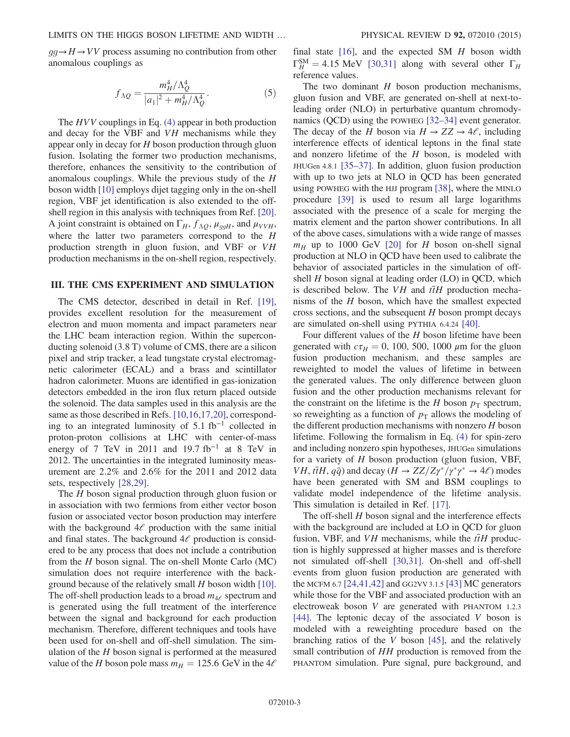$gg \to H \to VV$ process assuming no contribution from other anomalous couplings as

$$f_{\Lambda Q} = \frac{m_H^4/\Lambda_Q^4}{|a_1|^2 + m_H^4/\Lambda_Q^4}. \quad (5)$$

The $HVV$ couplings in Eq. (4) appear in both production and decay for the VBF and $VH$ mechanisms while they appear only in decay for $H$ boson production through gluon fusion. Isolating the former two production mechanisms, therefore, enhances the sensitivity to the contribution of anomalous couplings. While the previous study of the $H$ boson width [10] employs dijet tagging only in the on-shell region, VBF jet identification is also extended to the off-shell region in this analysis with techniques from Ref. [20]. A joint constraint is obtained on $\Gamma_H$, $f_{\Lambda Q}$, $\mu_{ggH}$, and $\mu_{VVH}$, where the latter two parameters correspond to the $H$ production strength in gluon fusion, and VBF or $VH$ production mechanisms in the on-shell region, respectively.

## III. THE CMS EXPERIMENT AND SIMULATION

The CMS detector, described in detail in Ref. [19], provides excellent resolution for the measurement of electron and muon momenta and impact parameters near the LHC beam interaction region. Within the superconducting solenoid (3.8 T) volume of CMS, there are a silicon pixel and strip tracker, a lead tungstate crystal electromagnetic calorimeter (ECAL) and a brass and scintillator hadron calorimeter. Muons are identified in gas-ionization detectors embedded in the iron flux return placed outside the solenoid. The data samples used in this analysis are the same as those described in Refs. [10,16,17,20], corresponding to an integrated luminosity of 5.1 fb$^{-1}$ collected in proton-proton collisions at LHC with center-of-mass energy of 7 TeV in 2011 and 19.7 fb$^{-1}$ at 8 TeV in 2012. The uncertainties in the integrated luminosity measurement are 2.2% and 2.6% for the 2011 and 2012 data sets, respectively [28,29].

The $H$ boson signal production through gluon fusion or in association with two fermions from either vector boson fusion or associated vector boson production may interfere with the background $4\ell$ production with the same initial and final states. The background $4\ell$ production is considered to be any process that does not include a contribution from the $H$ boson signal. The on-shell Monte Carlo (MC) simulation does not require interference with the background because of the relatively small $H$ boson width [10]. The off-shell production leads to a broad $m_{4\ell}$ spectrum and is generated using the full treatment of the interference between the signal and background for each production mechanism. Therefore, different techniques and tools have been used for on-shell and off-shell simulation. The simulation of the $H$ boson signal is performed at the measured value of the $H$ boson pole mass $m_H = 125.6$ GeV in the $4\ell$ final state [16], and the expected SM $H$ boson width $\Gamma_H^{\text{SM}} = 4.15$ MeV [30,31] along with several other $\Gamma_H$ reference values.

The two dominant $H$ boson production mechanisms, gluon fusion and VBF, are generated on-shell at next-to-leading order (NLO) in perturbative quantum chromodynamics (QCD) using the POWHEG [32–34] event generator. The decay of the $H$ boson via $H \to ZZ \to 4\ell$, including interference effects of identical leptons in the final state and nonzero lifetime of the $H$ boson, is modeled with JHUGen 4.8.1 [35–37]. In addition, gluon fusion production with up to two jets at NLO in QCD has been generated using POWHEG with the HJJ program [38], where the MINLO procedure [39] is used to resum all large logarithms associated with the presence of a scale for merging the matrix element and the parton shower contributions. In all of the above cases, simulations with a wide range of masses $m_H$ up to 1000 GeV [20] for $H$ boson on-shell signal production at NLO in QCD have been used to calibrate the behavior of associated particles in the simulation of off-shell $H$ boson signal at leading order (LO) in QCD, which is described below. The $VH$ and $t\bar{t}H$ production mechanisms of the $H$ boson, which have the smallest expected cross sections, and the subsequent $H$ boson prompt decays are simulated on-shell using PYTHIA 6.4.24 [40].

Four different values of the $H$ boson lifetime have been generated with $c\tau_H = 0$, 100, 500, 1000 $\mu$m for the gluon fusion production mechanism, and these samples are reweighted to model the values of lifetime in between the generated values. The only difference between gluon fusion and the other production mechanisms relevant for the constraint on the lifetime is the $H$ boson $p_{\text{T}}$ spectrum, so reweighting as a function of $p_{\text{T}}$ allows the modeling of the different production mechanisms with nonzero $H$ boson lifetime. Following the formalism in Eq. (4) for spin-zero and including nonzero spin hypotheses, JHUGen simulations for a variety of $H$ boson production (gluon fusion, VBF, $VH$, $t\bar{t}H$, $q\bar{q}$) and decay ($H \to ZZ/Z\gamma^*/\gamma^*\gamma^* \to 4\ell$) modes have been generated with SM and BSM couplings to validate model independence of the lifetime analysis. This simulation is detailed in Ref. [17].

The off-shell $H$ boson signal and the interference effects with the background are included at LO in QCD for gluon fusion, VBF, and $VH$ mechanisms, while the $t\bar{t}H$ production is highly suppressed at higher masses and is therefore not simulated off-shell [30,31]. On-shell and off-shell events from gluon fusion production are generated with the MCFM 6.7 [24,41,42] and GG2VV 3.1.5 [43] MC generators while those for the VBF and associated production with an electroweak boson $V$ are generated with PHANTOM 1.2.3 [44]. The leptonic decay of the associated $V$ boson is modeled with a reweighting procedure based on the branching ratios of the $V$ boson [45], and the relatively small contribution of $HH$ production is removed from the PHANTOM simulation. Pure signal, pure background, and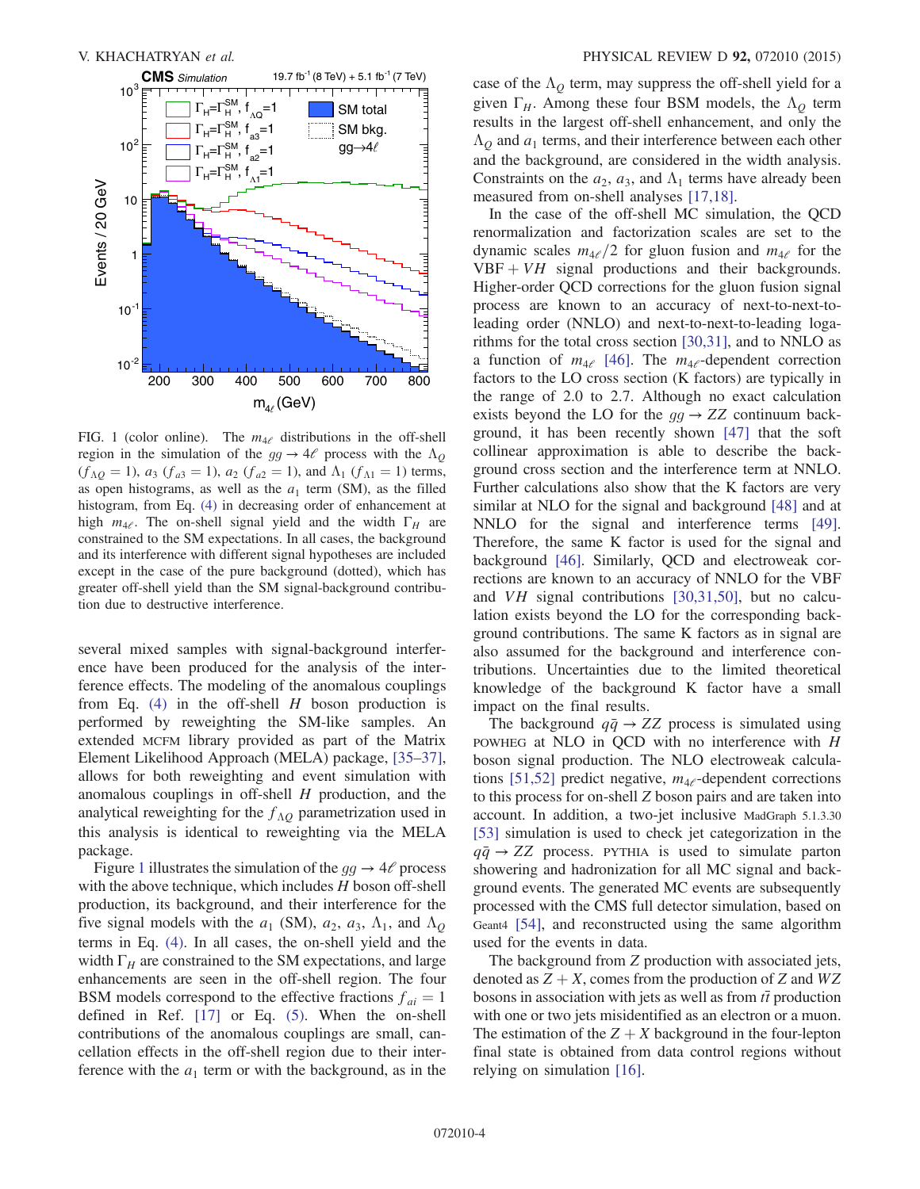FIG. 1 (color online). The $m_{4\ell}$ distributions in the off-shell region in the simulation of the $gg \to 4\ell$ process with the $\Lambda_Q$ ($f_{\Lambda Q} = 1$), $a_3$ ($f_{a3} = 1$), $a_2$ ($f_{a2} = 1$), and $\Lambda_1$ ($f_{\Lambda 1} = 1$) terms, as open histograms, as well as the $a_1$ term (SM), as the filled histogram, from Eq. (4) in decreasing order of enhancement at high $m_{4\ell}$. The on-shell signal yield and the width $\Gamma_H$ are constrained to the SM expectations. In all cases, the background and its interference with different signal hypotheses are included except in the case of the pure background (dotted), which has greater off-shell yield than the SM signal-background contribution due to destructive interference.

several mixed samples with signal-background interference have been produced for the analysis of the interference effects. The modeling of the anomalous couplings from Eq. (4) in the off-shell $H$ boson production is performed by reweighting the SM-like samples. An extended MCFM library provided as part of the Matrix Element Likelihood Approach (MELA) package, [35–37], allows for both reweighting and event simulation with anomalous couplings in off-shell $H$ production, and the analytical reweighting for the $f_{\Lambda Q}$ parametrization used in this analysis is identical to reweighting via the MELA package.

Figure 1 illustrates the simulation of the $gg \to 4\ell$ process with the above technique, which includes $H$ boson off-shell production, its background, and their interference for the five signal models with the $a_1$ (SM), $a_2$, $a_3$, $\Lambda_1$, and $\Lambda_Q$ terms in Eq. (4). In all cases, the on-shell yield and the width $\Gamma_H$ are constrained to the SM expectations, and large enhancements are seen in the off-shell region. The four BSM models correspond to the effective fractions $f_{ai} = 1$ defined in Ref. [17] or Eq. (5). When the on-shell contributions of the anomalous couplings are small, cancellation effects in the off-shell region due to their interference with the $a_1$ term or with the background, as in the case of the $\Lambda_Q$ term, may suppress the off-shell yield for a given $\Gamma_H$. Among these four BSM models, the $\Lambda_Q$ term results in the largest off-shell enhancement, and only the $\Lambda_Q$ and $a_1$ terms, and their interference between each other and the background, are considered in the width analysis. Constraints on the $a_2$, $a_3$, and $\Lambda_1$ terms have already been measured from on-shell analyses [17,18].

In the case of the off-shell MC simulation, the QCD renormalization and factorization scales are set to the dynamic scales $m_{4\ell}/2$ for gluon fusion and $m_{4\ell}$ for the VBF + $VH$ signal productions and their backgrounds. Higher-order QCD corrections for the gluon fusion signal process are known to an accuracy of next-to-next-to-leading order (NNLO) and next-to-next-to-leading logarithms for the total cross section [30,31], and to NNLO as a function of $m_{4\ell}$ [46]. The $m_{4\ell}$-dependent correction factors to the LO cross section (K factors) are typically in the range of 2.0 to 2.7. Although no exact calculation exists beyond the LO for the $gg \to ZZ$ continuum background, it has been recently shown [47] that the soft collinear approximation is able to describe the background cross section and the interference term at NNLO. Further calculations also show that the K factors are very similar at NLO for the signal and background [48] and at NNLO for the signal and interference terms [49]. Therefore, the same K factor is used for the signal and background [46]. Similarly, QCD and electroweak corrections are known to an accuracy of NNLO for the VBF and $VH$ signal contributions [30,31,50], but no calculation exists beyond the LO for the corresponding background contributions. The same K factors as in signal are also assumed for the background and interference contributions. Uncertainties due to the limited theoretical knowledge of the background K factor have a small impact on the final results.

The background $q\bar{q} \to ZZ$ process is simulated using POWHEG at NLO in QCD with no interference with $H$ boson signal production. The NLO electroweak calculations [51,52] predict negative, $m_{4\ell}$-dependent corrections to this process for on-shell $Z$ boson pairs and are taken into account. In addition, a two-jet inclusive MadGraph 5.1.3.30 [53] simulation is used to check jet categorization in the $q\bar{q} \to ZZ$ process. PYTHIA is used to simulate parton showering and hadronization for all MC signal and background events. The generated MC events are subsequently processed with the CMS full detector simulation, based on Geant4 [54], and reconstructed using the same algorithm used for the events in data.

The background from $Z$ production with associated jets, denoted as $Z + X$, comes from the production of $Z$ and $WZ$ bosons in association with jets as well as from $t\bar{t}$ production with one or two jets misidentified as an electron or a muon. The estimation of the $Z + X$ background in the four-lepton final state is obtained from data control regions without relying on simulation [16].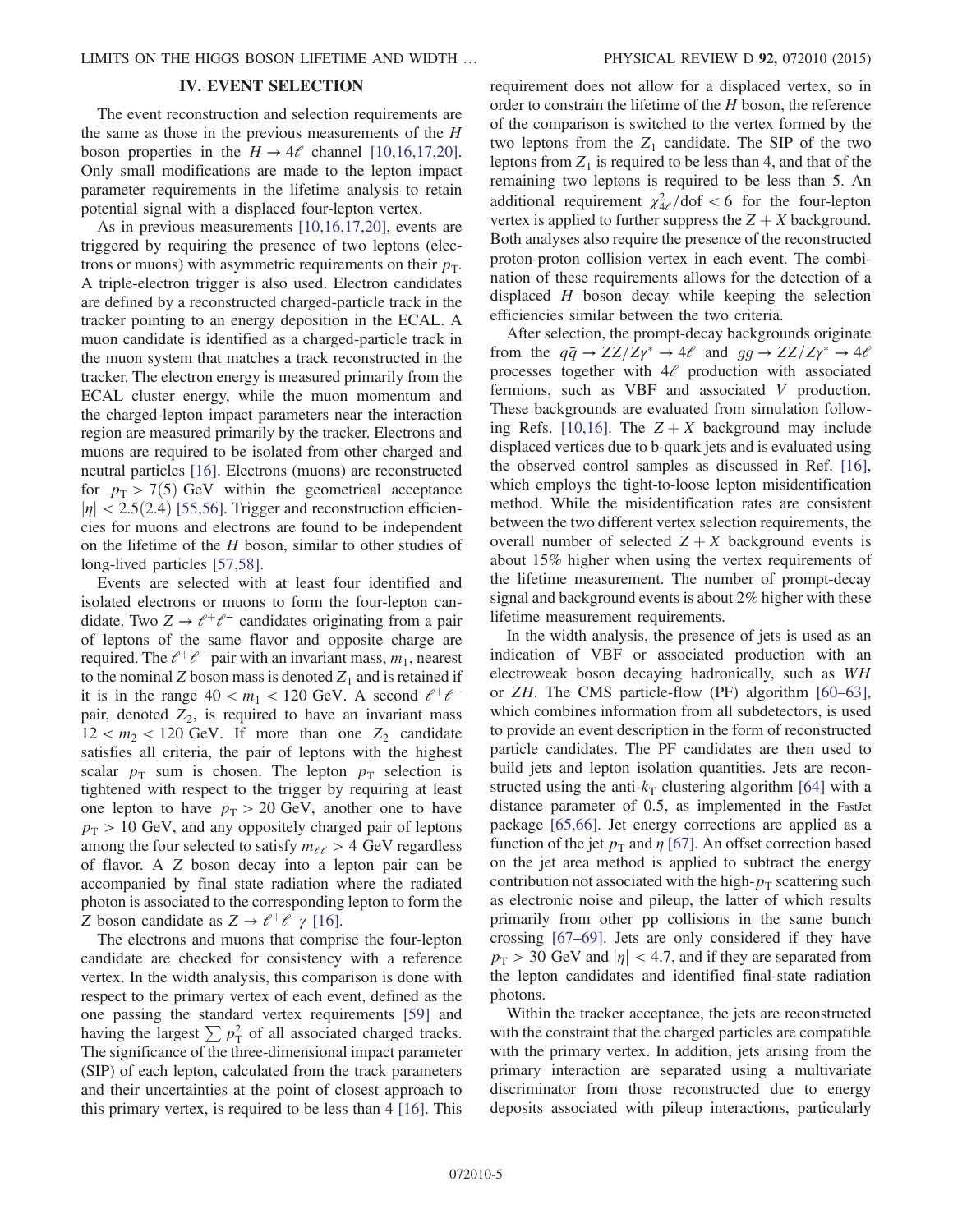## IV. EVENT SELECTION

The event reconstruction and selection requirements are the same as those in the previous measurements of the $H$ boson properties in the $H \to 4\ell$ channel [10,16,17,20]. Only small modifications are made to the lepton impact parameter requirements in the lifetime analysis to retain potential signal with a displaced four-lepton vertex.

As in previous measurements [10,16,17,20], events are triggered by requiring the presence of two leptons (electrons or muons) with asymmetric requirements on their $p_{\mathrm{T}}$. A triple-electron trigger is also used. Electron candidates are defined by a reconstructed charged-particle track in the tracker pointing to an energy deposition in the ECAL. A muon candidate is identified as a charged-particle track in the muon system that matches a track reconstructed in the tracker. The electron energy is measured primarily from the ECAL cluster energy, while the muon momentum and the charged-lepton impact parameters near the interaction region are measured primarily by the tracker. Electrons and muons are required to be isolated from other charged and neutral particles [16]. Electrons (muons) are reconstructed for $p_{\mathrm{T}} > 7(5)$ GeV within the geometrical acceptance $|\eta| < 2.5(2.4)$ [55,56]. Trigger and reconstruction efficiencies for muons and electrons are found to be independent on the lifetime of the $H$ boson, similar to other studies of long-lived particles [57,58].

Events are selected with at least four identified and isolated electrons or muons to form the four-lepton candidate. Two $Z \to \ell^+\ell^-$ candidates originating from a pair of leptons of the same flavor and opposite charge are required. The $\ell^+\ell^-$ pair with an invariant mass, $m_1$, nearest to the nominal $Z$ boson mass is denoted $Z_1$ and is retained if it is in the range $40 < m_1 < 120$ GeV. A second $\ell^+\ell^-$ pair, denoted $Z_2$, is required to have an invariant mass $12 < m_2 < 120$ GeV. If more than one $Z_2$ candidate satisfies all criteria, the pair of leptons with the highest scalar $p_{\mathrm{T}}$ sum is chosen. The lepton $p_{\mathrm{T}}$ selection is tightened with respect to the trigger by requiring at least one lepton to have $p_{\mathrm{T}} > 20$ GeV, another one to have $p_{\mathrm{T}} > 10$ GeV, and any oppositely charged pair of leptons among the four selected to satisfy $m_{\ell\ell} > 4$ GeV regardless of flavor. A $Z$ boson decay into a lepton pair can be accompanied by final state radiation where the radiated photon is associated to the corresponding lepton to form the $Z$ boson candidate as $Z \to \ell^+\ell^-\gamma$ [16].

The electrons and muons that comprise the four-lepton candidate are checked for consistency with a reference vertex. In the width analysis, this comparison is done with respect to the primary vertex of each event, defined as the one passing the standard vertex requirements [59] and having the largest $\sum p_{\mathrm{T}}^2$ of all associated charged tracks. The significance of the three-dimensional impact parameter (SIP) of each lepton, calculated from the track parameters and their uncertainties at the point of closest approach to this primary vertex, is required to be less than 4 [16]. This requirement does not allow for a displaced vertex, so in order to constrain the lifetime of the $H$ boson, the reference of the comparison is switched to the vertex formed by the two leptons from the $Z_1$ candidate. The SIP of the two leptons from $Z_1$ is required to be less than 4, and that of the remaining two leptons is required to be less than 5. An additional requirement $\chi^2_{4\ell}/\mathrm{dof} < 6$ for the four-lepton vertex is applied to further suppress the $Z + X$ background. Both analyses also require the presence of the reconstructed proton-proton collision vertex in each event. The combination of these requirements allows for the detection of a displaced $H$ boson decay while keeping the selection efficiencies similar between the two criteria.

After selection, the prompt-decay backgrounds originate from the $q\bar{q} \to ZZ/Z\gamma^* \to 4\ell$ and $gg \to ZZ/Z\gamma^* \to 4\ell$ processes together with $4\ell$ production with associated fermions, such as VBF and associated $V$ production. These backgrounds are evaluated from simulation following Refs. [10,16]. The $Z + X$ background may include displaced vertices due to b-quark jets and is evaluated using the observed control samples as discussed in Ref. [16], which employs the tight-to-loose lepton misidentification method. While the misidentification rates are consistent between the two different vertex selection requirements, the overall number of selected $Z + X$ background events is about 15% higher when using the vertex requirements of the lifetime measurement. The number of prompt-decay signal and background events is about 2% higher with these lifetime measurement requirements.

In the width analysis, the presence of jets is used as an indication of VBF or associated production with an electroweak boson decaying hadronically, such as $WH$ or $ZH$. The CMS particle-flow (PF) algorithm [60–63], which combines information from all subdetectors, is used to provide an event description in the form of reconstructed particle candidates. The PF candidates are then used to build jets and lepton isolation quantities. Jets are reconstructed using the anti-$k_{\mathrm{T}}$ clustering algorithm [64] with a distance parameter of 0.5, as implemented in the FastJet package [65,66]. Jet energy corrections are applied as a function of the jet $p_{\mathrm{T}}$ and $\eta$ [67]. An offset correction based on the jet area method is applied to subtract the energy contribution not associated with the high-$p_{\mathrm{T}}$ scattering such as electronic noise and pileup, the latter of which results primarily from other pp collisions in the same bunch crossing [67–69]. Jets are only considered if they have $p_{\mathrm{T}} > 30$ GeV and $|\eta| < 4.7$, and if they are separated from the lepton candidates and identified final-state radiation photons.

Within the tracker acceptance, the jets are reconstructed with the constraint that the charged particles are compatible with the primary vertex. In addition, jets arising from the primary interaction are separated using a multivariate discriminator from those reconstructed due to energy deposits associated with pileup interactions, particularly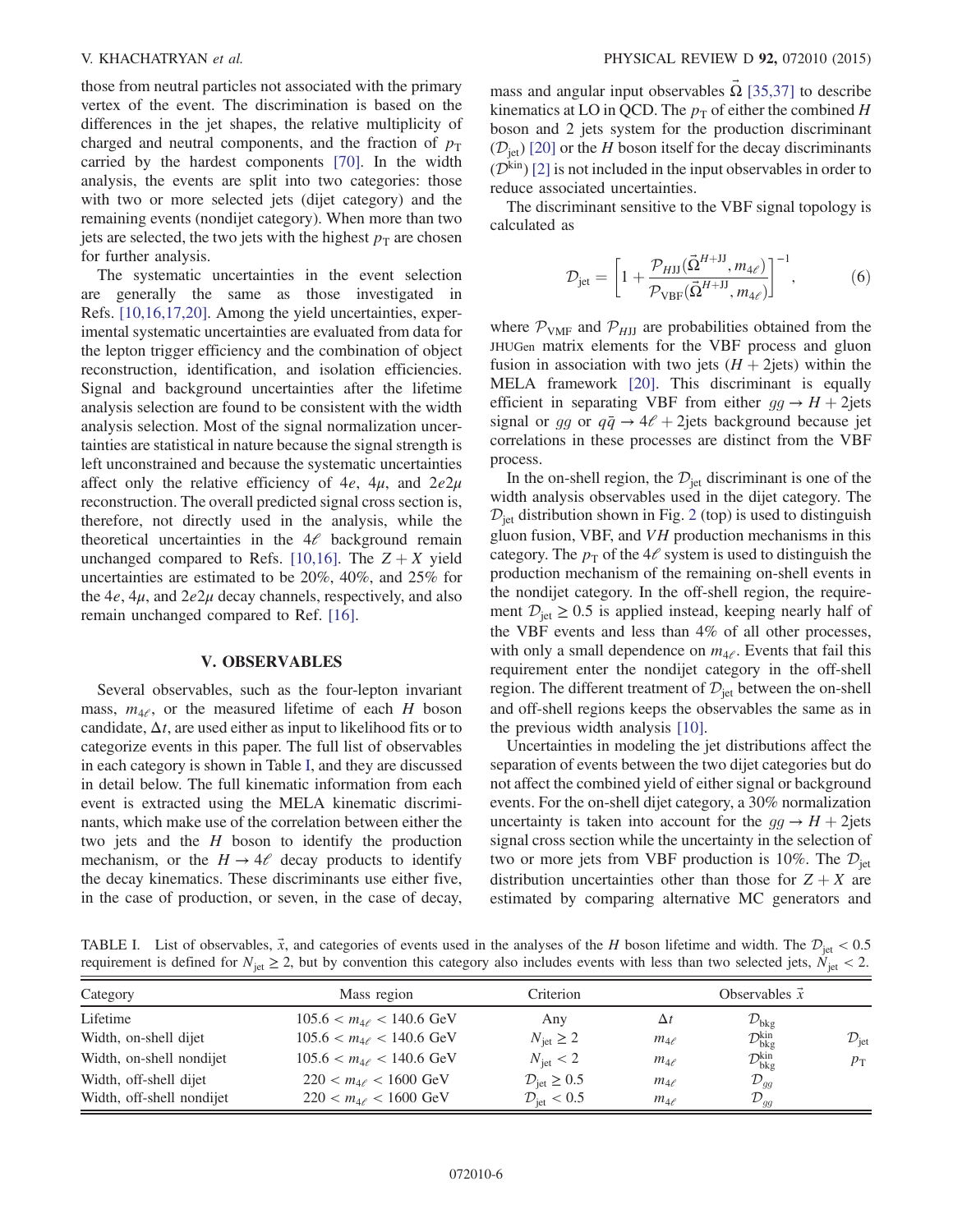those from neutral particles not associated with the primary vertex of the event. The discrimination is based on the differences in the jet shapes, the relative multiplicity of charged and neutral components, and the fraction of $p_T$ carried by the hardest components [70]. In the width analysis, the events are split into two categories: those with two or more selected jets (dijet category) and the remaining events (nondijet category). When more than two jets are selected, the two jets with the highest $p_T$ are chosen for further analysis.

The systematic uncertainties in the event selection are generally the same as those investigated in Refs. [10,16,17,20]. Among the yield uncertainties, experimental systematic uncertainties are evaluated from data for the lepton trigger efficiency and the combination of object reconstruction, identification, and isolation efficiencies. Signal and background uncertainties after the lifetime analysis selection are found to be consistent with the width analysis selection. Most of the signal normalization uncertainties are statistical in nature because the signal strength is left unconstrained and because the systematic uncertainties affect only the relative efficiency of $4e$, $4\mu$, and $2e2\mu$ reconstruction. The overall predicted signal cross section is, therefore, not directly used in the analysis, while the theoretical uncertainties in the $4\ell$ background remain unchanged compared to Refs. [10,16]. The $Z + X$ yield uncertainties are estimated to be 20%, 40%, and 25% for the $4e$, $4\mu$, and $2e2\mu$ decay channels, respectively, and also remain unchanged compared to Ref. [16].

## V. OBSERVABLES

Several observables, such as the four-lepton invariant mass, $m_{4\ell}$, or the measured lifetime of each $H$ boson candidate, $\Delta t$, are used either as input to likelihood fits or to categorize events in this paper. The full list of observables in each category is shown in Table I, and they are discussed in detail below. The full kinematic information from each event is extracted using the MELA kinematic discriminants, which make use of the correlation between either the two jets and the $H$ boson to identify the production mechanism, or the $H \to 4\ell$ decay products to identify the decay kinematics. These discriminants use either five, in the case of production, or seven, in the case of decay, mass and angular input observables $\vec{\Omega}$ [35,37] to describe kinematics at LO in QCD. The $p_T$ of either the combined $H$ boson and 2 jets system for the production discriminant ($\mathcal{D}_{\rm jet}$) [20] or the $H$ boson itself for the decay discriminants ($\mathcal{D}^{\rm kin}$) [2] is not included in the input observables in order to reduce associated uncertainties.

The discriminant sensitive to the VBF signal topology is calculated as

$$\mathcal{D}_{\rm jet} = \left[1 + \frac{\mathcal{P}_{HJJ}(\vec{\Omega}^{H+\rm JJ}, m_{4\ell})}{\mathcal{P}_{\rm VBF}(\vec{\Omega}^{H+\rm JJ}, m_{4\ell})}\right]^{-1}, \tag{6}$$

where $\mathcal{P}_{\rm VMF}$ and $\mathcal{P}_{HJJ}$ are probabilities obtained from the JHUGen matrix elements for the VBF process and gluon fusion in association with two jets ($H + 2$jets) within the MELA framework [20]. This discriminant is equally efficient in separating VBF from either $gg \to H + 2$jets signal or $gg$ or $q\bar{q} \to 4\ell + 2$jets background because jet correlations in these processes are distinct from the VBF process.

In the on-shell region, the $\mathcal{D}_{\rm jet}$ discriminant is one of the width analysis observables used in the dijet category. The $\mathcal{D}_{\rm jet}$ distribution shown in Fig. 2 (top) is used to distinguish gluon fusion, VBF, and $VH$ production mechanisms in this category. The $p_T$ of the $4\ell$ system is used to distinguish the production mechanism of the remaining on-shell events in the nondijet category. In the off-shell region, the requirement $\mathcal{D}_{\rm jet} \geq 0.5$ is applied instead, keeping nearly half of the VBF events and less than 4% of all other processes, with only a small dependence on $m_{4\ell}$. Events that fail this requirement enter the nondijet category in the off-shell region. The different treatment of $\mathcal{D}_{\rm jet}$ between the on-shell and off-shell regions keeps the observables the same as in the previous width analysis [10].

Uncertainties in modeling the jet distributions affect the separation of events between the two dijet categories but do not affect the combined yield of either signal or background events. For the on-shell dijet category, a 30% normalization uncertainty is taken into account for the $gg \to H + 2$jets signal cross section while the uncertainty in the selection of two or more jets from VBF production is 10%. The $\mathcal{D}_{\rm jet}$ distribution uncertainties other than those for $Z + X$ are estimated by comparing alternative MC generators and

TABLE I. List of observables, $\vec{x}$, and categories of events used in the analyses of the $H$ boson lifetime and width. The $\mathcal{D}_{\rm jet} < 0.5$ requirement is defined for $N_{\rm jet} \geq 2$, but by convention this category also includes events with less than two selected jets, $N_{\rm jet} < 2$.

| Category | Mass region | Criterion | Observables $\vec{x}$ | | |
|---|---|---|---|---|---|
| Lifetime | $105.6 < m_{4\ell} < 140.6$ GeV | Any | $\Delta t$ | $\mathcal{D}_{\rm bkg}$ | |
| Width, on-shell dijet | $105.6 < m_{4\ell} < 140.6$ GeV | $N_{\rm jet} \geq 2$ | $m_{4\ell}$ | $\mathcal{D}_{\rm bkg}^{\rm kin}$ | $\mathcal{D}_{\rm jet}$ |
| Width, on-shell nondijet | $105.6 < m_{4\ell} < 140.6$ GeV | $N_{\rm jet} < 2$ | $m_{4\ell}$ | $\mathcal{D}_{\rm bkg}^{\rm kin}$ | $p_T$ |
| Width, off-shell dijet | $220 < m_{4\ell} < 1600$ GeV | $\mathcal{D}_{\rm jet} \geq 0.5$ | $m_{4\ell}$ | $\mathcal{D}_{gg}$ | |
| Width, off-shell nondijet | $220 < m_{4\ell} < 1600$ GeV | $\mathcal{D}_{\rm jet} < 0.5$ | $m_{4\ell}$ | $\mathcal{D}_{gg}$ | |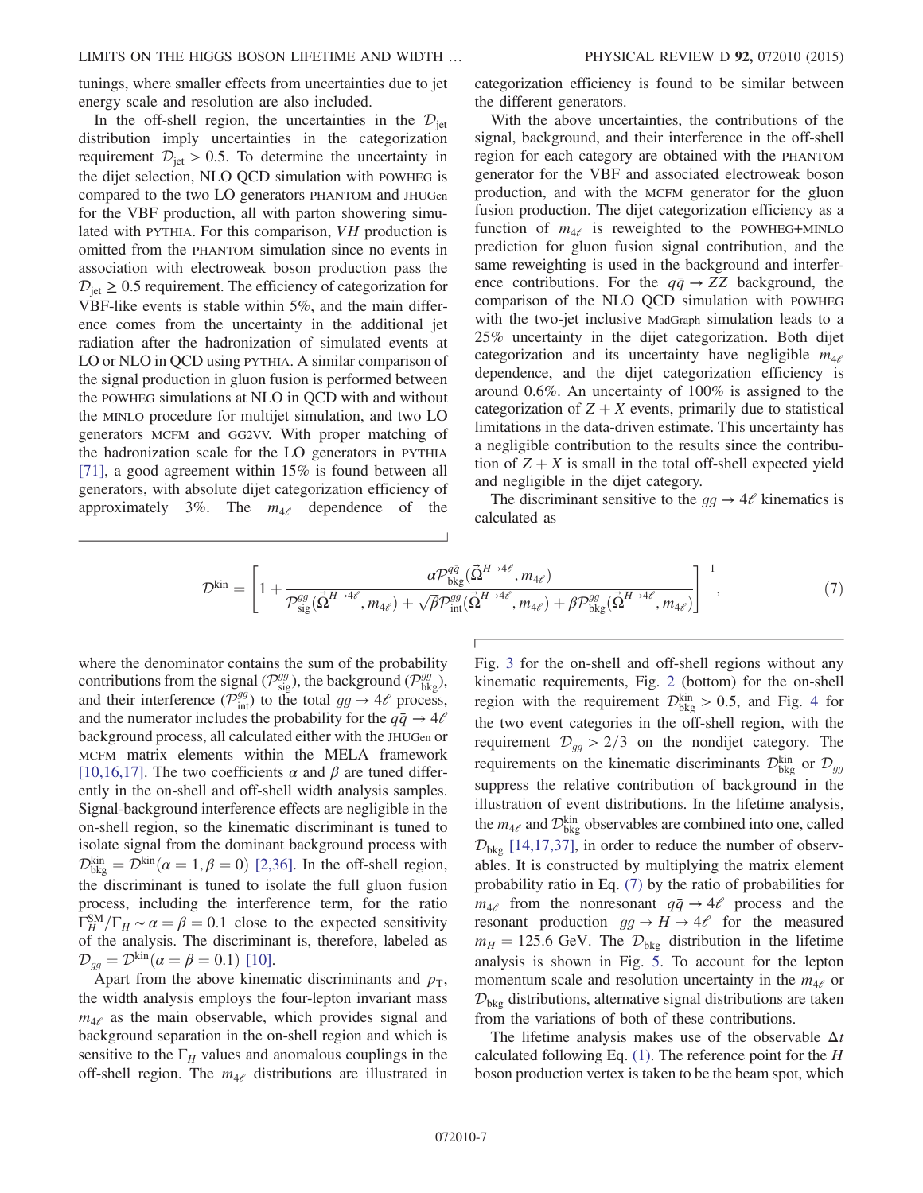tunings, where smaller effects from uncertainties due to jet energy scale and resolution are also included.

In the off-shell region, the uncertainties in the $\mathcal{D}_{\rm jet}$ distribution imply uncertainties in the categorization requirement $\mathcal{D}_{\rm jet} > 0.5$. To determine the uncertainty in the dijet selection, NLO QCD simulation with POWHEG is compared to the two LO generators PHANTOM and JHUGen for the VBF production, all with parton showering simulated with PYTHIA. For this comparison, $VH$ production is omitted from the PHANTOM simulation since no events in association with electroweak boson production pass the $\mathcal{D}_{\rm jet} \geq 0.5$ requirement. The efficiency of categorization for VBF-like events is stable within 5%, and the main difference comes from the uncertainty in the additional jet radiation after the hadronization of simulated events at LO or NLO in QCD using PYTHIA. A similar comparison of the signal production in gluon fusion is performed between the POWHEG simulations at NLO in QCD with and without the MINLO procedure for multijet simulation, and two LO generators MCFM and GG2VV. With proper matching of the hadronization scale for the LO generators in PYTHIA [71], a good agreement within 15% is found between all generators, with absolute dijet categorization efficiency of approximately 3%. The $m_{4\ell}$ dependence of the categorization efficiency is found to be similar between the different generators.

With the above uncertainties, the contributions of the signal, background, and their interference in the off-shell region for each category are obtained with the PHANTOM generator for the VBF and associated electroweak boson production, and with the MCFM generator for the gluon fusion production. The dijet categorization efficiency as a function of $m_{4\ell}$ is reweighted to the POWHEG+MINLO prediction for gluon fusion signal contribution, and the same reweighting is used in the background and interference contributions. For the $q\bar{q} \to ZZ$ background, the comparison of the NLO QCD simulation with POWHEG with the two-jet inclusive MadGraph simulation leads to a 25% uncertainty in the dijet categorization. Both dijet categorization and its uncertainty have negligible $m_{4\ell}$ dependence, and the dijet categorization efficiency is around 0.6%. An uncertainty of 100% is assigned to the categorization of $Z+X$ events, primarily due to statistical limitations in the data-driven estimate. This uncertainty has a negligible contribution to the results since the contribution of $Z+X$ is small in the total off-shell expected yield and negligible in the dijet category.

The discriminant sensitive to the $gg \to 4\ell$ kinematics is calculated as

$$\mathcal{D}^{\rm kin} = \left[1 + \frac{\alpha \mathcal{P}^{q\bar{q}}_{\rm bkg}(\vec{\Omega}^{H\to 4\ell}, m_{4\ell})}{\mathcal{P}^{gg}_{\rm sig}(\vec{\Omega}^{H\to 4\ell}, m_{4\ell}) + \sqrt{\beta}\mathcal{P}^{gg}_{\rm int}(\vec{\Omega}^{H\to 4\ell}, m_{4\ell}) + \beta \mathcal{P}^{gg}_{\rm bkg}(\vec{\Omega}^{H\to 4\ell}, m_{4\ell})}\right]^{-1}, \tag{7}$$

where the denominator contains the sum of the probability contributions from the signal ($\mathcal{P}^{gg}_{\rm sig}$), the background ($\mathcal{P}^{gg}_{\rm bkg}$), and their interference ($\mathcal{P}^{gg}_{\rm int}$) to the total $gg \to 4\ell$ process, and the numerator includes the probability for the $q\bar{q} \to 4\ell$ background process, all calculated either with the JHUGen or MCFM matrix elements within the MELA framework [10,16,17]. The two coefficients $\alpha$ and $\beta$ are tuned differently in the on-shell and off-shell width analysis samples. Signal-background interference effects are negligible in the on-shell region, so the kinematic discriminant is tuned to isolate signal from the dominant background process with $\mathcal{D}^{\rm kin}_{\rm bkg} = \mathcal{D}^{\rm kin}(\alpha = 1, \beta = 0)$ [2,36]. In the off-shell region, the discriminant is tuned to isolate the full gluon fusion process, including the interference term, for the ratio $\Gamma_H^{\rm SM}/\Gamma_H \sim \alpha = \beta = 0.1$ close to the expected sensitivity of the analysis. The discriminant is, therefore, labeled as $\mathcal{D}_{gg} = \mathcal{D}^{\rm kin}(\alpha = \beta = 0.1)$ [10].

Apart from the above kinematic discriminants and $p_{\rm T}$, the width analysis employs the four-lepton invariant mass $m_{4\ell}$ as the main observable, which provides signal and background separation in the on-shell region and which is sensitive to the $\Gamma_H$ values and anomalous couplings in the off-shell region. The $m_{4\ell}$ distributions are illustrated in Fig. 3 for the on-shell and off-shell regions without any kinematic requirements, Fig. 2 (bottom) for the on-shell region with the requirement $\mathcal{D}^{\rm kin}_{\rm bkg} > 0.5$, and Fig. 4 for the two event categories in the off-shell region, with the requirement $\mathcal{D}_{gg} > 2/3$ on the nondijet category. The requirements on the kinematic discriminants $\mathcal{D}^{\rm kin}_{\rm bkg}$ or $\mathcal{D}_{gg}$ suppress the relative contribution of background in the illustration of event distributions. In the lifetime analysis, the $m_{4\ell}$ and $\mathcal{D}^{\rm kin}_{\rm bkg}$ observables are combined into one, called $\mathcal{D}_{\rm bkg}$ [14,17,37], in order to reduce the number of observables. It is constructed by multiplying the matrix element probability ratio in Eq. (7) by the ratio of probabilities for $m_{4\ell}$ from the nonresonant $q\bar{q} \to 4\ell$ process and the resonant production $gg \to H \to 4\ell$ for the measured $m_H = 125.6$ GeV. The $\mathcal{D}_{\rm bkg}$ distribution in the lifetime analysis is shown in Fig. 5. To account for the lepton momentum scale and resolution uncertainty in the $m_{4\ell}$ or $\mathcal{D}_{\rm bkg}$ distributions, alternative signal distributions are taken from the variations of both of these contributions.

The lifetime analysis makes use of the observable $\Delta t$ calculated following Eq. (1). The reference point for the $H$ boson production vertex is taken to be the beam spot, which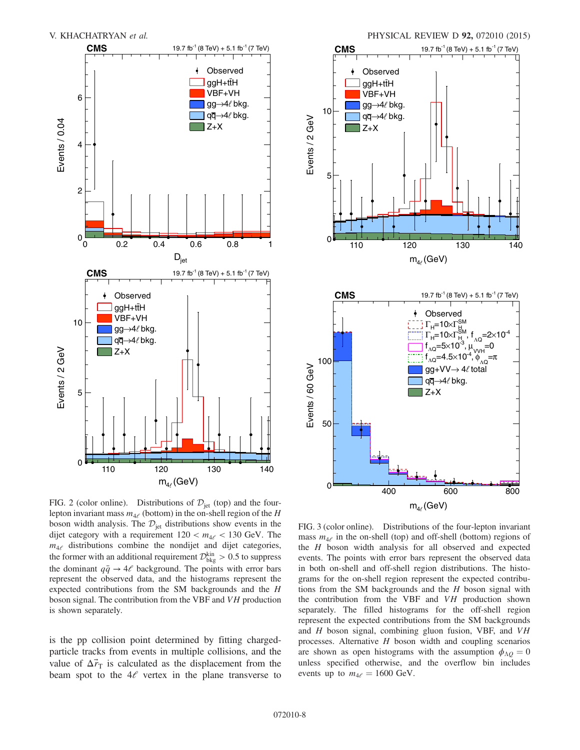FIG. 2 (color online). Distributions of $\mathcal{D}_{\mathrm{jet}}$ (top) and the four-lepton invariant mass $m_{4\ell}$ (bottom) in the on-shell region of the $H$ boson width analysis. The $\mathcal{D}_{\mathrm{jet}}$ distributions show events in the dijet category with a requirement $120 < m_{4\ell} < 130$ GeV. The $m_{4\ell}$ distributions combine the nondijet and dijet categories, the former with an additional requirement $\mathcal{D}^{\mathrm{kin}}_{\mathrm{bkg}} > 0.5$ to suppress the dominant $q\bar{q} \to 4\ell$ background. The points with error bars represent the observed data, and the histograms represent the expected contributions from the SM backgrounds and the $H$ boson signal. The contribution from the VBF and $VH$ production is shown separately.

FIG. 3 (color online). Distributions of the four-lepton invariant mass $m_{4\ell}$ in the on-shell (top) and off-shell (bottom) regions of the $H$ boson width analysis for all observed and expected events. The points with error bars represent the observed data in both on-shell and off-shell region distributions. The histograms for the on-shell region represent the expected contributions from the SM backgrounds and the $H$ boson signal with the contribution from the VBF and $VH$ production shown separately. The filled histograms for the off-shell region represent the expected contributions from the SM backgrounds and $H$ boson signal, combining gluon fusion, VBF, and $VH$ processes. Alternative $H$ boson width and coupling scenarios are shown as open histograms with the assumption $\phi_{\Lambda Q} = 0$ unless specified otherwise, and the overflow bin includes events up to $m_{4\ell} = 1600$ GeV.

is the pp collision point determined by fitting charged-particle tracks from events in multiple collisions, and the value of $\Delta\vec{r}_{\mathrm{T}}$ is calculated as the displacement from the beam spot to the $4\ell$ vertex in the plane transverse to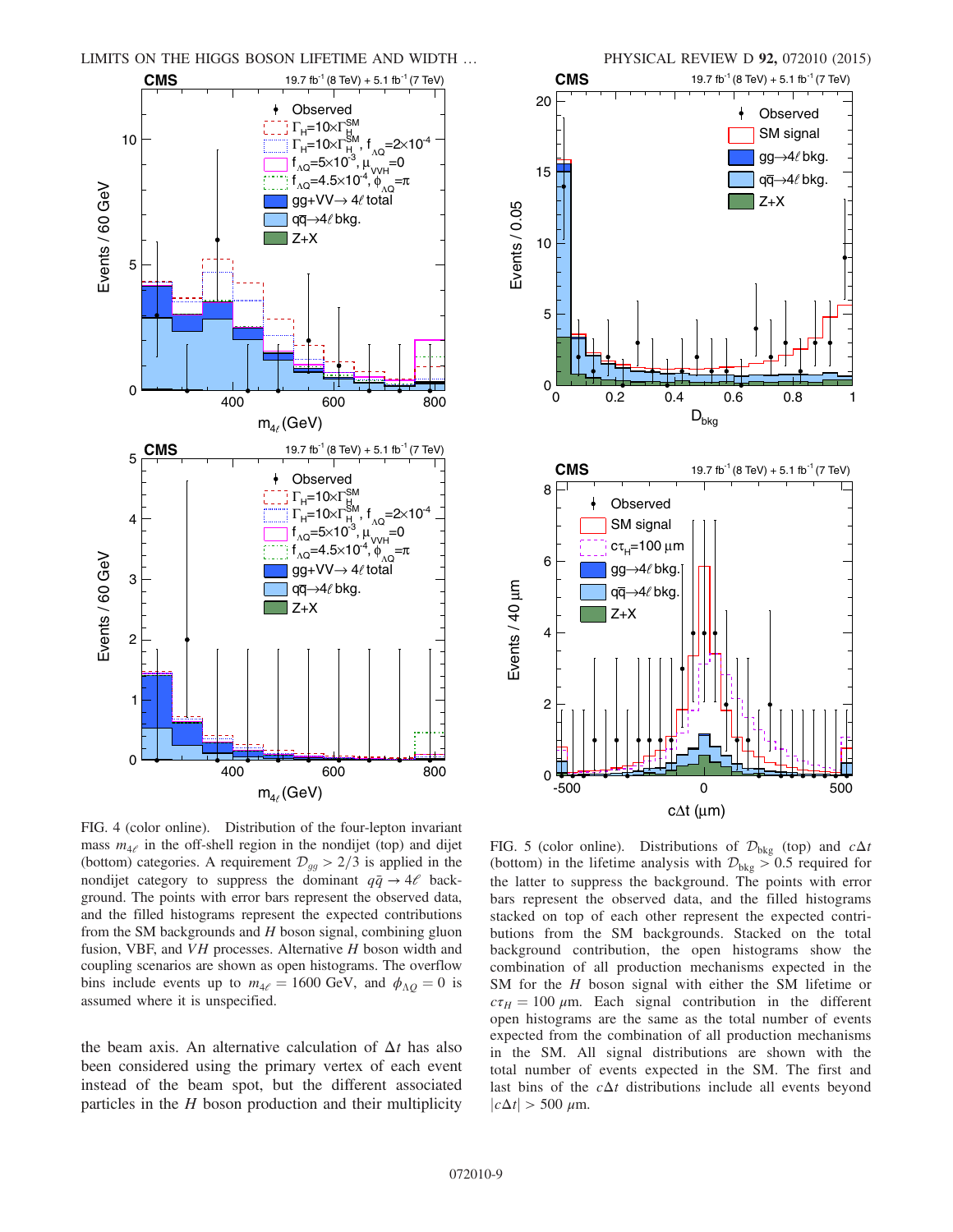FIG. 4 (color online). Distribution of the four-lepton invariant mass $m_{4\ell}$ in the off-shell region in the nondijet (top) and dijet (bottom) categories. A requirement $\mathcal{D}_{gg} > 2/3$ is applied in the nondijet category to suppress the dominant $q\bar{q} \to 4\ell$ background. The points with error bars represent the observed data, and the filled histograms represent the expected contributions from the SM backgrounds and $H$ boson signal, combining gluon fusion, VBF, and $VH$ processes. Alternative $H$ boson width and coupling scenarios are shown as open histograms. The overflow bins include events up to $m_{4\ell} = 1600$ GeV, and $\phi_{\Lambda Q} = 0$ is assumed where it is unspecified.

FIG. 5 (color online). Distributions of $\mathcal{D}_{\rm bkg}$ (top) and $c\Delta t$ (bottom) in the lifetime analysis with $\mathcal{D}_{\rm bkg} > 0.5$ required for the latter to suppress the background. The points with error bars represent the observed data, and the filled histograms stacked on top of each other represent the expected contributions from the SM backgrounds. Stacked on the total background contribution, the open histograms show the combination of all production mechanisms expected in the SM for the $H$ boson signal with either the SM lifetime or $c\tau_H = 100$ $\mu$m. Each signal contribution in the different open histograms are the same as the total number of events expected from the combination of all production mechanisms in the SM. All signal distributions are shown with the total number of events expected in the SM. The first and last bins of the $c\Delta t$ distributions include all events beyond $|c\Delta t| > 500$ $\mu$m.

the beam axis. An alternative calculation of $\Delta t$ has also been considered using the primary vertex of each event instead of the beam spot, but the different associated particles in the $H$ boson production and their multiplicity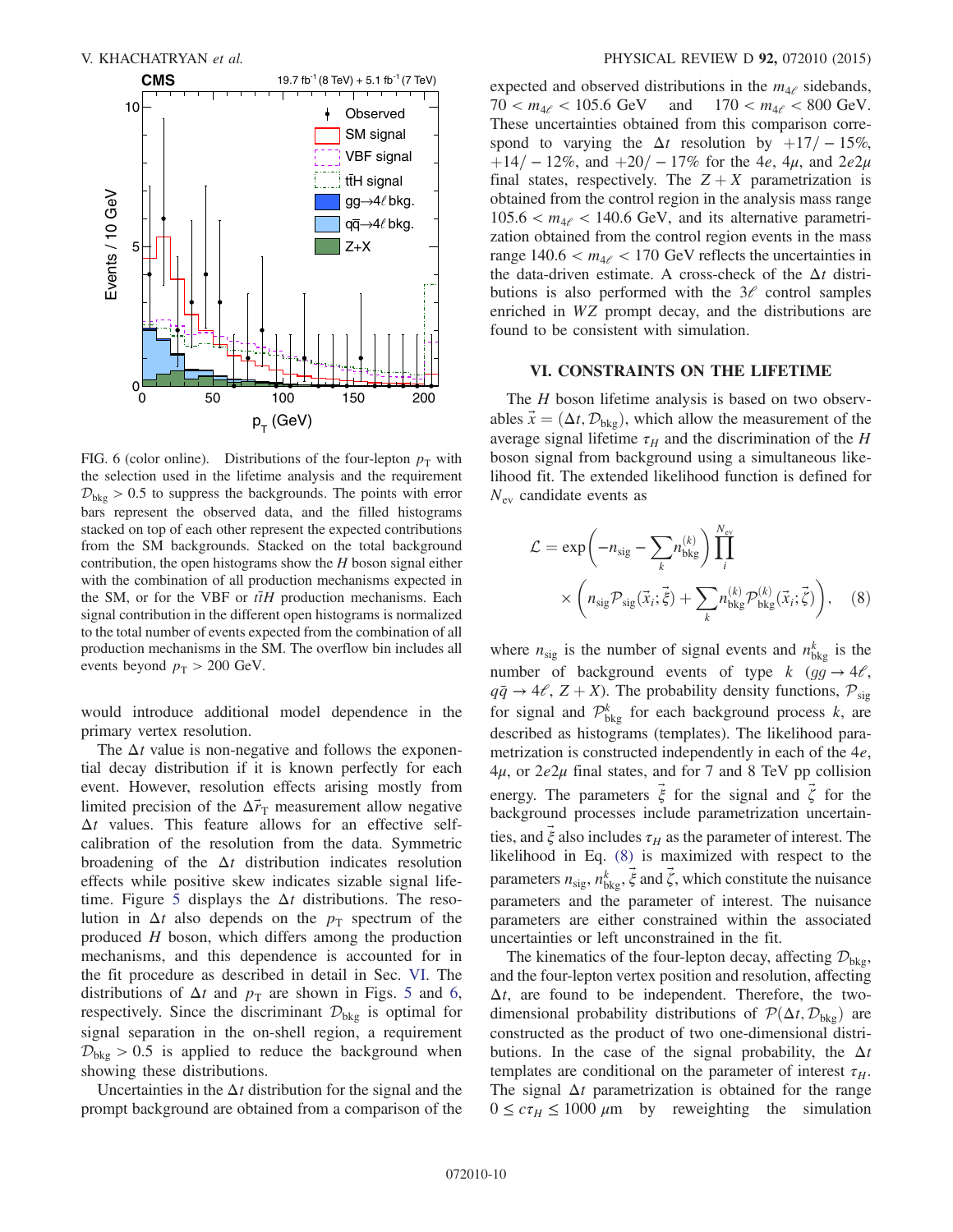FIG. 6 (color online). Distributions of the four-lepton $p_T$ with the selection used in the lifetime analysis and the requirement $\mathcal{D}_{\rm bkg} > 0.5$ to suppress the backgrounds. The points with error bars represent the observed data, and the filled histograms stacked on top of each other represent the expected contributions from the SM backgrounds. Stacked on the total background contribution, the open histograms show the $H$ boson signal either with the combination of all production mechanisms expected in the SM, or for the VBF or $t\bar{t}H$ production mechanisms. Each signal contribution in the different open histograms is normalized to the total number of events expected from the combination of all production mechanisms in the SM. The overflow bin includes all events beyond $p_T > 200$ GeV.

would introduce additional model dependence in the primary vertex resolution.

The $\Delta t$ value is non-negative and follows the exponential decay distribution if it is known perfectly for each event. However, resolution effects arising mostly from limited precision of the $\Delta\vec{r}_T$ measurement allow negative $\Delta t$ values. This feature allows for an effective self-calibration of the resolution from the data. Symmetric broadening of the $\Delta t$ distribution indicates resolution effects while positive skew indicates sizable signal lifetime. Figure 5 displays the $\Delta t$ distributions. The resolution in $\Delta t$ also depends on the $p_T$ spectrum of the produced $H$ boson, which differs among the production mechanisms, and this dependence is accounted for in the fit procedure as described in detail in Sec. VI. The distributions of $\Delta t$ and $p_T$ are shown in Figs. 5 and 6, respectively. Since the discriminant $\mathcal{D}_{\rm bkg}$ is optimal for signal separation in the on-shell region, a requirement $\mathcal{D}_{\rm bkg} > 0.5$ is applied to reduce the background when showing these distributions.

Uncertainties in the $\Delta t$ distribution for the signal and the prompt background are obtained from a comparison of the expected and observed distributions in the $m_{4\ell}$ sidebands, $70 < m_{4\ell} < 105.6$ GeV and $170 < m_{4\ell} < 800$ GeV. These uncertainties obtained from this comparison correspond to varying the $\Delta t$ resolution by $+17/-15\%$, $+14/-12\%$, and $+20/-17\%$ for the $4e$, $4\mu$, and $2e2\mu$ final states, respectively. The $Z+X$ parametrization is obtained from the control region in the analysis mass range $105.6 < m_{4\ell} < 140.6$ GeV, and its alternative parametrization obtained from the control region events in the mass range $140.6 < m_{4\ell} < 170$ GeV reflects the uncertainties in the data-driven estimate. A cross-check of the $\Delta t$ distributions is also performed with the $3\ell$ control samples enriched in $WZ$ prompt decay, and the distributions are found to be consistent with simulation.

## VI. CONSTRAINTS ON THE LIFETIME

The $H$ boson lifetime analysis is based on two observables $\vec{x} = (\Delta t, \mathcal{D}_{\rm bkg})$, which allow the measurement of the average signal lifetime $\tau_H$ and the discrimination of the $H$ boson signal from background using a simultaneous likelihood fit. The extended likelihood function is defined for $N_{\rm ev}$ candidate events as

$$\mathcal{L} = \exp\left(-n_{\rm sig} - \sum_k n_{\rm bkg}^{(k)}\right)\prod_i^{N_{\rm ev}} \times \left(n_{\rm sig}\mathcal{P}_{\rm sig}(\vec{x}_i;\vec{\xi}) + \sum_k n_{\rm bkg}^{(k)}\mathcal{P}_{\rm bkg}^{(k)}(\vec{x}_i;\vec{\zeta})\right), \quad (8)$$

where $n_{\rm sig}$ is the number of signal events and $n_{\rm bkg}^k$ is the number of background events of type $k$ ($gg \to 4\ell$, $q\bar{q} \to 4\ell$, $Z+X$). The probability density functions, $\mathcal{P}_{\rm sig}$ for signal and $\mathcal{P}_{\rm bkg}^k$ for each background process $k$, are described as histograms (templates). The likelihood parametrization is constructed independently in each of the $4e$, $4\mu$, or $2e2\mu$ final states, and for 7 and 8 TeV pp collision energy. The parameters $\vec{\xi}$ for the signal and $\vec{\zeta}$ for the background processes include parametrization uncertainties, and $\vec{\xi}$ also includes $\tau_H$ as the parameter of interest. The likelihood in Eq. (8) is maximized with respect to the parameters $n_{\rm sig}$, $n_{\rm bkg}^k$, $\vec{\xi}$ and $\vec{\zeta}$, which constitute the nuisance parameters and the parameter of interest. The nuisance parameters are either constrained within the associated uncertainties or left unconstrained in the fit.

The kinematics of the four-lepton decay, affecting $\mathcal{D}_{\rm bkg}$, and the four-lepton vertex position and resolution, affecting $\Delta t$, are found to be independent. Therefore, the two-dimensional probability distributions of $\mathcal{P}(\Delta t, \mathcal{D}_{\rm bkg})$ are constructed as the product of two one-dimensional distributions. In the case of the signal probability, the $\Delta t$ templates are conditional on the parameter of interest $\tau_H$. The signal $\Delta t$ parametrization is obtained for the range $0 \leq c\tau_H \leq 1000\ \mu$m by reweighting the simulation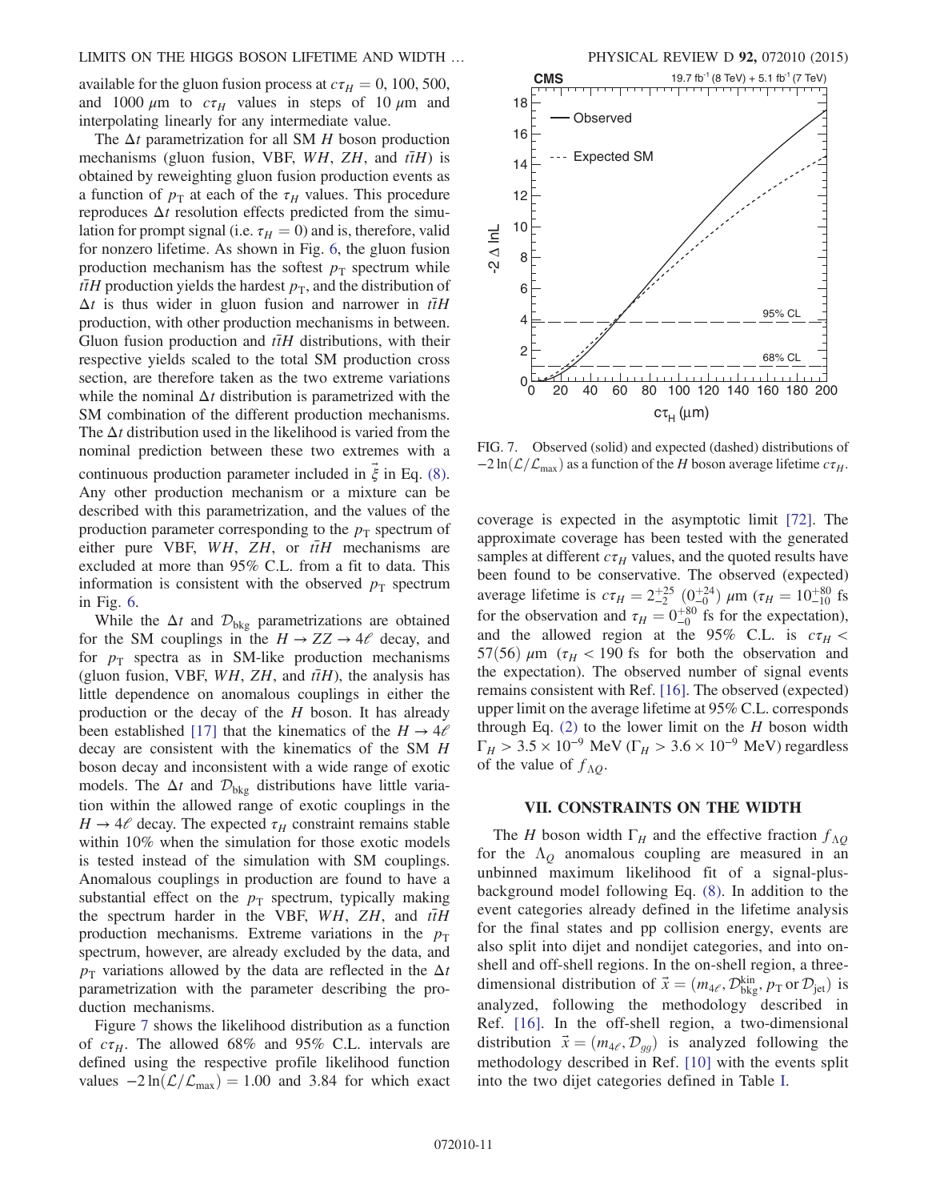available for the gluon fusion process at $c\tau_H = 0$, 100, 500, and 1000 $\mu$m to $c\tau_H$ values in steps of 10 $\mu$m and interpolating linearly for any intermediate value.

The $\Delta t$ parametrization for all SM $H$ boson production mechanisms (gluon fusion, VBF, $WH$, $ZH$, and $t\bar{t}H$) is obtained by reweighting gluon fusion production events as a function of $p_T$ at each of the $\tau_H$ values. This procedure reproduces $\Delta t$ resolution effects predicted from the simulation for prompt signal (i.e. $\tau_H = 0$) and is, therefore, valid for nonzero lifetime. As shown in Fig. 6, the gluon fusion production mechanism has the softest $p_T$ spectrum while $t\bar{t}H$ production yields the hardest $p_T$, and the distribution of $\Delta t$ is thus wider in gluon fusion and narrower in $t\bar{t}H$ production, with other production mechanisms in between. Gluon fusion production and $t\bar{t}H$ distributions, with their respective yields scaled to the total SM production cross section, are therefore taken as the two extreme variations while the nominal $\Delta t$ distribution is parametrized with the SM combination of the different production mechanisms. The $\Delta t$ distribution used in the likelihood is varied from the nominal prediction between these two extremes with a continuous production parameter included in $\vec{\xi}$ in Eq. (8). Any other production mechanism or a mixture can be described with this parametrization, and the values of the production parameter corresponding to the $p_T$ spectrum of either pure VBF, $WH$, $ZH$, or $t\bar{t}H$ mechanisms are excluded at more than 95% C.L. from a fit to data. This information is consistent with the observed $p_T$ spectrum in Fig. 6.

While the $\Delta t$ and $\mathcal{D}_{\rm bkg}$ parametrizations are obtained for the SM couplings in the $H \to ZZ \to 4\ell$ decay, and for $p_T$ spectra as in SM-like production mechanisms (gluon fusion, VBF, $WH$, $ZH$, and $t\bar{t}H$), the analysis has little dependence on anomalous couplings in either the production or the decay of the $H$ boson. It has already been established [17] that the kinematics of the $H \to 4\ell$ decay are consistent with the kinematics of the SM $H$ boson decay and inconsistent with a wide range of exotic models. The $\Delta t$ and $\mathcal{D}_{\rm bkg}$ distributions have little variation within the allowed range of exotic couplings in the $H \to 4\ell$ decay. The expected $\tau_H$ constraint remains stable within 10% when the simulation for those exotic models is tested instead of the simulation with SM couplings. Anomalous couplings in production are found to have a substantial effect on the $p_T$ spectrum, typically making the spectrum harder in the VBF, $WH$, $ZH$, and $t\bar{t}H$ production mechanisms. Extreme variations in the $p_T$ spectrum, however, are already excluded by the data, and $p_T$ variations allowed by the data are reflected in the $\Delta t$ parametrization with the parameter describing the production mechanisms.

Figure 7 shows the likelihood distribution as a function of $c\tau_H$. The allowed 68% and 95% C.L. intervals are defined using the respective profile likelihood function values $-2\ln(\mathcal{L}/\mathcal{L}_{\rm max}) = 1.00$ and 3.84 for which exact coverage is expected in the asymptotic limit [72]. The approximate coverage has been tested with the generated samples at different $c\tau_H$ values, and the quoted results have been found to be conservative. The observed (expected) average lifetime is $c\tau_H = 2^{+25}_{-2}$ $(0^{+24}_{-0})$ $\mu$m ($\tau_H = 10^{+80}_{-10}$ fs for the observation and $\tau_H = 0^{+80}_{-0}$ fs for the expectation), and the allowed region at the 95% C.L. is $c\tau_H < 57(56)$ $\mu$m ($\tau_H < 190$ fs for both the observation and the expectation). The observed number of signal events remains consistent with Ref. [16]. The observed (expected) upper limit on the average lifetime at 95% C.L. corresponds through Eq. (2) to the lower limit on the $H$ boson width $\Gamma_H > 3.5 \times 10^{-9}$ MeV ($\Gamma_H > 3.6 \times 10^{-9}$ MeV) regardless of the value of $f_{\Lambda Q}$.

FIG. 7. Observed (solid) and expected (dashed) distributions of $-2\ln(\mathcal{L}/\mathcal{L}_{\rm max})$ as a function of the $H$ boson average lifetime $c\tau_H$.

## VII. CONSTRAINTS ON THE WIDTH

The $H$ boson width $\Gamma_H$ and the effective fraction $f_{\Lambda Q}$ for the $\Lambda_Q$ anomalous coupling are measured in an unbinned maximum likelihood fit of a signal-plus-background model following Eq. (8). In addition to the event categories already defined in the lifetime analysis for the final states and pp collision energy, events are also split into dijet and nondijet categories, and into on-shell and off-shell regions. In the on-shell region, a three-dimensional distribution of $\vec{x} = (m_{4\ell}, \mathcal{D}^{\rm kin}_{\rm bkg}, p_T \text{ or } \mathcal{D}_{\rm jet})$ is analyzed, following the methodology described in Ref. [16]. In the off-shell region, a two-dimensional distribution $\vec{x} = (m_{4\ell}, \mathcal{D}_{gg})$ is analyzed following the methodology described in Ref. [10] with the events split into the two dijet categories defined in Table I.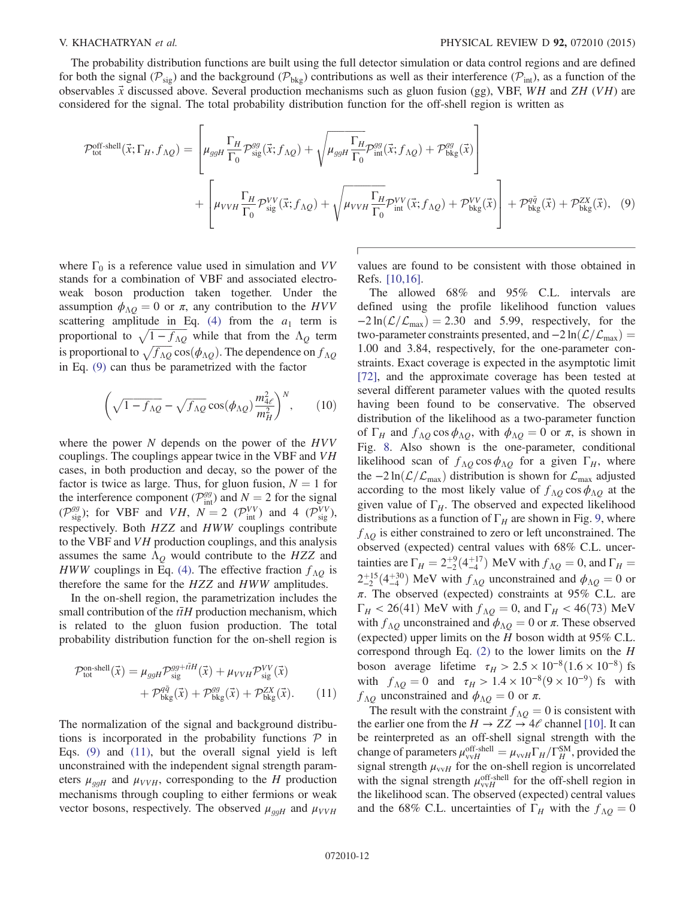The probability distribution functions are built using the full detector simulation or data control regions and are defined for both the signal ($\mathcal{P}_{\rm sig}$) and the background ($\mathcal{P}_{\rm bkg}$) contributions as well as their interference ($\mathcal{P}_{\rm int}$), as a function of the observables $\vec{x}$ discussed above. Several production mechanisms such as gluon fusion (gg), VBF, $WH$ and $ZH$ ($VH$) are considered for the signal. The total probability distribution function for the off-shell region is written as

$$
\begin{aligned}
\mathcal{P}_{\rm tot}^{\rm off\text{-}shell}(\vec{x};\Gamma_H,f_{\Lambda Q}) = & \left[\mu_{ggH}\frac{\Gamma_H}{\Gamma_0}\mathcal{P}_{\rm sig}^{gg}(\vec{x};f_{\Lambda Q}) + \sqrt{\mu_{ggH}\frac{\Gamma_H}{\Gamma_0}}\mathcal{P}_{\rm int}^{gg}(\vec{x};f_{\Lambda Q}) + \mathcal{P}_{\rm bkg}^{gg}(\vec{x})\right] \\
& + \left[\mu_{VVH}\frac{\Gamma_H}{\Gamma_0}\mathcal{P}_{\rm sig}^{VV}(\vec{x};f_{\Lambda Q}) + \sqrt{\mu_{VVH}\frac{\Gamma_H}{\Gamma_0}}\mathcal{P}_{\rm int}^{VV}(\vec{x};f_{\Lambda Q}) + \mathcal{P}_{\rm bkg}^{VV}(\vec{x})\right] + \mathcal{P}_{\rm bkg}^{q\bar{q}}(\vec{x}) + \mathcal{P}_{\rm bkg}^{ZX}(\vec{x}), \quad (9)
\end{aligned}
$$

where $\Gamma_0$ is a reference value used in simulation and $VV$ stands for a combination of VBF and associated electroweak boson production taken together. Under the assumption $\phi_{\Lambda Q} = 0$ or $\pi$, any contribution to the $HVV$ scattering amplitude in Eq. (4) from the $a_1$ term is proportional to $\sqrt{1-f_{\Lambda Q}}$ while that from the $\Lambda_Q$ term is proportional to $\sqrt{f_{\Lambda Q}}\cos(\phi_{\Lambda Q})$. The dependence on $f_{\Lambda Q}$ in Eq. (9) can thus be parametrized with the factor

$$
\left(\sqrt{1-f_{\Lambda Q}} - \sqrt{f_{\Lambda Q}}\cos(\phi_{\Lambda Q})\frac{m_{4\ell}^2}{m_H^2}\right)^N, \qquad (10)
$$

where the power $N$ depends on the power of the $HVV$ couplings. The couplings appear twice in the VBF and $VH$ cases, in both production and decay, so the power of the factor is twice as large. Thus, for gluon fusion, $N=1$ for the interference component ($\mathcal{P}_{\rm int}^{gg}$) and $N=2$ for the signal ($\mathcal{P}_{\rm sig}^{gg}$); for VBF and $VH$, $N=2$ ($\mathcal{P}_{\rm int}^{VV}$) and 4 ($\mathcal{P}_{\rm sig}^{VV}$), respectively. Both $HZZ$ and $HWW$ couplings contribute to the VBF and $VH$ production couplings, and this analysis assumes the same $\Lambda_Q$ would contribute to the $HZZ$ and $HWW$ couplings in Eq. (4). The effective fraction $f_{\Lambda Q}$ is therefore the same for the $HZZ$ and $HWW$ amplitudes.

In the on-shell region, the parametrization includes the small contribution of the $t\bar{t}H$ production mechanism, which is related to the gluon fusion production. The total probability distribution function for the on-shell region is

$$
\begin{aligned}
\mathcal{P}_{\rm tot}^{\rm on\text{-}shell}(\vec{x}) = & \mu_{ggH}\mathcal{P}_{\rm sig}^{gg+t\bar{t}H}(\vec{x}) + \mu_{VVH}\mathcal{P}_{\rm sig}^{VV}(\vec{x}) \\
& + \mathcal{P}_{\rm bkg}^{q\bar{q}}(\vec{x}) + \mathcal{P}_{\rm bkg}^{gg}(\vec{x}) + \mathcal{P}_{\rm bkg}^{ZX}(\vec{x}). \qquad (11)
\end{aligned}
$$

The normalization of the signal and background distributions is incorporated in the probability functions $\mathcal{P}$ in Eqs. (9) and (11), but the overall signal yield is left unconstrained with the independent signal strength parameters $\mu_{ggH}$ and $\mu_{VVH}$, corresponding to the $H$ production mechanisms through coupling to either fermions or weak vector bosons, respectively. The observed $\mu_{ggH}$ and $\mu_{VVH}$ values are found to be consistent with those obtained in Refs. [10,16].

The allowed 68% and 95% C.L. intervals are defined using the profile likelihood function values $-2\ln(\mathcal{L}/\mathcal{L}_{\rm max}) = 2.30$ and 5.99, respectively, for the two-parameter constraints presented, and $-2\ln(\mathcal{L}/\mathcal{L}_{\rm max}) = 1.00$ and 3.84, respectively, for the one-parameter constraints. Exact coverage is expected in the asymptotic limit [72], and the approximate coverage has been tested at several different parameter values with the quoted results having been found to be conservative. The observed distribution of the likelihood as a two-parameter function of $\Gamma_H$ and $f_{\Lambda Q}\cos\phi_{\Lambda Q}$, with $\phi_{\Lambda Q} = 0$ or $\pi$, is shown in Fig. 8. Also shown is the one-parameter, conditional likelihood scan of $f_{\Lambda Q}\cos\phi_{\Lambda Q}$ for a given $\Gamma_H$, where the $-2\ln(\mathcal{L}/\mathcal{L}_{\rm max})$ distribution is shown for $\mathcal{L}_{\rm max}$ adjusted according to the most likely value of $f_{\Lambda Q}\cos\phi_{\Lambda Q}$ at the given value of $\Gamma_H$. The observed and expected likelihood distributions as a function of $\Gamma_H$ are shown in Fig. 9, where $f_{\Lambda Q}$ is either constrained to zero or left unconstrained. The observed (expected) central values with 68% C.L. uncertainties are $\Gamma_H = 2^{+9}_{-2}(4^{+17}_{-4})$ MeV with $f_{\Lambda Q} = 0$, and $\Gamma_H = 2^{+15}_{-2}(4^{+30}_{-4})$ MeV with $f_{\Lambda Q}$ unconstrained and $\phi_{\Lambda Q} = 0$ or $\pi$. The observed (expected) constraints at 95% C.L. are $\Gamma_H < 26(41)$ MeV with $f_{\Lambda Q} = 0$, and $\Gamma_H < 46(73)$ MeV with $f_{\Lambda Q}$ unconstrained and $\phi_{\Lambda Q} = 0$ or $\pi$. These observed (expected) upper limits on the $H$ boson width at 95% C.L. correspond through Eq. (2) to the lower limits on the $H$ boson average lifetime $\tau_H > 2.5\times10^{-8}(1.6\times10^{-8})$ fs with $f_{\Lambda Q} = 0$ and $\tau_H > 1.4\times10^{-8}(9\times10^{-9})$ fs with $f_{\Lambda Q}$ unconstrained and $\phi_{\Lambda Q} = 0$ or $\pi$.

The result with the constraint $f_{\Lambda Q} = 0$ is consistent with the earlier one from the $H\to ZZ\to 4\ell$ channel [10]. It can be reinterpreted as an off-shell signal strength with the change of parameters $\mu_{\rm vvH}^{\rm off\text{-}shell} = \mu_{\rm vvH}\Gamma_H/\Gamma_H^{\rm SM}$, provided the signal strength $\mu_{\rm vvH}$ for the on-shell region is uncorrelated with the signal strength $\mu_{\rm vvH}^{\rm off\text{-}shell}$ for the off-shell region in the likelihood scan. The observed (expected) central values and the 68% C.L. uncertainties of $\Gamma_H$ with the $f_{\Lambda Q} = 0$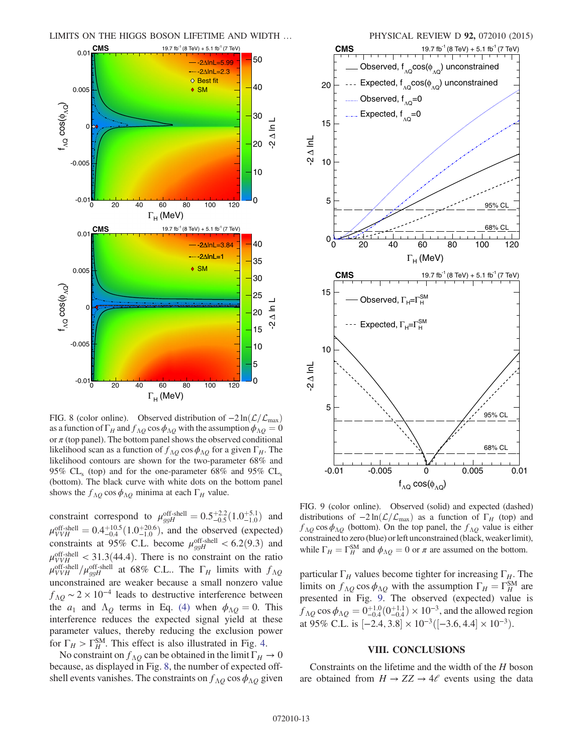FIG. 8 (color online). Observed distribution of $-2\ln(\mathcal{L}/\mathcal{L}_{\max})$ as a function of $\Gamma_H$ and $f_{\Lambda Q}\cos\phi_{\Lambda Q}$ with the assumption $\phi_{\Lambda Q} = 0$ or $\pi$ (top panel). The bottom panel shows the observed conditional likelihood scan as a function of $f_{\Lambda Q}\cos\phi_{\Lambda Q}$ for a given $\Gamma_H$. The likelihood contours are shown for the two-parameter 68% and 95% $\mathrm{CL_s}$ (top) and for the one-parameter 68% and 95% $\mathrm{CL_s}$ (bottom). The black curve with white dots on the bottom panel shows the $f_{\Lambda Q}\cos\phi_{\Lambda Q}$ minima at each $\Gamma_H$ value.

constraint correspond to $\mu_{ggH}^{\text{off-shell}} = 0.5^{+2.2}_{-0.5}(1.0^{+5.1}_{-1.0})$ and $\mu_{VVH}^{\text{off-shell}} = 0.4^{+10.5}_{-0.4}(1.0^{+20.6}_{-1.0})$, and the observed (expected) constraints at 95% C.L. become $\mu_{ggH}^{\text{off-shell}} < 6.2(9.3)$ and $\mu_{VVH}^{\text{off-shell}} < 31.3(44.4)$. There is no constraint on the ratio $\mu_{VVH}^{\text{off-shell}}/\mu_{ggH}^{\text{off-shell}}$ at 68% C.L.. The $\Gamma_H$ limits with $f_{\Lambda Q}$ unconstrained are weaker because a small nonzero value $f_{\Lambda Q} \sim 2\times 10^{-4}$ leads to destructive interference between the $a_1$ and $\Lambda_Q$ terms in Eq. (4) when $\phi_{\Lambda Q} = 0$. This interference reduces the expected signal yield at these parameter values, thereby reducing the exclusion power for $\Gamma_H > \Gamma_H^{\text{SM}}$. This effect is also illustrated in Fig. 4.

No constraint on $f_{\Lambda Q}$ can be obtained in the limit $\Gamma_H \to 0$ because, as displayed in Fig. 8, the number of expected off-shell events vanishes. The constraints on $f_{\Lambda Q}\cos\phi_{\Lambda Q}$ given particular $\Gamma_H$ values become tighter for increasing $\Gamma_H$. The limits on $f_{\Lambda Q}\cos\phi_{\Lambda Q}$ with the assumption $\Gamma_H = \Gamma_H^{\text{SM}}$ are presented in Fig. 9. The observed (expected) value is $f_{\Lambda Q}\cos\phi_{\Lambda Q} = 0^{+1.0}_{-0.4}(0^{+1.1}_{-0.4})\times 10^{-3}$, and the allowed region at 95% C.L. is $[-2.4, 3.8]\times 10^{-3}([-3.6, 4.4]\times 10^{-3})$.

FIG. 9 (color online). Observed (solid) and expected (dashed) distributions of $-2\ln(\mathcal{L}/\mathcal{L}_{\max})$ as a function of $\Gamma_H$ (top) and $f_{\Lambda Q}\cos\phi_{\Lambda Q}$ (bottom). On the top panel, the $f_{\Lambda Q}$ value is either constrained to zero (blue) or left unconstrained (black, weaker limit), while $\Gamma_H = \Gamma_H^{\text{SM}}$ and $\phi_{\Lambda Q} = 0$ or $\pi$ are assumed on the bottom.

## VIII. CONCLUSIONS

Constraints on the lifetime and the width of the $H$ boson are obtained from $H \to ZZ \to 4\ell$ events using the data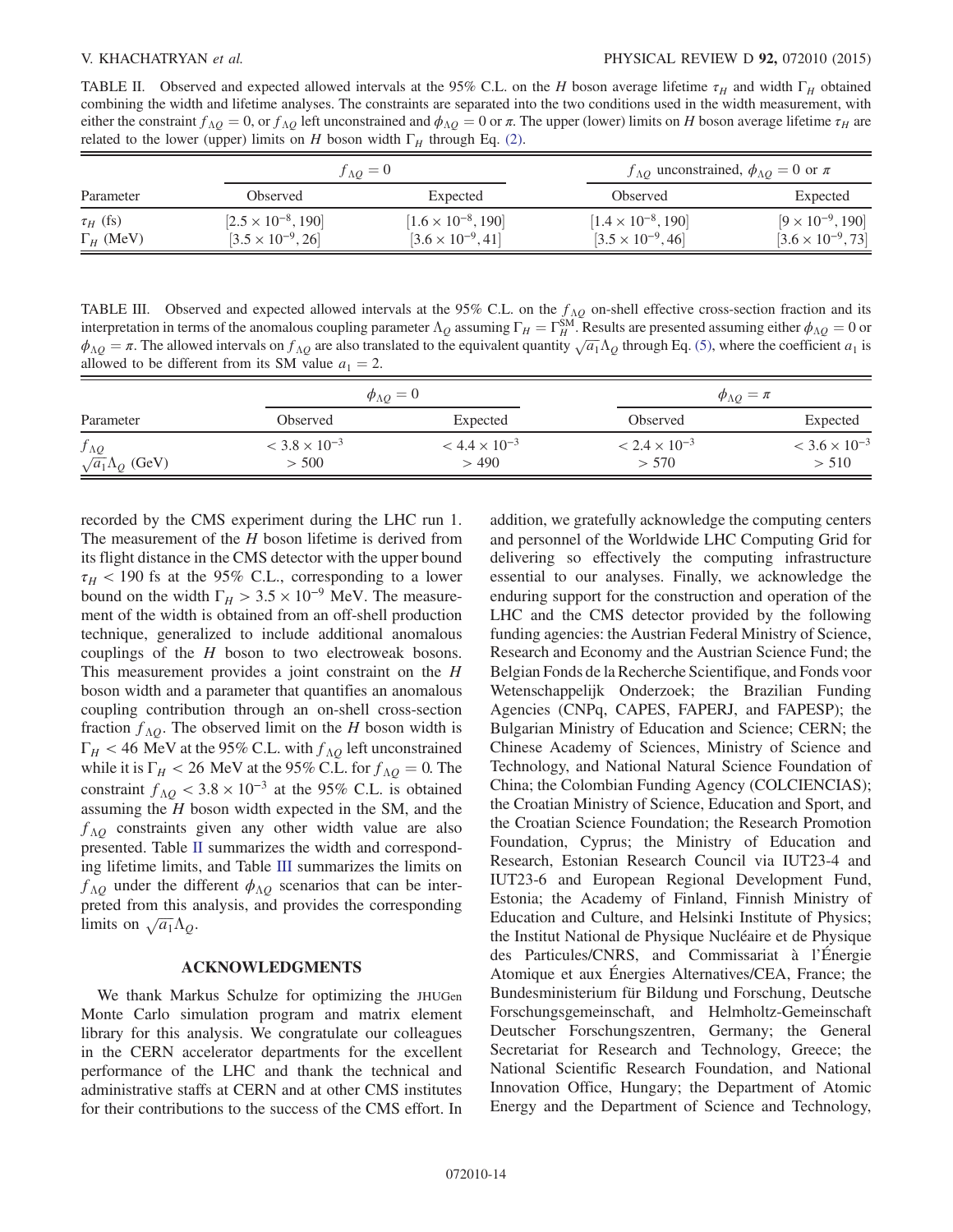TABLE II. Observed and expected allowed intervals at the 95% C.L. on the $H$ boson average lifetime $\tau_H$ and width $\Gamma_H$ obtained combining the width and lifetime analyses. The constraints are separated into the two conditions used in the width measurement, with either the constraint $f_{\Lambda Q} = 0$, or $f_{\Lambda Q}$ left unconstrained and $\phi_{\Lambda Q} = 0$ or $\pi$. The upper (lower) limits on $H$ boson average lifetime $\tau_H$ are related to the lower (upper) limits on $H$ boson width $\Gamma_H$ through Eq. (2).

| | $f_{\Lambda Q} = 0$ | | $f_{\Lambda Q}$ unconstrained, $\phi_{\Lambda Q} = 0$ or $\pi$ | |
|---|---|---|---|---|
| Parameter | Observed | Expected | Observed | Expected |
| $\tau_H$ (fs) | $[2.5 \times 10^{-8}, 190]$ | $[1.6 \times 10^{-8}, 190]$ | $[1.4 \times 10^{-8}, 190]$ | $[9 \times 10^{-9}, 190]$ |
| $\Gamma_H$ (MeV) | $[3.5 \times 10^{-9}, 26]$ | $[3.6 \times 10^{-9}, 41]$ | $[3.5 \times 10^{-9}, 46]$ | $[3.6 \times 10^{-9}, 73]$ |

TABLE III. Observed and expected allowed intervals at the 95% C.L. on the $f_{\Lambda Q}$ on-shell effective cross-section fraction and its interpretation in terms of the anomalous coupling parameter $\Lambda_Q$ assuming $\Gamma_H = \Gamma_H^{\rm SM}$. Results are presented assuming either $\phi_{\Lambda Q} = 0$ or $\phi_{\Lambda Q} = \pi$. The allowed intervals on $f_{\Lambda Q}$ are also translated to the equivalent quantity $\sqrt{a_1}\Lambda_Q$ through Eq. (5), where the coefficient $a_1$ is allowed to be different from its SM value $a_1 = 2$.

| | $\phi_{\Lambda Q} = 0$ | | $\phi_{\Lambda Q} = \pi$ | |
|---|---|---|---|---|
| Parameter | Observed | Expected | Observed | Expected |
| $f_{\Lambda Q}$ | $< 3.8 \times 10^{-3}$ | $< 4.4 \times 10^{-3}$ | $< 2.4 \times 10^{-3}$ | $< 3.6 \times 10^{-3}$ |
| $\sqrt{a_1}\Lambda_Q$ (GeV) | $> 500$ | $> 490$ | $> 570$ | $> 510$ |

recorded by the CMS experiment during the LHC run 1. The measurement of the $H$ boson lifetime is derived from its flight distance in the CMS detector with the upper bound $\tau_H < 190$ fs at the 95% C.L., corresponding to a lower bound on the width $\Gamma_H > 3.5 \times 10^{-9}$ MeV. The measurement of the width is obtained from an off-shell production technique, generalized to include additional anomalous couplings of the $H$ boson to two electroweak bosons. This measurement provides a joint constraint on the $H$ boson width and a parameter that quantifies an anomalous coupling contribution through an on-shell cross-section fraction $f_{\Lambda Q}$. The observed limit on the $H$ boson width is $\Gamma_H < 46$ MeV at the 95% C.L. with $f_{\Lambda Q}$ left unconstrained while it is $\Gamma_H < 26$ MeV at the 95% C.L. for $f_{\Lambda Q} = 0$. The constraint $f_{\Lambda Q} < 3.8 \times 10^{-3}$ at the 95% C.L. is obtained assuming the $H$ boson width expected in the SM, and the $f_{\Lambda Q}$ constraints given any other width value are also presented. Table II summarizes the width and corresponding lifetime limits, and Table III summarizes the limits on $f_{\Lambda Q}$ under the different $\phi_{\Lambda Q}$ scenarios that can be interpreted from this analysis, and provides the corresponding limits on $\sqrt{a_1}\Lambda_Q$.

## ACKNOWLEDGMENTS

We thank Markus Schulze for optimizing the JHUGen Monte Carlo simulation program and matrix element library for this analysis. We congratulate our colleagues in the CERN accelerator departments for the excellent performance of the LHC and thank the technical and administrative staffs at CERN and at other CMS institutes for their contributions to the success of the CMS effort. In addition, we gratefully acknowledge the computing centers and personnel of the Worldwide LHC Computing Grid for delivering so effectively the computing infrastructure essential to our analyses. Finally, we acknowledge the enduring support for the construction and operation of the LHC and the CMS detector provided by the following funding agencies: the Austrian Federal Ministry of Science, Research and Economy and the Austrian Science Fund; the Belgian Fonds de la Recherche Scientifique, and Fonds voor Wetenschappelijk Onderzoek; the Brazilian Funding Agencies (CNPq, CAPES, FAPERJ, and FAPESP); the Bulgarian Ministry of Education and Science; CERN; the Chinese Academy of Sciences, Ministry of Science and Technology, and National Natural Science Foundation of China; the Colombian Funding Agency (COLCIENCIAS); the Croatian Ministry of Science, Education and Sport, and the Croatian Science Foundation; the Research Promotion Foundation, Cyprus; the Ministry of Education and Research, Estonian Research Council via IUT23-4 and IUT23-6 and European Regional Development Fund, Estonia; the Academy of Finland, Finnish Ministry of Education and Culture, and Helsinki Institute of Physics; the Institut National de Physique Nucléaire et de Physique des Particules/CNRS, and Commissariat à l'Énergie Atomique et aux Énergies Alternatives/CEA, France; the Bundesministerium für Bildung und Forschung, Deutsche Forschungsgemeinschaft, and Helmholtz-Gemeinschaft Deutscher Forschungszentren, Germany; the General Secretariat for Research and Technology, Greece; the National Scientific Research Foundation, and National Innovation Office, Hungary; the Department of Atomic Energy and the Department of Science and Technology,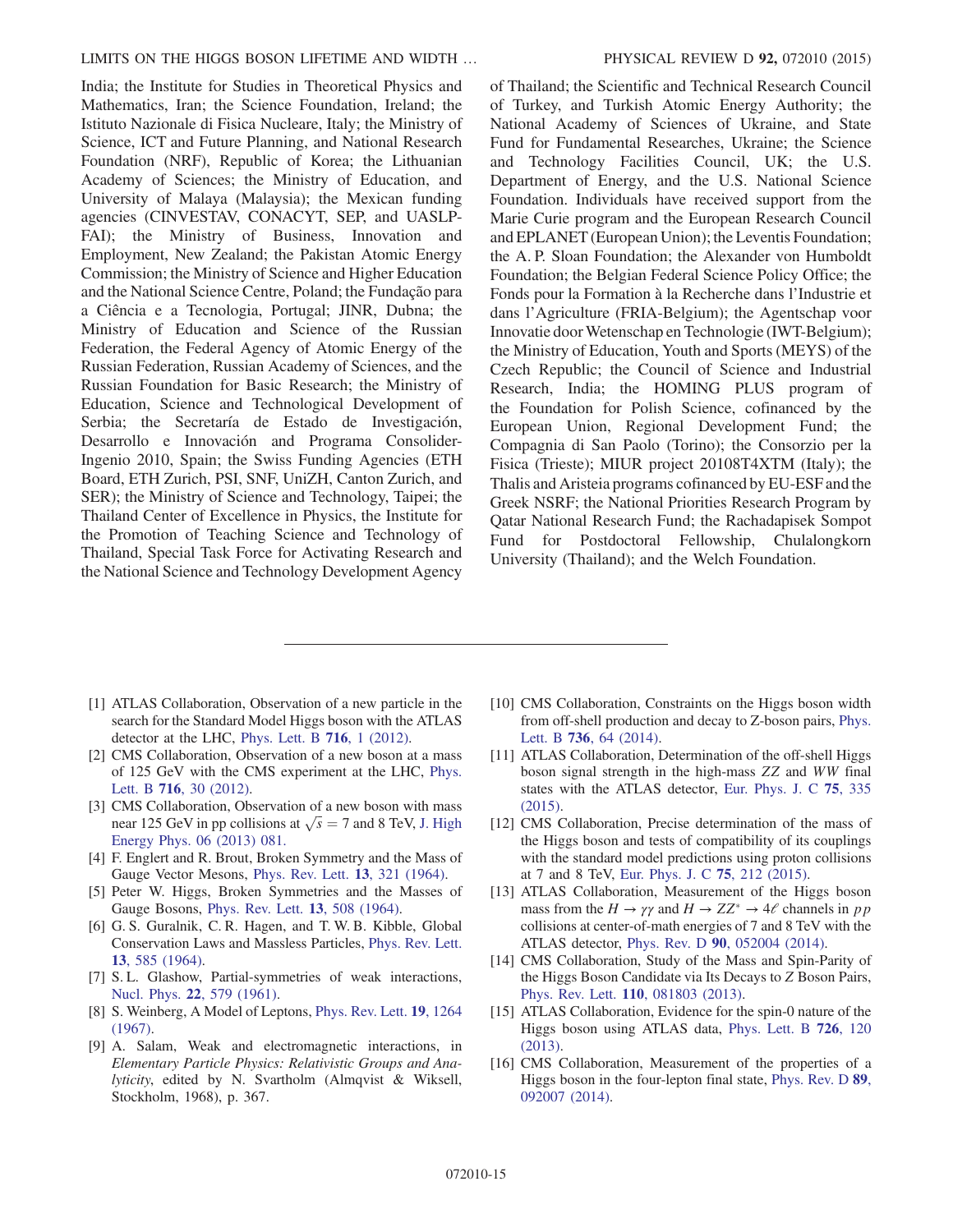India; the Institute for Studies in Theoretical Physics and Mathematics, Iran; the Science Foundation, Ireland; the Istituto Nazionale di Fisica Nucleare, Italy; the Ministry of Science, ICT and Future Planning, and National Research Foundation (NRF), Republic of Korea; the Lithuanian Academy of Sciences; the Ministry of Education, and University of Malaya (Malaysia); the Mexican funding agencies (CINVESTAV, CONACYT, SEP, and UASLP-FAI); the Ministry of Business, Innovation and Employment, New Zealand; the Pakistan Atomic Energy Commission; the Ministry of Science and Higher Education and the National Science Centre, Poland; the Fundação para a Ciência e a Tecnologia, Portugal; JINR, Dubna; the Ministry of Education and Science of the Russian Federation, the Federal Agency of Atomic Energy of the Russian Federation, Russian Academy of Sciences, and the Russian Foundation for Basic Research; the Ministry of Education, Science and Technological Development of Serbia; the Secretaría de Estado de Investigación, Desarrollo e Innovación and Programa Consolider-Ingenio 2010, Spain; the Swiss Funding Agencies (ETH Board, ETH Zurich, PSI, SNF, UniZH, Canton Zurich, and SER); the Ministry of Science and Technology, Taipei; the Thailand Center of Excellence in Physics, the Institute for the Promotion of Teaching Science and Technology of Thailand, Special Task Force for Activating Research and the National Science and Technology Development Agency of Thailand; the Scientific and Technical Research Council of Turkey, and Turkish Atomic Energy Authority; the National Academy of Sciences of Ukraine, and State Fund for Fundamental Researches, Ukraine; the Science and Technology Facilities Council, UK; the U.S. Department of Energy, and the U.S. National Science Foundation. Individuals have received support from the Marie Curie program and the European Research Council and EPLANET (European Union); the Leventis Foundation; the A. P. Sloan Foundation; the Alexander von Humboldt Foundation; the Belgian Federal Science Policy Office; the Fonds pour la Formation à la Recherche dans l'Industrie et dans l'Agriculture (FRIA-Belgium); the Agentschap voor Innovatie door Wetenschap en Technologie (IWT-Belgium); the Ministry of Education, Youth and Sports (MEYS) of the Czech Republic; the Council of Science and Industrial Research, India; the HOMING PLUS program of the Foundation for Polish Science, cofinanced by the European Union, Regional Development Fund; the Compagnia di San Paolo (Torino); the Consorzio per la Fisica (Trieste); MIUR project 20108T4XTM (Italy); the Thalis and Aristeia programs cofinanced by EU-ESF and the Greek NSRF; the National Priorities Research Program by Qatar National Research Fund; the Rachadapisek Sompot Fund for Postdoctoral Fellowship, Chulalongkorn University (Thailand); and the Welch Foundation.

---

[1] ATLAS Collaboration, Observation of a new particle in the search for the Standard Model Higgs boson with the ATLAS detector at the LHC, Phys. Lett. B **716**, 1 (2012).

[2] CMS Collaboration, Observation of a new boson at a mass of 125 GeV with the CMS experiment at the LHC, Phys. Lett. B **716**, 30 (2012).

[3] CMS Collaboration, Observation of a new boson with mass near 125 GeV in pp collisions at $\sqrt{s} = 7$ and 8 TeV, J. High Energy Phys. 06 (2013) 081.

[4] F. Englert and R. Brout, Broken Symmetry and the Mass of Gauge Vector Mesons, Phys. Rev. Lett. **13**, 321 (1964).

[5] Peter W. Higgs, Broken Symmetries and the Masses of Gauge Bosons, Phys. Rev. Lett. **13**, 508 (1964).

[6] G. S. Guralnik, C. R. Hagen, and T. W. B. Kibble, Global Conservation Laws and Massless Particles, Phys. Rev. Lett. **13**, 585 (1964).

[7] S. L. Glashow, Partial-symmetries of weak interactions, Nucl. Phys. **22**, 579 (1961).

[8] S. Weinberg, A Model of Leptons, Phys. Rev. Lett. **19**, 1264 (1967).

[9] A. Salam, Weak and electromagnetic interactions, in *Elementary Particle Physics: Relativistic Groups and Analyticity*, edited by N. Svartholm (Almqvist & Wiksell, Stockholm, 1968), p. 367.

[10] CMS Collaboration, Constraints on the Higgs boson width from off-shell production and decay to Z-boson pairs, Phys. Lett. B **736**, 64 (2014).

[11] ATLAS Collaboration, Determination of the off-shell Higgs boson signal strength in the high-mass $ZZ$ and $WW$ final states with the ATLAS detector, Eur. Phys. J. C **75**, 335 (2015).

[12] CMS Collaboration, Precise determination of the mass of the Higgs boson and tests of compatibility of its couplings with the standard model predictions using proton collisions at 7 and 8 TeV, Eur. Phys. J. C **75**, 212 (2015).

[13] ATLAS Collaboration, Measurement of the Higgs boson mass from the $H \to \gamma\gamma$ and $H \to ZZ^* \to 4\ell$ channels in $pp$ collisions at center-of-math energies of 7 and 8 TeV with the ATLAS detector, Phys. Rev. D **90**, 052004 (2014).

[14] CMS Collaboration, Study of the Mass and Spin-Parity of the Higgs Boson Candidate via Its Decays to Z Boson Pairs, Phys. Rev. Lett. **110**, 081803 (2013).

[15] ATLAS Collaboration, Evidence for the spin-0 nature of the Higgs boson using ATLAS data, Phys. Lett. B **726**, 120 (2013).

[16] CMS Collaboration, Measurement of the properties of a Higgs boson in the four-lepton final state, Phys. Rev. D **89**, 092007 (2014).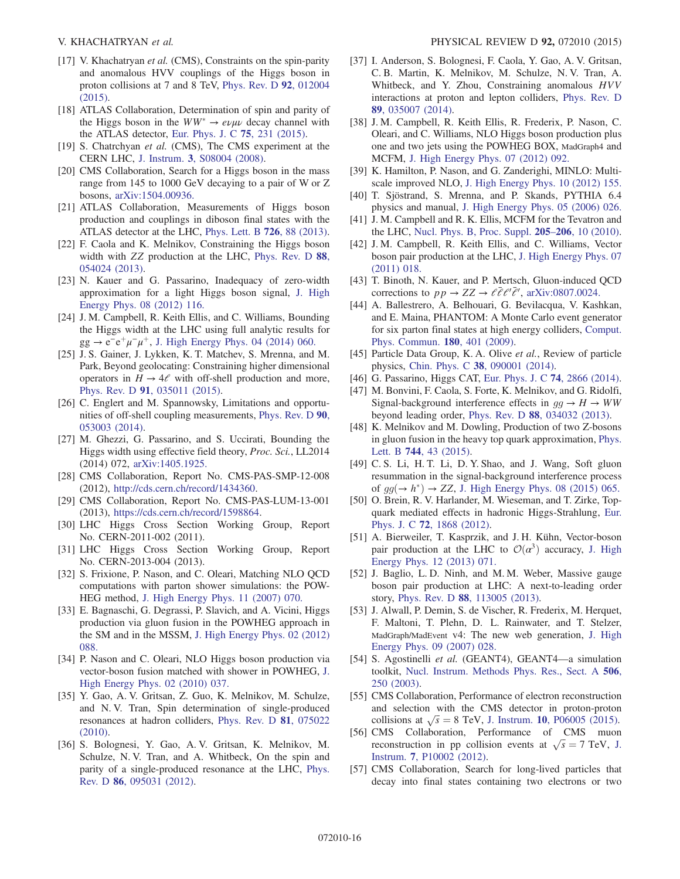[17] V. Khachatryan *et al.* (CMS), Constraints on the spin-parity and anomalous HVV couplings of the Higgs boson in proton collisions at 7 and 8 TeV, Phys. Rev. D **92**, 012004 (2015).

[18] ATLAS Collaboration, Determination of spin and parity of the Higgs boson in the $WW^* \to e\nu\mu\nu$ decay channel with the ATLAS detector, Eur. Phys. J. C **75**, 231 (2015).

[19] S. Chatrchyan *et al.* (CMS), The CMS experiment at the CERN LHC, J. Instrum. **3**, S08004 (2008).

[20] CMS Collaboration, Search for a Higgs boson in the mass range from 145 to 1000 GeV decaying to a pair of W or Z bosons, arXiv:1504.00936.

[21] ATLAS Collaboration, Measurements of Higgs boson production and couplings in diboson final states with the ATLAS detector at the LHC, Phys. Lett. B **726**, 88 (2013).

[22] F. Caola and K. Melnikov, Constraining the Higgs boson width with $ZZ$ production at the LHC, Phys. Rev. D **88**, 054024 (2013).

[23] N. Kauer and G. Passarino, Inadequacy of zero-width approximation for a light Higgs boson signal, J. High Energy Phys. 08 (2012) 116.

[24] J. M. Campbell, R. Keith Ellis, and C. Williams, Bounding the Higgs width at the LHC using full analytic results for $gg \to e^-e^+\mu^-\mu^+$, J. High Energy Phys. 04 (2014) 060.

[25] J. S. Gainer, J. Lykken, K. T. Matchev, S. Mrenna, and M. Park, Beyond geolocating: Constraining higher dimensional operators in $H \to 4\ell$ with off-shell production and more, Phys. Rev. D **91**, 035011 (2015).

[26] C. Englert and M. Spannowsky, Limitations and opportunities of off-shell coupling measurements, Phys. Rev. D **90**, 053003 (2014).

[27] M. Ghezzi, G. Passarino, and S. Uccirati, Bounding the Higgs width using effective field theory, *Proc. Sci.*, LL2014 (2014) 072, arXiv:1405.1925.

[28] CMS Collaboration, Report No. CMS-PAS-SMP-12-008 (2012), http://cds.cern.ch/record/1434360.

[29] CMS Collaboration, Report No. CMS-PAS-LUM-13-001 (2013), https://cds.cern.ch/record/1598864.

[30] LHC Higgs Cross Section Working Group, Report No. CERN-2011-002 (2011).

[31] LHC Higgs Cross Section Working Group, Report No. CERN-2013-004 (2013).

[32] S. Frixione, P. Nason, and C. Oleari, Matching NLO QCD computations with parton shower simulations: the POWHEG method, J. High Energy Phys. 11 (2007) 070.

[33] E. Bagnaschi, G. Degrassi, P. Slavich, and A. Vicini, Higgs production via gluon fusion in the POWHEG approach in the SM and in the MSSM, J. High Energy Phys. 02 (2012) 088.

[34] P. Nason and C. Oleari, NLO Higgs boson production via vector-boson fusion matched with shower in POWHEG, J. High Energy Phys. 02 (2010) 037.

[35] Y. Gao, A. V. Gritsan, Z. Guo, K. Melnikov, M. Schulze, and N. V. Tran, Spin determination of single-produced resonances at hadron colliders, Phys. Rev. D **81**, 075022 (2010).

[36] S. Bolognesi, Y. Gao, A. V. Gritsan, K. Melnikov, M. Schulze, N. V. Tran, and A. Whitbeck, On the spin and parity of a single-produced resonance at the LHC, Phys. Rev. D **86**, 095031 (2012).

[37] I. Anderson, S. Bolognesi, F. Caola, Y. Gao, A. V. Gritsan, C. B. Martin, K. Melnikov, M. Schulze, N. V. Tran, A. Whitbeck, and Y. Zhou, Constraining anomalous $HVV$ interactions at proton and lepton colliders, Phys. Rev. D **89**, 035007 (2014).

[38] J. M. Campbell, R. Keith Ellis, R. Frederix, P. Nason, C. Oleari, and C. Williams, NLO Higgs boson production plus one and two jets using the POWHEG BOX, MadGraph4 and MCFM, J. High Energy Phys. 07 (2012) 092.

[39] K. Hamilton, P. Nason, and G. Zanderighi, MINLO: Multi-scale improved NLO, J. High Energy Phys. 10 (2012) 155.

[40] T. Sjöstrand, S. Mrenna, and P. Skands, PYTHIA 6.4 physics and manual, J. High Energy Phys. 05 (2006) 026.

[41] J. M. Campbell and R. K. Ellis, MCFM for the Tevatron and the LHC, Nucl. Phys. B, Proc. Suppl. **205–206**, 10 (2010).

[42] J. M. Campbell, R. Keith Ellis, and C. Williams, Vector boson pair production at the LHC, J. High Energy Phys. 07 (2011) 018.

[43] T. Binoth, N. Kauer, and P. Mertsch, Gluon-induced QCD corrections to $pp \to ZZ \to \ell\bar{\ell}\ell'\bar{\ell}'$, arXiv:0807.0024.

[44] A. Ballestrero, A. Belhouari, G. Bevilacqua, V. Kashkan, and E. Maina, PHANTOM: A Monte Carlo event generator for six parton final states at high energy colliders, Comput. Phys. Commun. **180**, 401 (2009).

[45] Particle Data Group, K. A. Olive *et al.*, Review of particle physics, Chin. Phys. C **38**, 090001 (2014).

[46] G. Passarino, Higgs CAT, Eur. Phys. J. C **74**, 2866 (2014).

[47] M. Bonvini, F. Caola, S. Forte, K. Melnikov, and G. Ridolfi, Signal-background interference effects in $gg \to H \to WW$ beyond leading order, Phys. Rev. D **88**, 034032 (2013).

[48] K. Melnikov and M. Dowling, Production of two Z-bosons in gluon fusion in the heavy top quark approximation, Phys. Lett. B **744**, 43 (2015).

[49] C. S. Li, H. T. Li, D. Y. Shao, and J. Wang, Soft gluon resummation in the signal-background interference process of $gg(\to h^*) \to ZZ$, J. High Energy Phys. 08 (2015) 065.

[50] O. Brein, R. V. Harlander, M. Wieseman, and T. Zirke, Top-quark mediated effects in hadronic Higgs-Strahlung, Eur. Phys. J. C **72**, 1868 (2012).

[51] A. Bierweiler, T. Kasprzik, and J. H. Kühn, Vector-boson pair production at the LHC to $\mathcal{O}(\alpha^3)$ accuracy, J. High Energy Phys. 12 (2013) 071.

[52] J. Baglio, L. D. Ninh, and M. M. Weber, Massive gauge boson pair production at LHC: A next-to-leading order story, Phys. Rev. D **88**, 113005 (2013).

[53] J. Alwall, P. Demin, S. de Vischer, R. Frederix, M. Herquet, F. Maltoni, T. Plehn, D. L. Rainwater, and T. Stelzer, MadGraph/MadEvent v4: The new web generation, J. High Energy Phys. 09 (2007) 028.

[54] S. Agostinelli *et al.* (GEANT4), GEANT4—a simulation toolkit, Nucl. Instrum. Methods Phys. Res., Sect. A **506**, 250 (2003).

[55] CMS Collaboration, Performance of electron reconstruction and selection with the CMS detector in proton-proton collisions at $\sqrt{s} = 8$ TeV, J. Instrum. **10**, P06005 (2015).

[56] CMS Collaboration, Performance of CMS muon reconstruction in pp collision events at $\sqrt{s} = 7$ TeV, J. Instrum. **7**, P10002 (2012).

[57] CMS Collaboration, Search for long-lived particles that decay into final states containing two electrons or two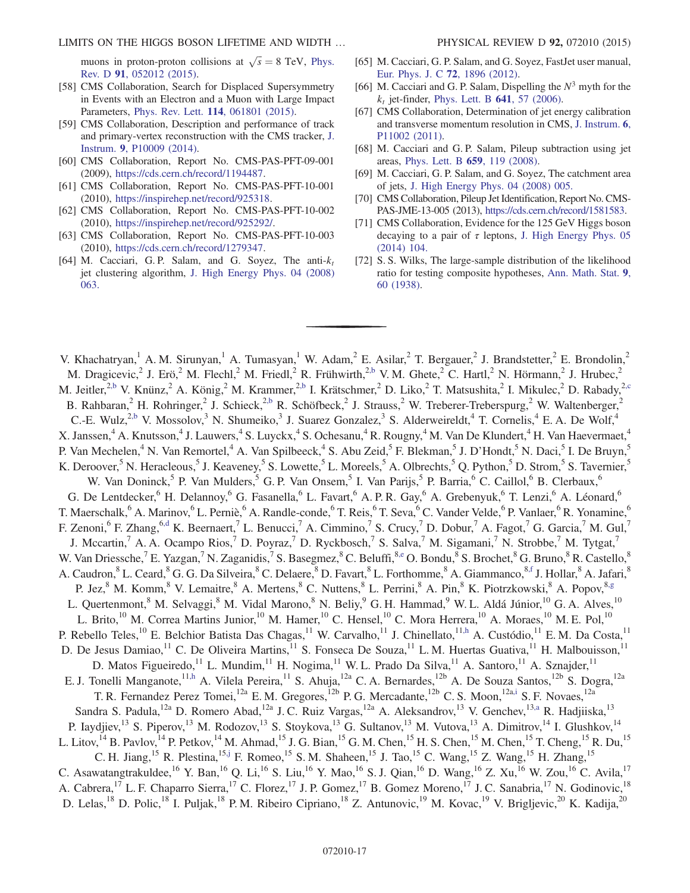muons in proton-proton collisions at $\sqrt{s} = 8$ TeV, Phys. Rev. D **91**, 052012 (2015).

[58] CMS Collaboration, Search for Displaced Supersymmetry in Events with an Electron and a Muon with Large Impact Parameters, Phys. Rev. Lett. **114**, 061801 (2015).

[59] CMS Collaboration, Description and performance of track and primary-vertex reconstruction with the CMS tracker, J. Instrum. **9**, P10009 (2014).

[60] CMS Collaboration, Report No. CMS-PAS-PFT-09-001 (2009), https://cds.cern.ch/record/1194487.

[61] CMS Collaboration, Report No. CMS-PAS-PFT-10-001 (2010), https://inspirehep.net/record/925318.

[62] CMS Collaboration, Report No. CMS-PAS-PFT-10-002 (2010), https://inspirehep.net/record/925292/.

[63] CMS Collaboration, Report No. CMS-PAS-PFT-10-003 (2010), https://cds.cern.ch/record/1279347.

[64] M. Cacciari, G. P. Salam, and G. Soyez, The anti-$k_t$ jet clustering algorithm, J. High Energy Phys. 04 (2008) 063.

[65] M. Cacciari, G. P. Salam, and G. Soyez, FastJet user manual, Eur. Phys. J. C **72**, 1896 (2012).

[66] M. Cacciari and G. P. Salam, Dispelling the $N^3$ myth for the $k_t$ jet-finder, Phys. Lett. B **641**, 57 (2006).

[67] CMS Collaboration, Determination of jet energy calibration and transverse momentum resolution in CMS, J. Instrum. **6**, P11002 (2011).

[68] M. Cacciari and G. P. Salam, Pileup subtraction using jet areas, Phys. Lett. B **659**, 119 (2008).

[69] M. Cacciari, G. P. Salam, and G. Soyez, The catchment area of jets, J. High Energy Phys. 04 (2008) 005.

[70] CMS Collaboration, Pileup Jet Identification, Report No. CMS-PAS-JME-13-005 (2013), https://cds.cern.ch/record/1581583.

[71] CMS Collaboration, Evidence for the 125 GeV Higgs boson decaying to a pair of $\tau$ leptons, J. High Energy Phys. 05 (2014) 104.

[72] S. S. Wilks, The large-sample distribution of the likelihood ratio for testing composite hypotheses, Ann. Math. Stat. **9**, 60 (1938).

---

V. Khachatryan,[1] A. M. Sirunyan,[1] A. Tumasyan,[1] W. Adam,[2] E. Asilar,[2] T. Bergauer,[2] J. Brandstetter,[2] E. Brondolin,[2] M. Dragicevic,[2] J. Erö,[2] M. Flechl,[2] M. Friedl,[2] R. Frühwirth,[2,b] V. M. Ghete,[2] C. Hartl,[2] N. Hörmann,[2] J. Hrubec,[2] M. Jeitler,[2,b] V. Knünz,[2] A. König,[2] M. Krammer,[2,b] I. Krätschmer,[2] D. Liko,[2] T. Matsushita,[2] I. Mikulec,[2] D. Rabady,[2,c] B. Rahbaran,[2] H. Rohringer,[2] J. Schieck,[2,b] R. Schöfbeck,[2] J. Strauss,[2] W. Treberer-Treberspurg,[2] W. Waltenberger,[2] C.-E. Wulz,[2,b] V. Mossolov,[3] N. Shumeiko,[3] J. Suarez Gonzalez,[3] S. Alderweireldt,[4] T. Cornelis,[4] E. A. De Wolf,[4] X. Janssen,[4] A. Knutsson,[4] J. Lauwers,[4] S. Luyckx,[4] S. Ochesanu,[4] R. Rougny,[4] M. Van De Klundert,[4] H. Van Haevermaet,[4] P. Van Mechelen,[4] N. Van Remortel,[4] A. Van Spilbeeck,[4] S. Abu Zeid,[5] F. Blekman,[5] J. D'Hondt,[5] N. Daci,[5] I. De Bruyn,[5] K. Deroover,[5] N. Heracleous,[5] J. Keaveney,[5] S. Lowette,[5] L. Moreels,[5] A. Olbrechts,[5] Q. Python,[5] D. Strom,[5] S. Tavernier,[5] W. Van Doninck,[5] P. Van Mulders,[5] G. P. Van Onsem,[5] I. Van Parijs,[5] P. Barria,[6] C. Caillol,[6] B. Clerbaux,[6] G. De Lentdecker,[6] H. Delannoy,[6] G. Fasanella,[6] L. Favart,[6] A. P. R. Gay,[6] A. Grebenyuk,[6] T. Lenzi,[6] A. Léonard,[6] T. Maerschalk,[6] A. Marinov,[6] L. Perniè,[6] A. Randle-conde,[6] T. Reis,[6] T. Seva,[6] C. Vander Velde,[6] P. Vanlaer,[6] R. Yonamine,[6] F. Zenoni,[6] F. Zhang,[6,d] K. Beernaert,[7] L. Benucci,[7] A. Cimmino,[7] S. Crucy,[7] D. Dobur,[7] A. Fagot,[7] G. Garcia,[7] M. Gul,[7] J. Mccartin,[7] A. A. Ocampo Rios,[7] D. Poyraz,[7] D. Ryckbosch,[7] S. Salva,[7] M. Sigamani,[7] N. Strobbe,[7] M. Tytgat,[7] W. Van Driessche,[7] E. Yazgan,[7] N. Zaganidis,[7] S. Basegmez,[8] C. Beluffi,[8,e] O. Bondu,[8] S. Brochet,[8] G. Bruno,[8] R. Castello,[8] A. Caudron,[8] L. Ceard,[8] G. G. Da Silveira,[8] C. Delaere,[8] D. Favart,[8] L. Forthomme,[8] A. Giammanco,[8,f] J. Hollar,[8] A. Jafari,[8] P. Jez,[8] M. Komm,[8] V. Lemaitre,[8] A. Mertens,[8] C. Nuttens,[8] L. Perrini,[8] A. Pin,[8] K. Piotrzkowski,[8] A. Popov,[8,g] L. Quertenmont,[8] M. Selvaggi,[8] M. Vidal Marono,[8] N. Beliy,[9] G. H. Hammad,[9] W. L. Aldá Júnior,[10] G. A. Alves,[10] L. Brito,[10] M. Correa Martins Junior,[10] M. Hamer,[10] C. Hensel,[10] C. Mora Herrera,[10] A. Moraes,[10] M. E. Pol,[10] P. Rebello Teles,[10] E. Belchior Batista Das Chagas,[11] W. Carvalho,[11] J. Chinellato,[11,h] A. Custódio,[11] E. M. Da Costa,[11] D. De Jesus Damiao,[11] C. De Oliveira Martins,[11] S. Fonseca De Souza,[11] L. M. Huertas Guativa,[11] H. Malbouisson,[11] D. Matos Figueiredo,[11] L. Mundim,[11] H. Nogima,[11] W. L. Prado Da Silva,[11] A. Santoro,[11] A. Sznajder,[11] E. J. Tonelli Manganote,[11,h] A. Vilela Pereira,[11] S. Ahuja,[12a] C. A. Bernardes,[12b] A. De Souza Santos,[12b] S. Dogra,[12a] T. R. Fernandez Perez Tomei,[12a] E. M. Gregores,[12b] P. G. Mercadante,[12b] C. S. Moon,[12a,i] S. F. Novaes,[12a] Sandra S. Padula,[12a] D. Romero Abad,[12a] J. C. Ruiz Vargas,[12a] A. Aleksandrov,[13] V. Genchev,[13,a] R. Hadjiiska,[13] P. Iaydjiev,[13] S. Piperov,[13] M. Rodozov,[13] S. Stoykova,[13] G. Sultanov,[13] M. Vutova,[13] A. Dimitrov,[14] I. Glushkov,[14] L. Litov,[14] B. Pavlov,[14] P. Petkov,[14] M. Ahmad,[15] J. G. Bian,[15] G. M. Chen,[15] H. S. Chen,[15] M. Chen,[15] T. Cheng,[15] R. Du,[15] C. H. Jiang,[15] R. Plestina,[15,j] F. Romeo,[15] S. M. Shaheen,[15] J. Tao,[15] C. Wang,[15] Z. Wang,[15] H. Zhang,[15] C. Asawatangtrakuldee,[16] Y. Ban,[16] Q. Li,[16] S. Liu,[16] Y. Mao,[16] S. J. Qian,[16] D. Wang,[16] Z. Xu,[16] W. Zou,[16] C. Avila,[17] A. Cabrera,[17] L. F. Chaparro Sierra,[17] C. Florez,[17] J. P. Gomez,[17] B. Gomez Moreno,[17] J. C. Sanabria,[17] N. Godinovic,[18] D. Lelas,[18] D. Polic,[18] I. Puljak,[18] P. M. Ribeiro Cipriano,[18] Z. Antunovic,[19] M. Kovac,[19] V. Brigljevic,[20] K. Kadija,[20]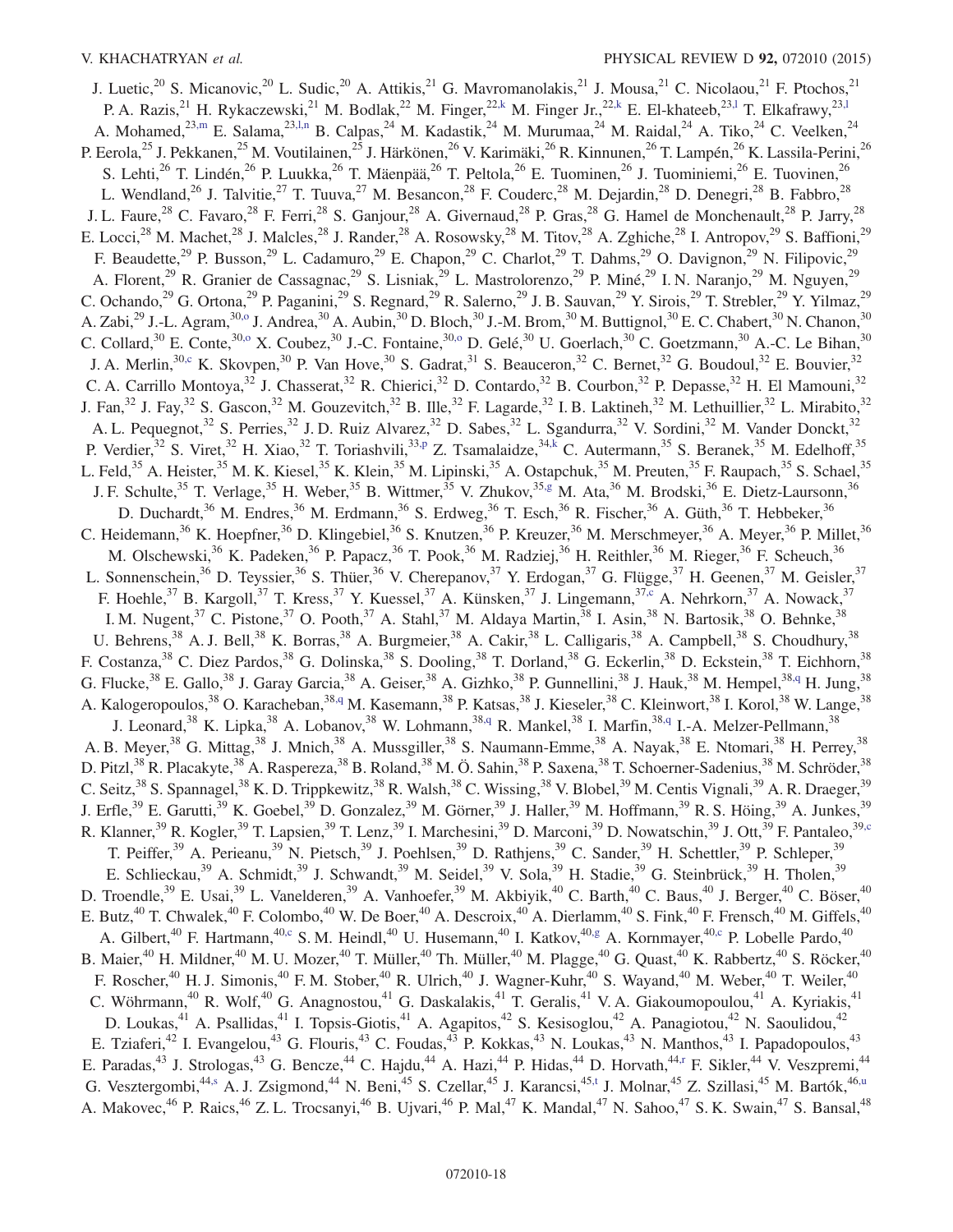J. Luetic,[20] S. Micanovic,[20] L. Sudic,[20] A. Attikis,[21] G. Mavromanolakis,[21] J. Mousa,[21] C. Nicolaou,[21] F. Ptochos,[21] P. A. Razis,[21] H. Rykaczewski,[21] M. Bodlak,[22] M. Finger,[22,k] M. Finger Jr.,[22,k] E. El-khateeb,[23,l] T. Elkafrawy,[23,l] A. Mohamed,[23,m] E. Salama,[23,l,n] B. Calpas,[24] M. Kadastik,[24] M. Murumaa,[24] M. Raidal,[24] A. Tiko,[24] C. Veelken,[24] P. Eerola,[25] J. Pekkanen,[25] M. Voutilainen,[25] J. Härkönen,[26] V. Karimäki,[26] R. Kinnunen,[26] T. Lampén,[26] K. Lassila-Perini,[26] S. Lehti,[26] T. Lindén,[26] P. Luukka,[26] T. Mäenpää,[26] T. Peltola,[26] E. Tuominen,[26] J. Tuominiemi,[26] E. Tuovinen,[26] L. Wendland,[26] J. Talvitie,[27] T. Tuuva,[27] M. Besancon,[28] F. Couderc,[28] M. Dejardin,[28] D. Denegri,[28] B. Fabbro,[28] J. L. Faure,[28] C. Favaro,[28] F. Ferri,[28] S. Ganjour,[28] A. Givernaud,[28] P. Gras,[28] G. Hamel de Monchenault,[28] P. Jarry,[28] E. Locci,[28] M. Machet,[28] J. Malcles,[28] J. Rander,[28] A. Rosowsky,[28] M. Titov,[28] A. Zghiche,[28] I. Antropov,[29] S. Baffioni,[29] F. Beaudette,[29] P. Busson,[29] L. Cadamuro,[29] E. Chapon,[29] C. Charlot,[29] T. Dahms,[29] O. Davignon,[29] N. Filipovic,[29] A. Florent,[29] R. Granier de Cassagnac,[29] S. Lisniak,[29] L. Mastrolorenzo,[29] P. Miné,[29] I. N. Naranjo,[29] M. Nguyen,[29] C. Ochando,[29] G. Ortona,[29] P. Paganini,[29] S. Regnard,[29] R. Salerno,[29] J. B. Sauvan,[29] Y. Sirois,[29] T. Strebler,[29] Y. Yilmaz,[29] A. Zabi,[29] J.-L. Agram,[30,o] J. Andrea,[30] A. Aubin,[30] D. Bloch,[30] J.-M. Brom,[30] M. Buttignol,[30] E. C. Chabert,[30] N. Chanon,[30] C. Collard,[30] E. Conte,[30,o] X. Coubez,[30] J.-C. Fontaine,[30,o] D. Gelé,[30] U. Goerlach,[30] C. Goetzmann,[30] A.-C. Le Bihan,[30] J. A. Merlin,[30,c] K. Skovpen,[30] P. Van Hove,[30] S. Gadrat,[31] S. Beauceron,[32] C. Bernet,[32] G. Boudoul,[32] E. Bouvier,[32] C. A. Carrillo Montoya,[32] J. Chasserat,[32] R. Chierici,[32] D. Contardo,[32] B. Courbon,[32] P. Depasse,[32] H. El Mamouni,[32] J. Fan,[32] J. Fay,[32] S. Gascon,[32] M. Gouzevitch,[32] B. Ille,[32] F. Lagarde,[32] I. B. Laktineh,[32] M. Lethuillier,[32] L. Mirabito,[32] A. L. Pequegnot,[32] S. Perries,[32] J. D. Ruiz Alvarez,[32] D. Sabes,[32] L. Sgandurra,[32] V. Sordini,[32] M. Vander Donckt,[32] P. Verdier,[32] S. Viret,[32] H. Xiao,[32] T. Toriashvili,[33,p] Z. Tsamalaidze,[34,k] C. Autermann,[35] S. Beranek,[35] M. Edelhoff,[35] L. Feld,[35] A. Heister,[35] M. K. Kiesel,[35] K. Klein,[35] M. Lipinski,[35] A. Ostapchuk,[35] M. Preuten,[35] F. Raupach,[35] S. Schael,[35] J. F. Schulte,[35] T. Verlage,[35] H. Weber,[35] B. Wittmer,[35] V. Zhukov,[35,g] M. Ata,[36] M. Brodski,[36] E. Dietz-Laursonn,[36] D. Duchardt,[36] M. Endres,[36] M. Erdmann,[36] S. Erdweg,[36] T. Esch,[36] R. Fischer,[36] A. Güth,[36] T. Hebbeker,[36] C. Heidemann,[36] K. Hoepfner,[36] D. Klingebiel,[36] S. Knutzen,[36] P. Kreuzer,[36] M. Merschmeyer,[36] A. Meyer,[36] P. Millet,[36] M. Olschewski,[36] K. Padeken,[36] P. Papacz,[36] T. Pook,[36] M. Radziej,[36] H. Reithler,[36] M. Rieger,[36] F. Scheuch,[36] L. Sonnenschein,[36] D. Teyssier,[36] S. Thüer,[36] V. Cherepanov,[37] Y. Erdogan,[37] G. Flügge,[37] H. Geenen,[37] M. Geisler,[37] F. Hoehle,[37] B. Kargoll,[37] T. Kress,[37] Y. Kuessel,[37] A. Künsken,[37] J. Lingemann,[37,c] A. Nehrkorn,[37] A. Nowack,[37] I. M. Nugent,[37] C. Pistone,[37] O. Pooth,[37] A. Stahl,[37] M. Aldaya Martin,[38] I. Asin,[38] N. Bartosik,[38] O. Behnke,[38] U. Behrens,[38] A. J. Bell,[38] K. Borras,[38] A. Burgmeier,[38] A. Cakir,[38] L. Calligaris,[38] A. Campbell,[38] S. Choudhury,[38] F. Costanza,[38] C. Diez Pardos,[38] G. Dolinska,[38] S. Dooling,[38] T. Dorland,[38] G. Eckerlin,[38] D. Eckstein,[38] T. Eichhorn,[38] G. Flucke,[38] E. Gallo,[38] J. Garay Garcia,[38] A. Geiser,[38] A. Gizhko,[38] P. Gunnellini,[38] J. Hauk,[38] M. Hempel,[38,q] H. Jung,[38] A. Kalogeropoulos,[38] O. Karacheban,[38,q] M. Kasemann,[38] P. Katsas,[38] J. Kieseler,[38] C. Kleinwort,[38] I. Korol,[38] W. Lange,[38] J. Leonard,[38] K. Lipka,[38] A. Lobanov,[38] W. Lohmann,[38,q] R. Mankel,[38] I. Marfin,[38,q] I.-A. Melzer-Pellmann,[38] A. B. Meyer,[38] G. Mittag,[38] J. Mnich,[38] A. Mussgiller,[38] S. Naumann-Emme,[38] A. Nayak,[38] E. Ntomari,[38] H. Perrey,[38] D. Pitzl,[38] R. Placakyte,[38] A. Raspereza,[38] B. Roland,[38] M. Ö. Sahin,[38] P. Saxena,[38] T. Schoerner-Sadenius,[38] M. Schröder,[38] C. Seitz,[38] S. Spannagel,[38] K. D. Trippkewitz,[38] R. Walsh,[38] C. Wissing,[38] V. Blobel,[39] M. Centis Vignali,[39] A. R. Draeger,[39] J. Erfle,[39] E. Garutti,[39] K. Goebel,[39] D. Gonzalez,[39] M. Görner,[39] J. Haller,[39] M. Hoffmann,[39] R. S. Höing,[39] A. Junkes,[39] R. Klanner,[39] R. Kogler,[39] T. Lapsien,[39] T. Lenz,[39] I. Marchesini,[39] D. Marconi,[39] D. Nowatschin,[39] J. Ott,[39] F. Pantaleo,[39,c] T. Peiffer,[39] A. Perieanu,[39] N. Pietsch,[39] J. Poehlsen,[39] D. Rathjens,[39] C. Sander,[39] H. Schettler,[39] P. Schleper,[39] E. Schlieckau,[39] A. Schmidt,[39] J. Schwandt,[39] M. Seidel,[39] V. Sola,[39] H. Stadie,[39] G. Steinbrück,[39] H. Tholen,[39] D. Troendle,[39] E. Usai,[39] L. Vanelderen,[39] A. Vanhoefer,[39] M. Akbiyik,[40] C. Barth,[40] C. Baus,[40] J. Berger,[40] C. Böser,[40] E. Butz,[40] T. Chwalek,[40] F. Colombo,[40] W. De Boer,[40] A. Descroix,[40] A. Dierlamm,[40] S. Fink,[40] F. Frensch,[40] M. Giffels,[40] A. Gilbert,[40] F. Hartmann,[40,c] S. M. Heindl,[40] U. Husemann,[40] I. Katkov,[40,g] A. Kornmayer,[40,c] P. Lobelle Pardo,[40] B. Maier,[40] H. Mildner,[40] M. U. Mozer,[40] T. Müller,[40] Th. Müller,[40] M. Plagge,[40] G. Quast,[40] K. Rabbertz,[40] S. Röcker,[40] F. Roscher,[40] H. J. Simonis,[40] F. M. Stober,[40] R. Ulrich,[40] J. Wagner-Kuhr,[40] S. Wayand,[40] M. Weber,[40] T. Weiler,[40] C. Wöhrmann,[40] R. Wolf,[40] G. Anagnostou,[41] G. Daskalakis,[41] T. Geralis,[41] V. A. Giakoumopoulou,[41] A. Kyriakis,[41] D. Loukas,[41] A. Psallidas,[41] I. Topsis-Giotis,[41] A. Agapitos,[42] S. Kesisoglou,[42] A. Panagiotou,[42] N. Saoulidou,[42] E. Tziaferi,[42] I. Evangelou,[43] G. Flouris,[43] C. Foudas,[43] P. Kokkas,[43] N. Loukas,[43] N. Manthos,[43] I. Papadopoulos,[43] E. Paradas,[43] J. Strologas,[43] G. Bencze,[44] C. Hajdu,[44] A. Hazi,[44] P. Hidas,[44] D. Horvath,[44,r] F. Sikler,[44] V. Veszpremi,[44] G. Vesztergombi,[44,s] A. J. Zsigmond,[44] N. Beni,[45] S. Czellar,[45] J. Karancsi,[45,t] J. Molnar,[45] Z. Szillasi,[45] M. Bartók,[46,u] A. Makovec,[46] P. Raics,[46] Z. L. Trocsanyi,[46] B. Ujvari,[46] P. Mal,[47] K. Mandal,[47] N. Sahoo,[47] S. K. Swain,[47] S. Bansal,[48]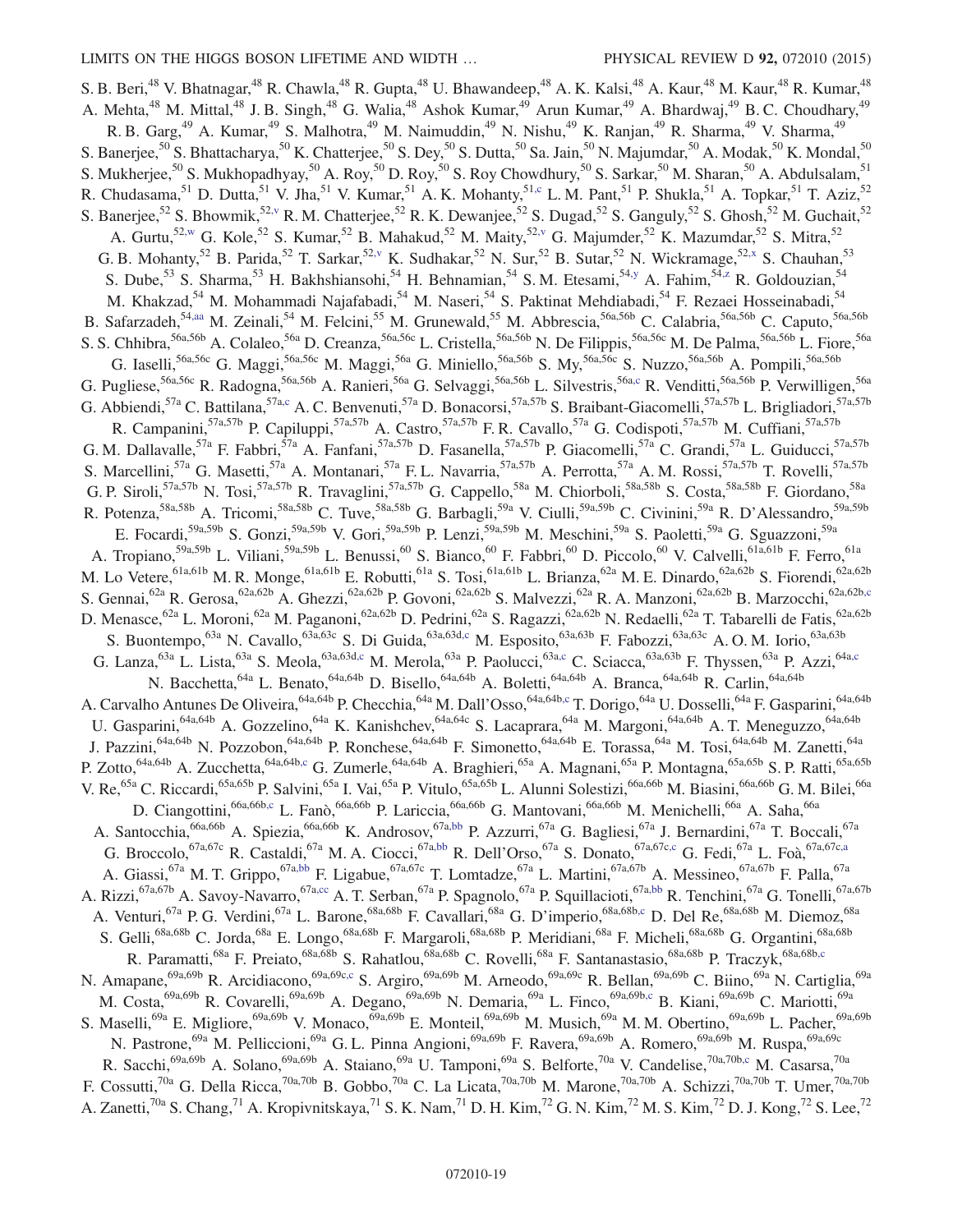S. B. Beri,[48] V. Bhatnagar,[48] R. Chawla,[48] R. Gupta,[48] U. Bhawandeep,[48] A. K. Kalsi,[48] A. Kaur,[48] M. Kaur,[48] R. Kumar,[48] A. Mehta,[48] M. Mittal,[48] J. B. Singh,[48] G. Walia,[48] Ashok Kumar,[49] Arun Kumar,[49] A. Bhardwaj,[49] B. C. Choudhary,[49] R. B. Garg,[49] A. Kumar,[49] S. Malhotra,[49] M. Naimuddin,[49] N. Nishu,[49] K. Ranjan,[49] R. Sharma,[49] V. Sharma,[49] S. Banerjee,[50] S. Bhattacharya,[50] K. Chatterjee,[50] S. Dey,[50] S. Dutta,[50] Sa. Jain,[50] N. Majumdar,[50] A. Modak,[50] K. Mondal,[50] S. Mukherjee,[50] S. Mukhopadhyay,[50] A. Roy,[50] D. Roy,[50] S. Roy Chowdhury,[50] S. Sarkar,[50] M. Sharan,[50] A. Abdulsalam,[51] R. Chudasama,[51] D. Dutta,[51] V. Jha,[51] V. Kumar,[51] A. K. Mohanty,[51,c] L. M. Pant,[51] P. Shukla,[51] A. Topkar,[51] T. Aziz,[52] S. Banerjee,[52] S. Bhowmik,[52,v] R. M. Chatterjee,[52] R. K. Dewanjee,[52] S. Dugad,[52] S. Ganguly,[52] S. Ghosh,[52] M. Guchait,[52] A. Gurtu,[52,w] G. Kole,[52] S. Kumar,[52] B. Mahakud,[52] M. Maity,[52,v] G. Majumder,[52] K. Mazumdar,[52] S. Mitra,[52] G. B. Mohanty,[52] B. Parida,[52] T. Sarkar,[52,v] K. Sudhakar,[52] N. Sur,[52] B. Sutar,[52] N. Wickramage,[52,x] S. Chauhan,[53] S. Dube,[53] S. Sharma,[53] H. Bakhshiansohi,[54] H. Behnamian,[54] S. M. Etesami,[54,y] A. Fahim,[54,z] R. Goldouzian,[54] M. Khakzad,[54] M. Mohammadi Najafabadi,[54] M. Naseri,[54] S. Paktinat Mehdiabadi,[54] F. Rezaei Hosseinabadi,[54] B. Safarzadeh,[54,aa] M. Zeinali,[54] M. Felcini,[55] M. Grunewald,[55] M. Abbrescia,[56a,56b] C. Calabria,[56a,56b] C. Caputo,[56a,56b] S. S. Chhibra,[56a,56b] A. Colaleo,[56a] D. Creanza,[56a,56c] L. Cristella,[56a,56b] N. De Filippis,[56a,56c] M. De Palma,[56a,56b] L. Fiore,[56a] G. Iaselli,[56a,56c] G. Maggi,[56a,56c] M. Maggi,[56a] G. Miniello,[56a,56b] S. My,[56a,56c] S. Nuzzo,[56a,56b] A. Pompili,[56a,56b] G. Pugliese,[56a,56c] R. Radogna,[56a,56b] A. Ranieri,[56a] G. Selvaggi,[56a,56b] L. Silvestris,[56a,c] R. Venditti,[56a,56b] P. Verwilligen,[56a] G. Abbiendi,[57a] C. Battilana,[57a,c] A. C. Benvenuti,[57a] D. Bonacorsi,[57a,57b] S. Braibant-Giacomelli,[57a,57b] L. Brigliadori,[57a,57b] R. Campanini,[57a,57b] P. Capiluppi,[57a,57b] A. Castro,[57a,57b] F. R. Cavallo,[57a] G. Codispoti,[57a,57b] M. Cuffiani,[57a,57b] G. M. Dallavalle,[57a] F. Fabbri,[57a] A. Fanfani,[57a,57b] D. Fasanella,[57a,57b] P. Giacomelli,[57a] C. Grandi,[57a] L. Guiducci,[57a,57b] S. Marcellini,[57a] G. Masetti,[57a] A. Montanari,[57a] F. L. Navarria,[57a,57b] A. Perrotta,[57a] A. M. Rossi,[57a,57b] T. Rovelli,[57a,57b] G. P. Siroli,[57a,57b] N. Tosi,[57a,57b] R. Travaglini,[57a,57b] G. Cappello,[58a] M. Chiorboli,[58a,58b] S. Costa,[58a,58b] F. Giordano,[58a] R. Potenza,[58a,58b] A. Tricomi,[58a,58b] C. Tuve,[58a,58b] G. Barbagli,[59a] V. Ciulli,[59a,59b] C. Civinini,[59a] R. D'Alessandro,[59a,59b] E. Focardi,[59a,59b] S. Gonzi,[59a,59b] V. Gori,[59a,59b] P. Lenzi,[59a,59b] M. Meschini,[59a] S. Paoletti,[59a] G. Sguazzoni,[59a] A. Tropiano,[59a,59b] L. Viliani,[59a,59b] L. Benussi,[60] S. Bianco,[60] F. Fabbri,[60] D. Piccolo,[60] V. Calvelli,[61a,61b] F. Ferro,[61a] M. Lo Vetere,[61a,61b] M. R. Monge,[61a,61b] E. Robutti,[61a] S. Tosi,[61a,61b] L. Brianza,[62a] M. E. Dinardo,[62a,62b] S. Fiorendi,[62a,62b] S. Gennai,[62a] R. Gerosa,[62a,62b] A. Ghezzi,[62a,62b] P. Govoni,[62a,62b] S. Malvezzi,[62a] R. A. Manzoni,[62a,62b] B. Marzocchi,[62a,62b,c] D. Menasce,[62a] L. Moroni,[62a] M. Paganoni,[62a,62b] D. Pedrini,[62a] S. Ragazzi,[62a,62b] N. Redaelli,[62a] T. Tabarelli de Fatis,[62a,62b] S. Buontempo,[63a] N. Cavallo,[63a,63c] S. Di Guida,[63a,63d,c] M. Esposito,[63a,63b] F. Fabozzi,[63a,63c] A. O. M. Iorio,[63a,63b] G. Lanza,[63a] L. Lista,[63a] S. Meola,[63a,63d,c] M. Merola,[63a] P. Paolucci,[63a,c] C. Sciacca,[63a,63b] F. Thyssen,[63a] P. Azzi,[64a,c] N. Bacchetta,[64a] L. Benato,[64a,64b] D. Bisello,[64a,64b] A. Boletti,[64a,64b] A. Branca,[64a,64b] R. Carlin,[64a,64b] A. Carvalho Antunes De Oliveira,[64a,64b] P. Checchia,[64a] M. Dall'Osso,[64a,64b,c] T. Dorigo,[64a] U. Dosselli,[64a] F. Gasparini,[64a,64b] U. Gasparini,[64a,64b] A. Gozzelino,[64a] K. Kanishchev,[64a,64c] S. Lacaprara,[64a] M. Margoni,[64a,64b] A. T. Meneguzzo,[64a,64b] J. Pazzini,[64a,64b] N. Pozzobon,[64a,64b] P. Ronchese,[64a,64b] F. Simonetto,[64a,64b] E. Torassa,[64a] M. Tosi,[64a,64b] M. Zanetti,[64a] P. Zotto,[64a,64b] A. Zucchetta,[64a,64b,c] G. Zumerle,[64a,64b] A. Braghieri,[65a] A. Magnani,[65a] P. Montagna,[65a,65b] S. P. Ratti,[65a,65b] V. Re,[65a] C. Riccardi,[65a,65b] P. Salvini,[65a] I. Vai,[65a] P. Vitulo,[65a,65b] L. Alunni Solestizi,[66a,66b] M. Biasini,[66a,66b] G. M. Bilei,[66a] D. Ciangottini,[66a,66b,c] L. Fanò,[66a,66b] P. Lariccia,[66a,66b] G. Mantovani,[66a,66b] M. Menichelli,[66a] A. Saha,[66a] A. Santocchia,[66a,66b] A. Spiezia,[66a,66b] K. Androsov,[67a,bb] P. Azzurri,[67a] G. Bagliesi,[67a] J. Bernardini,[67a] T. Boccali,[67a] G. Broccolo,[67a,67c] R. Castaldi,[67a] M. A. Ciocci,[67a,bb] R. Dell'Orso,[67a] S. Donato,[67a,67c,c] G. Fedi,[67a] L. Foà,[67a,67c,a] A. Giassi,[67a] M. T. Grippo,[67a,bb] F. Ligabue,[67a,67c] T. Lomtadze,[67a] L. Martini,[67a,67b] A. Messineo,[67a,67b] F. Palla,[67a] A. Rizzi,[67a,67b] A. Savoy-Navarro,[67a,cc] A. T. Serban,[67a] P. Spagnolo,[67a] P. Squillacioti,[67a,bb] R. Tenchini,[67a] G. Tonelli,[67a,67b] A. Venturi,[67a] P. G. Verdini,[67a] L. Barone,[68a,68b] F. Cavallari,[68a] G. D'imperio,[68a,68b,c] D. Del Re,[68a,68b] M. Diemoz,[68a] S. Gelli,[68a,68b] C. Jorda,[68a] E. Longo,[68a,68b] F. Margaroli,[68a,68b] P. Meridiani,[68a] F. Micheli,[68a,68b] G. Organtini,[68a,68b] R. Paramatti,[68a] F. Preiato,[68a,68b] S. Rahatlou,[68a,68b] C. Rovelli,[68a] F. Santanastasio,[68a,68b] P. Traczyk,[68a,68b,c] N. Amapane,[69a,69b] R. Arcidiacono,[69a,69c,c] S. Argiro,[69a,69b] M. Arneodo,[69a,69c] R. Bellan,[69a,69b] C. Biino,[69a] N. Cartiglia,[69a] M. Costa,[69a,69b] R. Covarelli,[69a,69b] A. Degano,[69a,69b] N. Demaria,[69a] L. Finco,[69a,69b,c] B. Kiani,[69a,69b] C. Mariotti,[69a] S. Maselli,[69a] E. Migliore,[69a,69b] V. Monaco,[69a,69b] E. Monteil,[69a,69b] M. Musich,[69a] M. M. Obertino,[69a,69b] L. Pacher,[69a,69b] N. Pastrone,[69a] M. Pelliccioni,[69a] G. L. Pinna Angioni,[69a,69b] F. Ravera,[69a,69b] A. Romero,[69a,69b] M. Ruspa,[69a,69c] R. Sacchi,[69a,69b] A. Solano,[69a,69b] A. Staiano,[69a] U. Tamponi,[69a] S. Belforte,[70a] V. Candelise,[70a,70b,c] M. Casarsa,[70a] F. Cossutti,[70a] G. Della Ricca,[70a,70b] B. Gobbo,[70a] C. La Licata,[70a,70b] M. Marone,[70a,70b] A. Schizzi,[70a,70b] T. Umer,[70a,70b] A. Zanetti,[70a] S. Chang,[71] A. Kropivnitskaya,[71] S. K. Nam,[71] D. H. Kim,[72] G. N. Kim,[72] M. S. Kim,[72] D. J. Kong,[72] S. Lee,[72]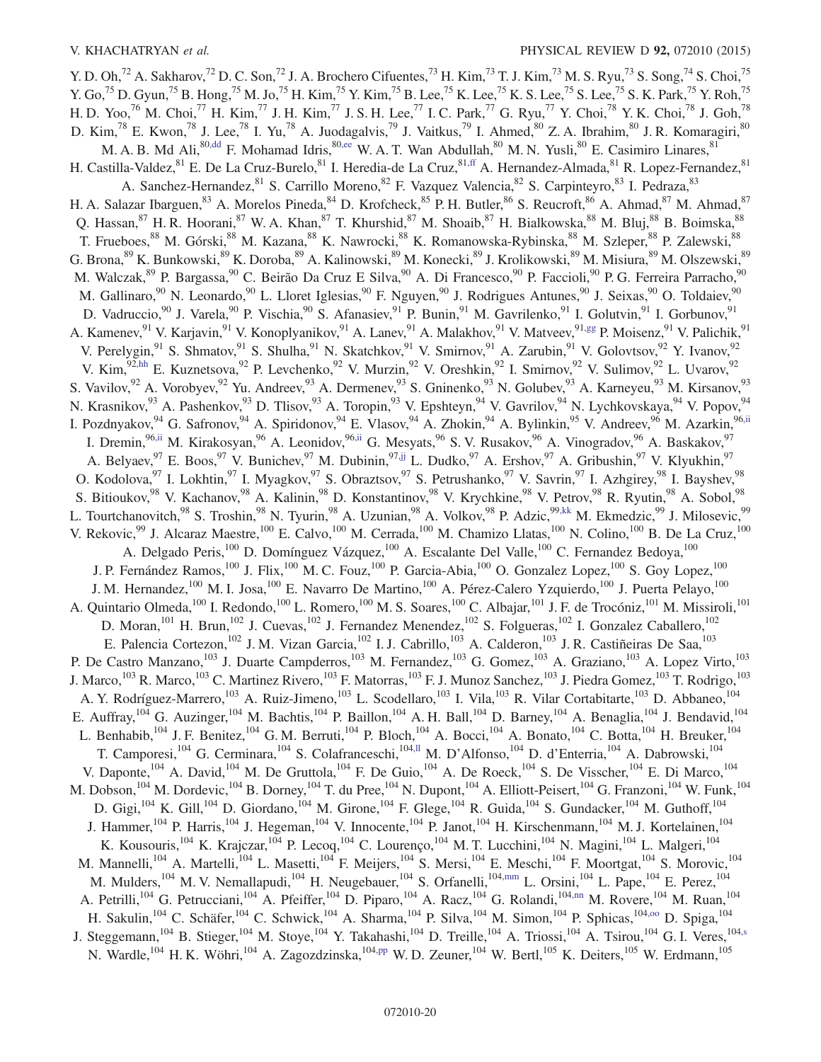Y. D. Oh,[72] A. Sakharov,[72] D. C. Son,[72] J. A. Brochero Cifuentes,[73] H. Kim,[73] T. J. Kim,[73] M. S. Ryu,[73] S. Song,[74] S. Choi,[75] Y. Go,[75] D. Gyun,[75] B. Hong,[75] M. Jo,[75] H. Kim,[75] Y. Kim,[75] B. Lee,[75] K. Lee,[75] K. S. Lee,[75] S. Lee,[75] S. K. Park,[75] Y. Roh,[75] H. D. Yoo,[76] M. Choi,[77] H. Kim,[77] J. H. Kim,[77] J. S. H. Lee,[77] I. C. Park,[77] G. Ryu,[77] Y. Choi,[78] Y. K. Choi,[78] J. Goh,[78] D. Kim,[78] E. Kwon,[78] J. Lee,[78] I. Yu,[78] A. Juodagalvis,[79] J. Vaitkus,[79] I. Ahmed,[80] Z. A. Ibrahim,[80] J. R. Komaragiri,[80] M. A. B. Md Ali,[80,dd] F. Mohamad Idris,[80,ee] W. A. T. Wan Abdullah,[80] M. N. Yusli,[80] E. Casimiro Linares,[81] H. Castilla-Valdez,[81] E. De La Cruz-Burelo,[81] I. Heredia-de La Cruz,[81,ff] A. Hernandez-Almada,[81] R. Lopez-Fernandez,[81] A. Sanchez-Hernandez,[81] S. Carrillo Moreno,[82] F. Vazquez Valencia,[82] S. Carpinteyro,[83] I. Pedraza,[83] H. A. Salazar Ibarguen,[83] A. Morelos Pineda,[84] D. Krofcheck,[85] P. H. Butler,[86] S. Reucroft,[86] A. Ahmad,[87] M. Ahmad,[87] Q. Hassan,[87] H. R. Hoorani,[87] W. A. Khan,[87] T. Khurshid,[87] M. Shoaib,[87] H. Bialkowska,[88] M. Bluj,[88] B. Boimska,[88] T. Frueboes,[88] M. Górski,[88] M. Kazana,[88] K. Nawrocki,[88] K. Romanowska-Rybinska,[88] M. Szleper,[88] P. Zalewski,[88] G. Brona,[89] K. Bunkowski,[89] K. Doroba,[89] A. Kalinowski,[89] M. Konecki,[89] J. Krolikowski,[89] M. Misiura,[89] M. Olszewski,[89] M. Walczak,[89] P. Bargassa,[90] C. Beirão Da Cruz E Silva,[90] A. Di Francesco,[90] P. Faccioli,[90] P. G. Ferreira Parracho,[90] M. Gallinaro,[90] N. Leonardo,[90] L. Lloret Iglesias,[90] F. Nguyen,[90] J. Rodrigues Antunes,[90] J. Seixas,[90] O. Toldaiev,[90] D. Vadruccio,[90] J. Varela,[90] P. Vischia,[90] S. Afanasiev,[91] P. Bunin,[91] M. Gavrilenko,[91] I. Golutvin,[91] I. Gorbunov,[91] A. Kamenev,[91] V. Karjavin,[91] V. Konoplyanikov,[91] A. Lanev,[91] A. Malakhov,[91] V. Matveev,[91,gg] P. Moisenz,[91] V. Palichik,[91] V. Perelygin,[91] S. Shmatov,[91] S. Shulha,[91] N. Skatchkov,[91] V. Smirnov,[91] A. Zarubin,[91] V. Golovtsov,[92] Y. Ivanov,[92] V. Kim,[92,hh] E. Kuznetsova,[92] P. Levchenko,[92] V. Murzin,[92] V. Oreshkin,[92] I. Smirnov,[92] V. Sulimov,[92] L. Uvarov,[92] S. Vavilov,[92] A. Vorobyev,[92] Yu. Andreev,[93] A. Dermenev,[93] S. Gninenko,[93] N. Golubev,[93] A. Karneyeu,[93] M. Kirsanov,[93] N. Krasnikov,[93] A. Pashenkov,[93] D. Tlisov,[93] A. Toropin,[93] V. Epshteyn,[94] V. Gavrilov,[94] N. Lychkovskaya,[94] V. Popov,[94] I. Pozdnyakov,[94] G. Safronov,[94] A. Spiridonov,[94] E. Vlasov,[94] A. Zhokin,[94] A. Bylinkin,[95] V. Andreev,[96] M. Azarkin,[96,ii] I. Dremin,[96,ii] M. Kirakosyan,[96] A. Leonidov,[96,ii] G. Mesyats,[96] S. V. Rusakov,[96] A. Vinogradov,[96] A. Baskakov,[97] A. Belyaev,[97] E. Boos,[97] V. Bunichev,[97] M. Dubinin,[97,jj] L. Dudko,[97] A. Ershov,[97] A. Gribushin,[97] V. Klyukhin,[97] O. Kodolova,[97] I. Lokhtin,[97] I. Myagkov,[97] S. Obraztsov,[97] S. Petrushanko,[97] V. Savrin,[97] I. Azhgirey,[98] I. Bayshev,[98] S. Bitioukov,[98] V. Kachanov,[98] A. Kalinin,[98] D. Konstantinov,[98] V. Krychkine,[98] V. Petrov,[98] R. Ryutin,[98] A. Sobol,[98] L. Tourtchanovitch,[98] S. Troshin,[98] N. Tyurin,[98] A. Uzunian,[98] A. Volkov,[98] P. Adzic,[99,kk] M. Ekmedzic,[99] J. Milosevic,[99] V. Rekovic,[99] J. Alcaraz Maestre,[100] E. Calvo,[100] M. Cerrada,[100] M. Chamizo Llatas,[100] N. Colino,[100] B. De La Cruz,[100] A. Delgado Peris,[100] D. Domínguez Vázquez,[100] A. Escalante Del Valle,[100] C. Fernandez Bedoya,[100] J. P. Fernández Ramos,[100] J. Flix,[100] M. C. Fouz,[100] P. Garcia-Abia,[100] O. Gonzalez Lopez,[100] S. Goy Lopez,[100] J. M. Hernandez,[100] M. I. Josa,[100] E. Navarro De Martino,[100] A. Pérez-Calero Yzquierdo,[100] J. Puerta Pelayo,[100] A. Quintario Olmeda,[100] I. Redondo,[100] L. Romero,[100] M. S. Soares,[100] C. Albajar,[101] J. F. de Trocóniz,[101] M. Missiroli,[101] D. Moran,[101] H. Brun,[102] J. Cuevas,[102] J. Fernandez Menendez,[102] S. Folgueras,[102] I. Gonzalez Caballero,[102] E. Palencia Cortezon,[102] J. M. Vizan Garcia,[102] I. J. Cabrillo,[103] A. Calderon,[103] J. R. Castiñeiras De Saa,[103] P. De Castro Manzano,[103] J. Duarte Campderros,[103] M. Fernandez,[103] G. Gomez,[103] A. Graziano,[103] A. Lopez Virto,[103] J. Marco,[103] R. Marco,[103] C. Martinez Rivero,[103] F. Matorras,[103] F. J. Munoz Sanchez,[103] J. Piedra Gomez,[103] T. Rodrigo,[103] A. Y. Rodríguez-Marrero,[103] A. Ruiz-Jimeno,[103] L. Scodellaro,[103] I. Vila,[103] R. Vilar Cortabitarte,[103] D. Abbaneo,[104] E. Auffray,[104] G. Auzinger,[104] M. Bachtis,[104] P. Baillon,[104] A. H. Ball,[104] D. Barney,[104] A. Benaglia,[104] J. Bendavid,[104] L. Benhabib,[104] J. F. Benitez,[104] G. M. Berruti,[104] P. Bloch,[104] A. Bocci,[104] A. Bonato,[104] C. Botta,[104] H. Breuker,[104] T. Camporesi,[104] G. Cerminara,[104] S. Colafranceschi,[104,ll] M. D'Alfonso,[104] D. d'Enterria,[104] A. Dabrowski,[104] V. Daponte,[104] A. David,[104] M. De Gruttola,[104] F. De Guio,[104] A. De Roeck,[104] S. De Visscher,[104] E. Di Marco,[104] M. Dobson,[104] M. Dordevic,[104] B. Dorney,[104] T. du Pree,[104] N. Dupont,[104] A. Elliott-Peisert,[104] G. Franzoni,[104] W. Funk,[104] D. Gigi,[104] K. Gill,[104] D. Giordano,[104] M. Girone,[104] F. Glege,[104] R. Guida,[104] S. Gundacker,[104] M. Guthoff,[104] J. Hammer,[104] P. Harris,[104] J. Hegeman,[104] V. Innocente,[104] P. Janot,[104] H. Kirschenmann,[104] M. J. Kortelainen,[104] K. Kousouris,[104] K. Krajczar,[104] P. Lecoq,[104] C. Lourenço,[104] M. T. Lucchini,[104] N. Magini,[104] L. Malgeri,[104] M. Mannelli,[104] A. Martelli,[104] L. Masetti,[104] F. Meijers,[104] S. Mersi,[104] E. Meschi,[104] F. Moortgat,[104] S. Morovic,[104] M. Mulders,[104] M. V. Nemallapudi,[104] H. Neugebauer,[104] S. Orfanelli,[104,mm] L. Orsini,[104] L. Pape,[104] E. Perez,[104] A. Petrilli,[104] G. Petrucciani,[104] A. Pfeiffer,[104] D. Piparo,[104] A. Racz,[104] G. Rolandi,[104,nn] M. Rovere,[104] M. Ruan,[104] H. Sakulin,[104] C. Schäfer,[104] C. Schwick,[104] A. Sharma,[104] P. Silva,[104] M. Simon,[104] P. Sphicas,[104,oo] D. Spiga,[104] J. Steggemann,[104] B. Stieger,[104] M. Stoye,[104] Y. Takahashi,[104] D. Treille,[104] A. Triossi,[104] A. Tsirou,[104] G. I. Veres,[104,s] N. Wardle,[104] H. K. Wöhri,[104] A. Zagozdzinska,[104,pp] W. D. Zeuner,[104] W. Bertl,[105] K. Deiters,[105] W. Erdmann,[105]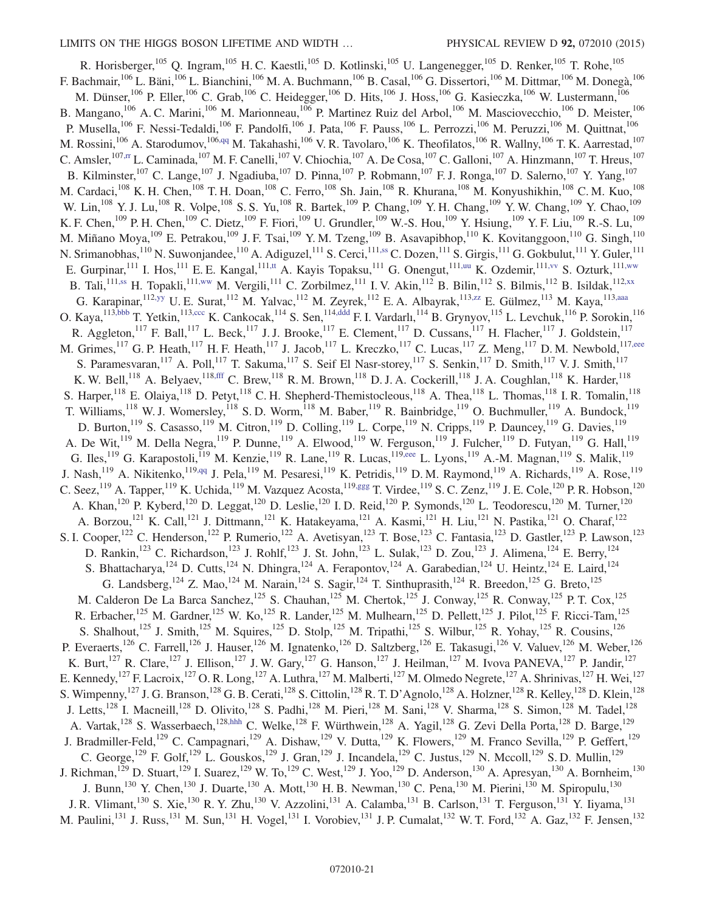R. Horisberger,[105] Q. Ingram,[105] H. C. Kaestli,[105] D. Kotlinski,[105] U. Langenegger,[105] D. Renker,[105] T. Rohe,[105] F. Bachmair,[106] L. Bäni,[106] L. Bianchini,[106] M. A. Buchmann,[106] B. Casal,[106] G. Dissertori,[106] M. Dittmar,[106] M. Donegà,[106] M. Dünser,[106] P. Eller,[106] C. Grab,[106] C. Heidegger,[106] D. Hits,[106] J. Hoss,[106] G. Kasieczka,[106] W. Lustermann,[106] B. Mangano,[106] A. C. Marini,[106] M. Marionneau,[106] P. Martinez Ruiz del Arbol,[106] M. Masciovecchio,[106] D. Meister,[106] P. Musella,[106] F. Nessi-Tedaldi,[106] F. Pandolfi,[106] J. Pata,[106] F. Pauss,[106] L. Perrozzi,[106] M. Peruzzi,[106] M. Quittnat,[106] M. Rossini,[106] A. Starodumov,[106,qq] M. Takahashi,[106] V. R. Tavolaro,[106] K. Theofilatos,[106] R. Wallny,[106] T. K. Aarrestad,[107] C. Amsler,[107,rr] L. Caminada,[107] M. F. Canelli,[107] V. Chiochia,[107] A. De Cosa,[107] C. Galloni,[107] A. Hinzmann,[107] T. Hreus,[107] B. Kilminster,[107] C. Lange,[107] J. Ngadiuba,[107] D. Pinna,[107] P. Robmann,[107] F. J. Ronga,[107] D. Salerno,[107] Y. Yang,[107] M. Cardaci,[108] K. H. Chen,[108] T. H. Doan,[108] C. Ferro,[108] Sh. Jain,[108] R. Khurana,[108] M. Konyushikhin,[108] C. M. Kuo,[108] W. Lin,[108] Y. J. Lu,[108] R. Volpe,[108] S. S. Yu,[108] R. Bartek,[109] P. Chang,[109] Y. H. Chang,[109] Y. W. Chang,[109] Y. Chao,[109] K. F. Chen,[109] P. H. Chen,[109] C. Dietz,[109] F. Fiori,[109] U. Grundler,[109] W.-S. Hou,[109] Y. Hsiung,[109] Y. F. Liu,[109] R.-S. Lu,[109] M. Miñano Moya,[109] E. Petrakou,[109] J. F. Tsai,[109] Y. M. Tzeng,[109] B. Asavapibhop,[110] K. Kovitanggoon,[110] G. Singh,[110] N. Srimanobhas,[110] N. Suwonjandee,[110] A. Adiguzel,[111] S. Cerci,[111,ss] C. Dozen,[111] S. Girgis,[111] G. Gokbulut,[111] Y. Guler,[111] E. Gurpinar,[111] I. Hos,[111] E. E. Kangal,[111,tt] A. Kayis Topaksu,[111] G. Onengut,[111,uu] K. Ozdemir,[111,vv] S. Ozturk,[111,ww] B. Tali,[111,ss] H. Topakli,[111,ww] M. Vergili,[111] C. Zorbilmez,[111] I. V. Akin,[112] B. Bilin,[112] S. Bilmis,[112] B. Isildak,[112,xx] G. Karapinar,[112,yy] U. E. Surat,[112] M. Yalvac,[112] M. Zeyrek,[112] E. A. Albayrak,[113,zz] E. Gülmez,[113] M. Kaya,[113,aaa] O. Kaya,[113,bbb] T. Yetkin,[113,ccc] K. Cankocak,[114] S. Sen,[114,ddd] F. I. Vardarlı,[114] B. Grynyov,[115] L. Levchuk,[116] P. Sorokin,[116] R. Aggleton,[117] F. Ball,[117] L. Beck,[117] J. J. Brooke,[117] E. Clement,[117] D. Cussans,[117] H. Flacher,[117] J. Goldstein,[117] M. Grimes,[117] G. P. Heath,[117] H. F. Heath,[117] J. Jacob,[117] L. Kreczko,[117] C. Lucas,[117] Z. Meng,[117] D. M. Newbold,[117,eee] S. Paramesvaran,[117] A. Poll,[117] T. Sakuma,[117] S. Seif El Nasr-storey,[117] S. Senkin,[117] D. Smith,[117] V. J. Smith,[117] K. W. Bell,[118] A. Belyaev,[118,fff] C. Brew,[118] R. M. Brown,[118] D. J. A. Cockerill,[118] J. A. Coughlan,[118] K. Harder,[118] S. Harper,[118] E. Olaiya,[118] D. Petyt,[118] C. H. Shepherd-Themistocleous,[118] A. Thea,[118] L. Thomas,[118] I. R. Tomalin,[118] T. Williams,[118] W. J. Womersley,[118] S. D. Worm,[118] M. Baber,[119] R. Bainbridge,[119] O. Buchmuller,[119] A. Bundock,[119] D. Burton,[119] S. Casasso,[119] M. Citron,[119] D. Colling,[119] L. Corpe,[119] N. Cripps,[119] P. Dauncey,[119] G. Davies,[119] A. De Wit,[119] M. Della Negra,[119] P. Dunne,[119] A. Elwood,[119] W. Ferguson,[119] J. Fulcher,[119] D. Futyan,[119] G. Hall,[119] G. Iles,[119] G. Karapostoli,[119] M. Kenzie,[119] R. Lane,[119] R. Lucas,[119,eee] L. Lyons,[119] A.-M. Magnan,[119] S. Malik,[119] J. Nash,[119] A. Nikitenko,[119,qq] J. Pela,[119] M. Pesaresi,[119] K. Petridis,[119] D. M. Raymond,[119] A. Richards,[119] A. Rose,[119] C. Seez,[119] A. Tapper,[119] K. Uchida,[119] M. Vazquez Acosta,[119,ggg] T. Virdee,[119] S. C. Zenz,[119] J. E. Cole,[120] P. R. Hobson,[120] A. Khan,[120] P. Kyberd,[120] D. Leggat,[120] D. Leslie,[120] I. D. Reid,[120] P. Symonds,[120] L. Teodorescu,[120] M. Turner,[120] A. Borzou,[121] K. Call,[121] J. Dittmann,[121] K. Hatakeyama,[121] A. Kasmi,[121] H. Liu,[121] N. Pastika,[121] O. Charaf,[122] S. I. Cooper,[122] C. Henderson,[122] P. Rumerio,[122] A. Avetisyan,[123] T. Bose,[123] C. Fantasia,[123] D. Gastler,[123] P. Lawson,[123] D. Rankin,[123] C. Richardson,[123] J. Rohlf,[123] J. St. John,[123] L. Sulak,[123] D. Zou,[123] J. Alimena,[124] E. Berry,[124] S. Bhattacharya,[124] D. Cutts,[124] N. Dhingra,[124] A. Ferapontov,[124] A. Garabedian,[124] U. Heintz,[124] E. Laird,[124] G. Landsberg,[124] Z. Mao,[124] M. Narain,[124] S. Sagir,[124] T. Sinthuprasith,[124] R. Breedon,[125] G. Breto,[125] M. Calderon De La Barca Sanchez,[125] S. Chauhan,[125] M. Chertok,[125] J. Conway,[125] R. Conway,[125] P. T. Cox,[125] R. Erbacher,[125] M. Gardner,[125] W. Ko,[125] R. Lander,[125] M. Mulhearn,[125] D. Pellett,[125] J. Pilot,[125] F. Ricci-Tam,[125] S. Shalhout,[125] J. Smith,[125] M. Squires,[125] D. Stolp,[125] M. Tripathi,[125] S. Wilbur,[125] R. Yohay,[125] R. Cousins,[126] P. Everaerts,[126] C. Farrell,[126] J. Hauser,[126] M. Ignatenko,[126] D. Saltzberg,[126] E. Takasugi,[126] V. Valuev,[126] M. Weber,[126] K. Burt,[127] R. Clare,[127] J. Ellison,[127] J. W. Gary,[127] G. Hanson,[127] J. Heilman,[127] M. Ivova PANEVA,[127] P. Jandir,[127] E. Kennedy,[127] F. Lacroix,[127] O. R. Long,[127] A. Luthra,[127] M. Malberti,[127] M. Olmedo Negrete,[127] A. Shrinivas,[127] H. Wei,[127] S. Wimpenny,[127] J. G. Branson,[128] G. B. Cerati,[128] S. Cittolin,[128] R. T. D'Agnolo,[128] A. Holzner,[128] R. Kelley,[128] D. Klein,[128] J. Letts,[128] I. Macneill,[128] D. Olivito,[128] S. Padhi,[128] M. Pieri,[128] M. Sani,[128] V. Sharma,[128] S. Simon,[128] M. Tadel,[128] A. Vartak,[128] S. Wasserbaech,[128,hhh] C. Welke,[128] F. Würthwein,[128] A. Yagil,[128] G. Zevi Della Porta,[128] D. Barge,[129] J. Bradmiller-Feld,[129] C. Campagnari,[129] A. Dishaw,[129] V. Dutta,[129] K. Flowers,[129] M. Franco Sevilla,[129] P. Geffert,[129] C. George,[129] F. Golf,[129] L. Gouskos,[129] J. Gran,[129] J. Incandela,[129] C. Justus,[129] N. Mccoll,[129] S. D. Mullin,[129] J. Richman,[129] D. Stuart,[129] I. Suarez,[129] W. To,[129] C. West,[129] J. Yoo,[129] D. Anderson,[130] A. Apresyan,[130] A. Bornheim,[130] J. Bunn,[130] Y. Chen,[130] J. Duarte,[130] A. Mott,[130] H. B. Newman,[130] C. Pena,[130] M. Pierini,[130] M. Spiropulu,[130] J. R. Vlimant,[130] S. Xie,[130] R. Y. Zhu,[130] V. Azzolini,[131] A. Calamba,[131] B. Carlson,[131] T. Ferguson,[131] Y. Iiyama,[131] M. Paulini,[131] J. Russ,[131] M. Sun,[131] H. Vogel,[131] I. Vorobiev,[131] J. P. Cumalat,[132] W. T. Ford,[132] A. Gaz,[132] F. Jensen,[132]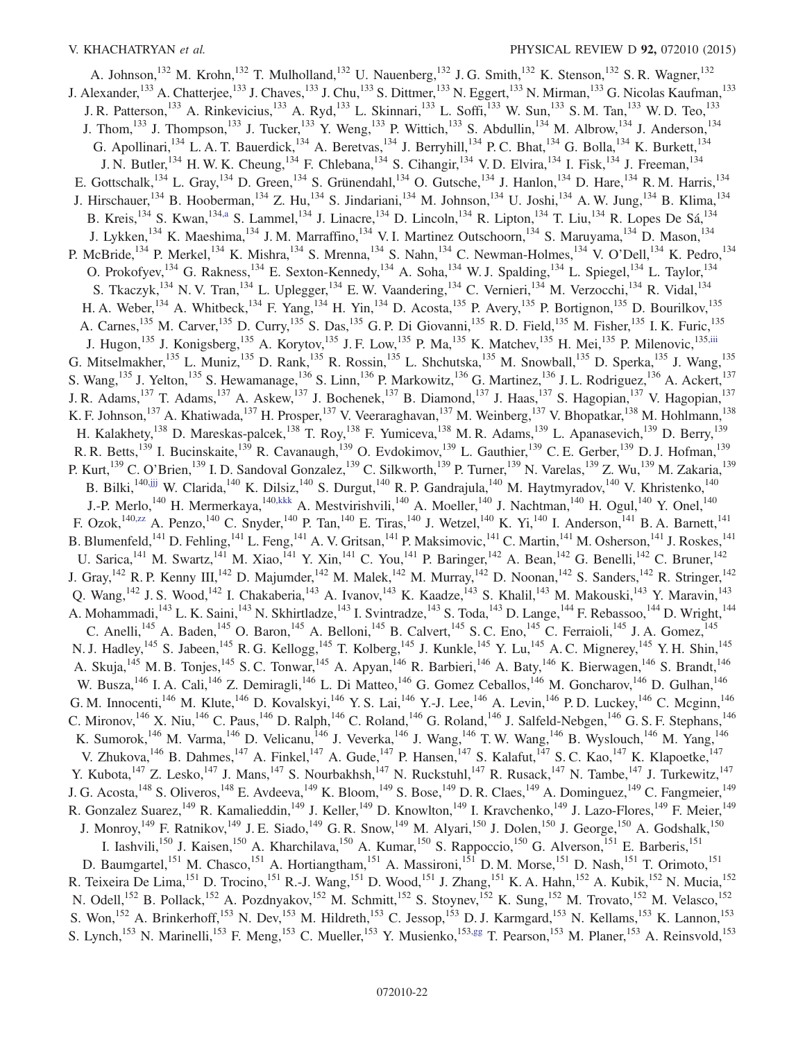A. Johnson,[132] M. Krohn,[132] T. Mulholland,[132] U. Nauenberg,[132] J. G. Smith,[132] K. Stenson,[132] S. R. Wagner,[132] J. Alexander,[133] A. Chatterjee,[133] J. Chaves,[133] J. Chu,[133] S. Dittmer,[133] N. Eggert,[133] N. Mirman,[133] G. Nicolas Kaufman,[133] J. R. Patterson,[133] A. Rinkevicius,[133] A. Ryd,[133] L. Skinnari,[133] L. Soffi,[133] W. Sun,[133] S. M. Tan,[133] W. D. Teo,[133] J. Thom,[133] J. Thompson,[133] J. Tucker,[133] Y. Weng,[133] P. Wittich,[133] S. Abdullin,[134] M. Albrow,[134] J. Anderson,[134] G. Apollinari,[134] L. A. T. Bauerdick,[134] A. Beretvas,[134] J. Berryhill,[134] P. C. Bhat,[134] G. Bolla,[134] K. Burkett,[134] J. N. Butler,[134] H. W. K. Cheung,[134] F. Chlebana,[134] S. Cihangir,[134] V. D. Elvira,[134] I. Fisk,[134] J. Freeman,[134] E. Gottschalk,[134] L. Gray,[134] D. Green,[134] S. Grünendahl,[134] O. Gutsche,[134] J. Hanlon,[134] D. Hare,[134] R. M. Harris,[134] J. Hirschauer,[134] B. Hooberman,[134] Z. Hu,[134] S. Jindariani,[134] M. Johnson,[134] U. Joshi,[134] A. W. Jung,[134] B. Klima,[134] B. Kreis,[134] S. Kwan,[134,a] S. Lammel,[134] J. Linacre,[134] D. Lincoln,[134] R. Lipton,[134] T. Liu,[134] R. Lopes De Sá,[134] J. Lykken,[134] K. Maeshima,[134] J. M. Marraffino,[134] V. I. Martinez Outschoorn,[134] S. Maruyama,[134] D. Mason,[134] P. McBride,[134] P. Merkel,[134] K. Mishra,[134] S. Mrenna,[134] S. Nahn,[134] C. Newman-Holmes,[134] V. O'Dell,[134] K. Pedro,[134] O. Prokofyev,[134] G. Rakness,[134] E. Sexton-Kennedy,[134] A. Soha,[134] W. J. Spalding,[134] L. Spiegel,[134] L. Taylor,[134] S. Tkaczyk,[134] N. V. Tran,[134] L. Uplegger,[134] E. W. Vaandering,[134] C. Vernieri,[134] M. Verzocchi,[134] R. Vidal,[134] H. A. Weber,[134] A. Whitbeck,[134] F. Yang,[134] H. Yin,[134] D. Acosta,[135] P. Avery,[135] P. Bortignon,[135] D. Bourilkov,[135] A. Carnes,[135] M. Carver,[135] D. Curry,[135] S. Das,[135] G. P. Di Giovanni,[135] R. D. Field,[135] M. Fisher,[135] I. K. Furic,[135] J. Hugon,[135] J. Konigsberg,[135] A. Korytov,[135] J. F. Low,[135] P. Ma,[135] K. Matchev,[135] H. Mei,[135] P. Milenovic,[135,iii] G. Mitselmakher,[135] L. Muniz,[135] D. Rank,[135] R. Rossin,[135] L. Shchutska,[135] M. Snowball,[135] D. Sperka,[135] J. Wang,[135] S. Wang,[135] J. Yelton,[135] S. Hewamanage,[136] S. Linn,[136] P. Markowitz,[136] G. Martinez,[136] J. L. Rodriguez,[136] A. Ackert,[137] J. R. Adams,[137] T. Adams,[137] A. Askew,[137] J. Bochenek,[137] B. Diamond,[137] J. Haas,[137] S. Hagopian,[137] V. Hagopian,[137] K. F. Johnson,[137] A. Khatiwada,[137] H. Prosper,[137] V. Veeraraghavan,[137] M. Weinberg,[137] V. Bhopatkar,[138] M. Hohlmann,[138] H. Kalakhety,[138] D. Mareskas-palcek,[138] T. Roy,[138] F. Yumiceva,[138] M. R. Adams,[139] L. Apanasevich,[139] D. Berry,[139] R. R. Betts,[139] I. Bucinskaite,[139] R. Cavanaugh,[139] O. Evdokimov,[139] L. Gauthier,[139] C. E. Gerber,[139] D. J. Hofman,[139] P. Kurt,[139] C. O'Brien,[139] I. D. Sandoval Gonzalez,[139] C. Silkworth,[139] P. Turner,[139] N. Varelas,[139] Z. Wu,[139] M. Zakaria,[139] B. Bilki,[140,jjj] W. Clarida,[140] K. Dilsiz,[140] S. Durgut,[140] R. P. Gandrajula,[140] M. Haytmyradov,[140] V. Khristenko,[140] J.-P. Merlo,[140] H. Mermerkaya,[140,kkk] A. Mestvirishvili,[140] A. Moeller,[140] J. Nachtman,[140] H. Ogul,[140] Y. Onel,[140] F. Ozok,[140,zz] A. Penzo,[140] C. Snyder,[140] P. Tan,[140] E. Tiras,[140] J. Wetzel,[140] K. Yi,[140] I. Anderson,[141] B. A. Barnett,[141] B. Blumenfeld,[141] D. Fehling,[141] L. Feng,[141] A. V. Gritsan,[141] P. Maksimovic,[141] C. Martin,[141] M. Osherson,[141] J. Roskes,[141] U. Sarica,[141] M. Swartz,[141] M. Xiao,[141] Y. Xin,[141] C. You,[141] P. Baringer,[142] A. Bean,[142] G. Benelli,[142] C. Bruner,[142] J. Gray,[142] R. P. Kenny III,[142] D. Majumder,[142] M. Malek,[142] M. Murray,[142] D. Noonan,[142] S. Sanders,[142] R. Stringer,[142] Q. Wang,[142] J. S. Wood,[142] I. Chakaberia,[143] A. Ivanov,[143] K. Kaadze,[143] S. Khalil,[143] M. Makouski,[143] Y. Maravin,[143] A. Mohammadi,[143] L. K. Saini,[143] N. Skhirtladze,[143] I. Svintradze,[143] S. Toda,[143] D. Lange,[144] F. Rebassoo,[144] D. Wright,[144] C. Anelli,[145] A. Baden,[145] O. Baron,[145] A. Belloni,[145] B. Calvert,[145] S. C. Eno,[145] C. Ferraioli,[145] J. A. Gomez,[145] N. J. Hadley,[145] S. Jabeen,[145] R. G. Kellogg,[145] T. Kolberg,[145] J. Kunkle,[145] Y. Lu,[145] A. C. Mignerey,[145] Y. H. Shin,[145] A. Skuja,[145] M. B. Tonjes,[145] S. C. Tonwar,[145] A. Apyan,[146] R. Barbieri,[146] A. Baty,[146] K. Bierwagen,[146] S. Brandt,[146] W. Busza,[146] I. A. Cali,[146] Z. Demiragli,[146] L. Di Matteo,[146] G. Gomez Ceballos,[146] M. Goncharov,[146] D. Gulhan,[146] G. M. Innocenti,[146] M. Klute,[146] D. Kovalskyi,[146] Y. S. Lai,[146] Y.-J. Lee,[146] A. Levin,[146] P. D. Luckey,[146] C. Mcginn,[146] C. Mironov,[146] X. Niu,[146] C. Paus,[146] D. Ralph,[146] C. Roland,[146] G. Roland,[146] J. Salfeld-Nebgen,[146] G. S. F. Stephans,[146] K. Sumorok,[146] M. Varma,[146] D. Velicanu,[146] J. Veverka,[146] J. Wang,[146] T. W. Wang,[146] B. Wyslouch,[146] M. Yang,[146] V. Zhukova,[146] B. Dahmes,[147] A. Finkel,[147] A. Gude,[147] P. Hansen,[147] S. Kalafut,[147] S. C. Kao,[147] K. Klapoetke,[147] Y. Kubota,[147] Z. Lesko,[147] J. Mans,[147] S. Nourbakhsh,[147] N. Ruckstuhl,[147] R. Rusack,[147] N. Tambe,[147] J. Turkewitz,[147] J. G. Acosta,[148] S. Oliveros,[148] E. Avdeeva,[149] K. Bloom,[149] S. Bose,[149] D. R. Claes,[149] A. Dominguez,[149] C. Fangmeier,[149] R. Gonzalez Suarez,[149] R. Kamalieddin,[149] J. Keller,[149] D. Knowlton,[149] I. Kravchenko,[149] J. Lazo-Flores,[149] F. Meier,[149] J. Monroy,[149] F. Ratnikov,[149] J. E. Siado,[149] G. R. Snow,[149] M. Alyari,[150] J. Dolen,[150] J. George,[150] A. Godshalk,[150] I. Iashvili,[150] J. Kaisen,[150] A. Kharchilava,[150] A. Kumar,[150] S. Rappoccio,[150] G. Alverson,[151] E. Barberis,[151] D. Baumgartel,[151] M. Chasco,[151] A. Hortiangtham,[151] A. Massironi,[151] D. M. Morse,[151] D. Nash,[151] T. Orimoto,[151] R. Teixeira De Lima,[151] D. Trocino,[151] R.-J. Wang,[151] D. Wood,[151] J. Zhang,[151] K. A. Hahn,[152] A. Kubik,[152] N. Mucia,[152] N. Odell,[152] B. Pollack,[152] A. Pozdnyakov,[152] M. Schmitt,[152] S. Stoynev,[152] K. Sung,[152] M. Trovato,[152] M. Velasco,[152] S. Won,[152] A. Brinkerhoff,[153] N. Dev,[153] M. Hildreth,[153] C. Jessop,[153] D. J. Karmgard,[153] N. Kellams,[153] K. Lannon,[153] S. Lynch,[153] N. Marinelli,[153] F. Meng,[153] C. Mueller,[153] Y. Musienko,[153,gg] T. Pearson,[153] M. Planer,[153] A. Reinsvold,[153]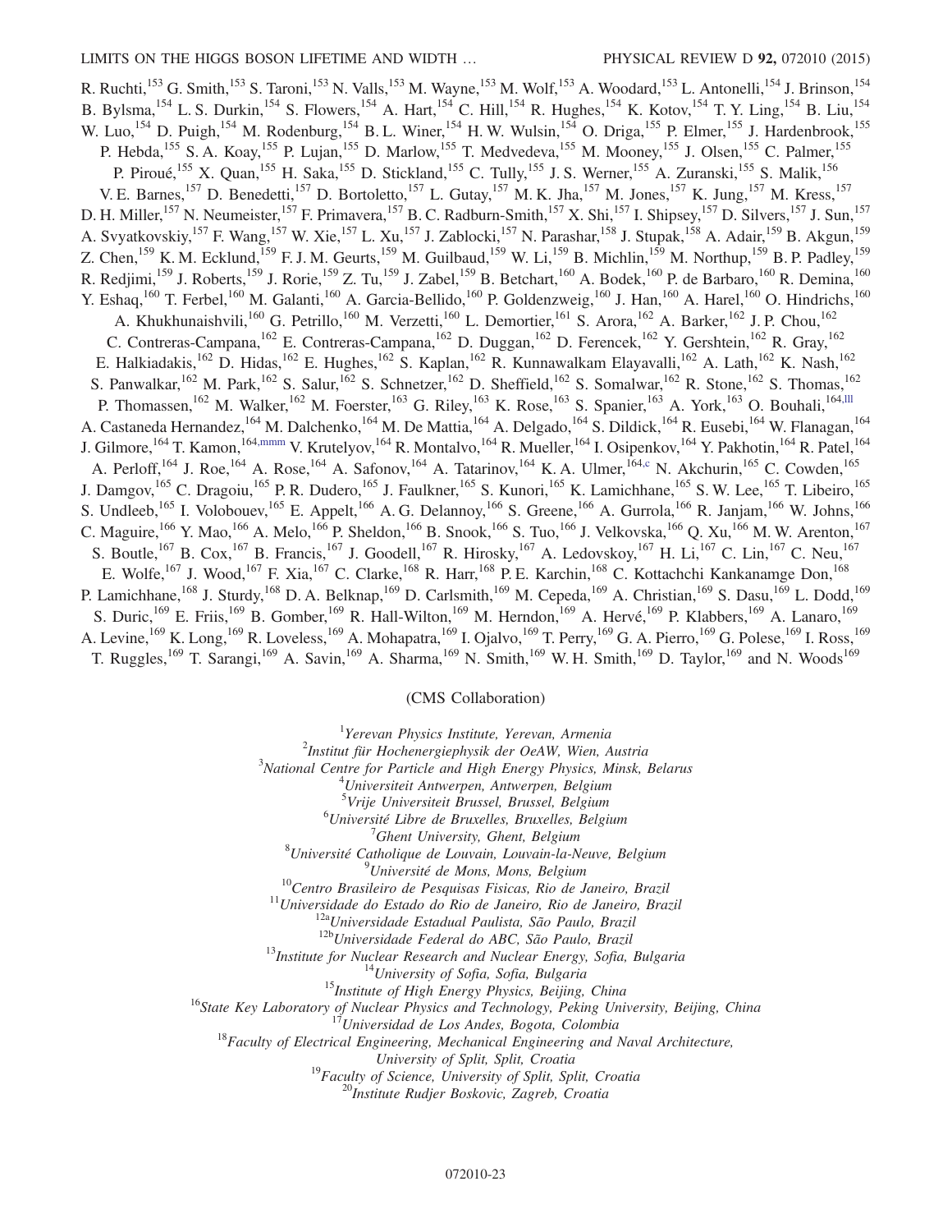R. Ruchti,[153] G. Smith,[153] S. Taroni,[153] N. Valls,[153] M. Wayne,[153] M. Wolf,[153] A. Woodard,[153] L. Antonelli,[154] J. Brinson,[154] B. Bylsma,[154] L. S. Durkin,[154] S. Flowers,[154] A. Hart,[154] C. Hill,[154] R. Hughes,[154] K. Kotov,[154] T. Y. Ling,[154] B. Liu,[154] W. Luo,[154] D. Puigh,[154] M. Rodenburg,[154] B. L. Winer,[154] H. W. Wulsin,[154] O. Driga,[155] P. Elmer,[155] J. Hardenbrook,[155] P. Hebda,[155] S. A. Koay,[155] P. Lujan,[155] D. Marlow,[155] T. Medvedeva,[155] M. Mooney,[155] J. Olsen,[155] C. Palmer,[155] P. Piroué,[155] X. Quan,[155] H. Saka,[155] D. Stickland,[155] C. Tully,[155] J. S. Werner,[155] A. Zuranski,[155] S. Malik,[156] V. E. Barnes,[157] D. Benedetti,[157] D. Bortoletto,[157] L. Gutay,[157] M. K. Jha,[157] M. Jones,[157] K. Jung,[157] M. Kress,[157] D. H. Miller,[157] N. Neumeister,[157] F. Primavera,[157] B. C. Radburn-Smith,[157] X. Shi,[157] I. Shipsey,[157] D. Silvers,[157] J. Sun,[157] A. Svyatkovskiy,[157] F. Wang,[157] W. Xie,[157] L. Xu,[157] J. Zablocki,[157] N. Parashar,[158] J. Stupak,[158] A. Adair,[159] B. Akgun,[159] Z. Chen,[159] K. M. Ecklund,[159] F. J. M. Geurts,[159] M. Guilbaud,[159] W. Li,[159] B. Michlin,[159] M. Northup,[159] B. P. Padley,[159] R. Redjimi,[159] J. Roberts,[159] J. Rorie,[159] Z. Tu,[159] J. Zabel,[159] B. Betchart,[160] A. Bodek,[160] P. de Barbaro,[160] R. Demina,[160] Y. Eshaq,[160] T. Ferbel,[160] M. Galanti,[160] A. Garcia-Bellido,[160] P. Goldenzweig,[160] J. Han,[160] A. Harel,[160] O. Hindrichs,[160] A. Khukhunaishvili,[160] G. Petrillo,[160] M. Verzetti,[160] L. Demortier,[161] S. Arora,[162] A. Barker,[162] J. P. Chou,[162] C. Contreras-Campana,[162] E. Contreras-Campana,[162] D. Duggan,[162] D. Ferencek,[162] Y. Gershtein,[162] R. Gray,[162] E. Halkiadakis,[162] D. Hidas,[162] E. Hughes,[162] S. Kaplan,[162] R. Kunnawalkam Elayavalli,[162] A. Lath,[162] K. Nash,[162] S. Panwalkar,[162] M. Park,[162] S. Salur,[162] S. Schnetzer,[162] D. Sheffield,[162] S. Somalwar,[162] R. Stone,[162] S. Thomas,[162] P. Thomassen,[162] M. Walker,[162] M. Foerster,[163] G. Riley,[163] K. Rose,[163] S. Spanier,[163] A. York,[163] O. Bouhali,[164,lll] A. Castaneda Hernandez,[164] M. Dalchenko,[164] M. De Mattia,[164] A. Delgado,[164] S. Dildick,[164] R. Eusebi,[164] W. Flanagan,[164] J. Gilmore,[164] T. Kamon,[164,mmm] V. Krutelyov,[164] R. Montalvo,[164] R. Mueller,[164] I. Osipenkov,[164] Y. Pakhotin,[164] R. Patel,[164] A. Perloff,[164] J. Roe,[164] A. Rose,[164] A. Safonov,[164] A. Tatarinov,[164] K. A. Ulmer,[164,c] N. Akchurin,[165] C. Cowden,[165] J. Damgov,[165] C. Dragoiu,[165] P. R. Dudero,[165] J. Faulkner,[165] S. Kunori,[165] K. Lamichhane,[165] S. W. Lee,[165] T. Libeiro,[165] S. Undleeb,[165] I. Volobouev,[165] E. Appelt,[166] A. G. Delannoy,[166] S. Greene,[166] A. Gurrola,[166] R. Janjam,[166] W. Johns,[166] C. Maguire,[166] Y. Mao,[166] A. Melo,[166] P. Sheldon,[166] B. Snook,[166] S. Tuo,[166] J. Velkovska,[166] Q. Xu,[166] M. W. Arenton,[167] S. Boutle,[167] B. Cox,[167] B. Francis,[167] J. Goodell,[167] R. Hirosky,[167] A. Ledovskoy,[167] H. Li,[167] C. Lin,[167] C. Neu,[167] E. Wolfe,[167] J. Wood,[167] F. Xia,[167] C. Clarke,[168] R. Harr,[168] P. E. Karchin,[168] C. Kottachchi Kankanamge Don,[168] P. Lamichhane,[168] J. Sturdy,[168] D. A. Belknap,[169] D. Carlsmith,[169] M. Cepeda,[169] A. Christian,[169] S. Dasu,[169] L. Dodd,[169] S. Duric,[169] E. Friis,[169] B. Gomber,[169] R. Hall-Wilton,[169] M. Herndon,[169] A. Hervé,[169] P. Klabbers,[169] A. Lanaro,[169] A. Levine,[169] K. Long,[169] R. Loveless,[169] A. Mohapatra,[169] I. Ojalvo,[169] T. Perry,[169] G. A. Pierro,[169] G. Polese,[169] I. Ross,[169] T. Ruggles,[169] T. Sarangi,[169] A. Savin,[169] A. Sharma,[169] N. Smith,[169] W. H. Smith,[169] D. Taylor,[169] and N. Woods[169]

(CMS Collaboration)

[1]*Yerevan Physics Institute, Yerevan, Armenia*
[2]*Institut für Hochenergiephysik der OeAW, Wien, Austria*
[3]*National Centre for Particle and High Energy Physics, Minsk, Belarus*
[4]*Universiteit Antwerpen, Antwerpen, Belgium*
[5]*Vrije Universiteit Brussel, Brussel, Belgium*
[6]*Université Libre de Bruxelles, Bruxelles, Belgium*
[7]*Ghent University, Ghent, Belgium*
[8]*Université Catholique de Louvain, Louvain-la-Neuve, Belgium*
[9]*Université de Mons, Mons, Belgium*
[10]*Centro Brasileiro de Pesquisas Fisicas, Rio de Janeiro, Brazil*
[11]*Universidade do Estado do Rio de Janeiro, Rio de Janeiro, Brazil*
[12a]*Universidade Estadual Paulista, São Paulo, Brazil*
[12b]*Universidade Federal do ABC, São Paulo, Brazil*
[13]*Institute for Nuclear Research and Nuclear Energy, Sofia, Bulgaria*
[14]*University of Sofia, Sofia, Bulgaria*
[15]*Institute of High Energy Physics, Beijing, China*
[16]*State Key Laboratory of Nuclear Physics and Technology, Peking University, Beijing, China*
[17]*Universidad de Los Andes, Bogota, Colombia*
[18]*Faculty of Electrical Engineering, Mechanical Engineering and Naval Architecture, University of Split, Split, Croatia*
[19]*Faculty of Science, University of Split, Split, Croatia*
[20]*Institute Rudjer Boskovic, Zagreb, Croatia*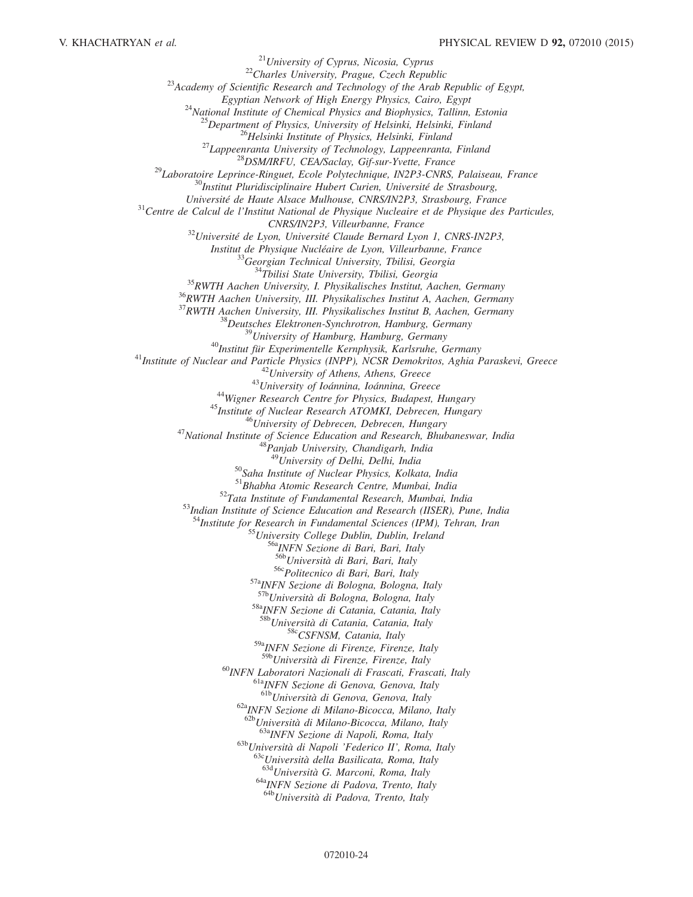[21]University of Cyprus, Nicosia, Cyprus
[22]Charles University, Prague, Czech Republic
[23]Academy of Scientific Research and Technology of the Arab Republic of Egypt, Egyptian Network of High Energy Physics, Cairo, Egypt
[24]National Institute of Chemical Physics and Biophysics, Tallinn, Estonia
[25]Department of Physics, University of Helsinki, Helsinki, Finland
[26]Helsinki Institute of Physics, Helsinki, Finland
[27]Lappeenranta University of Technology, Lappeenranta, Finland
[28]DSM/IRFU, CEA/Saclay, Gif-sur-Yvette, France
[29]Laboratoire Leprince-Ringuet, Ecole Polytechnique, IN2P3-CNRS, Palaiseau, France
[30]Institut Pluridisciplinaire Hubert Curien, Université de Strasbourg, Université de Haute Alsace Mulhouse, CNRS/IN2P3, Strasbourg, France
[31]Centre de Calcul de l'Institut National de Physique Nucleaire et de Physique des Particules, CNRS/IN2P3, Villeurbanne, France
[32]Université de Lyon, Université Claude Bernard Lyon 1, CNRS-IN2P3, Institut de Physique Nucléaire de Lyon, Villeurbanne, France
[33]Georgian Technical University, Tbilisi, Georgia
[34]Tbilisi State University, Tbilisi, Georgia
[35]RWTH Aachen University, I. Physikalisches Institut, Aachen, Germany
[36]RWTH Aachen University, III. Physikalisches Institut A, Aachen, Germany
[37]RWTH Aachen University, III. Physikalisches Institut B, Aachen, Germany
[38]Deutsches Elektronen-Synchrotron, Hamburg, Germany
[39]University of Hamburg, Hamburg, Germany
[40]Institut für Experimentelle Kernphysik, Karlsruhe, Germany
[41]Institute of Nuclear and Particle Physics (INPP), NCSR Demokritos, Aghia Paraskevi, Greece
[42]University of Athens, Athens, Greece
[43]University of Ioánnina, Ioánnina, Greece
[44]Wigner Research Centre for Physics, Budapest, Hungary
[45]Institute of Nuclear Research ATOMKI, Debrecen, Hungary
[46]University of Debrecen, Debrecen, Hungary
[47]National Institute of Science Education and Research, Bhubaneswar, India
[48]Panjab University, Chandigarh, India
[49]University of Delhi, Delhi, India
[50]Saha Institute of Nuclear Physics, Kolkata, India
[51]Bhabha Atomic Research Centre, Mumbai, India
[52]Tata Institute of Fundamental Research, Mumbai, India
[53]Indian Institute of Science Education and Research (IISER), Pune, India
[54]Institute for Research in Fundamental Sciences (IPM), Tehran, Iran
[55]University College Dublin, Dublin, Ireland
[56a]INFN Sezione di Bari, Bari, Italy
[56b]Università di Bari, Bari, Italy
[56c]Politecnico di Bari, Bari, Italy
[57a]INFN Sezione di Bologna, Bologna, Italy
[57b]Università di Bologna, Bologna, Italy
[58a]INFN Sezione di Catania, Catania, Italy
[58b]Università di Catania, Catania, Italy
[58c]CSFNSM, Catania, Italy
[59a]INFN Sezione di Firenze, Firenze, Italy
[59b]Università di Firenze, Firenze, Italy
[60]INFN Laboratori Nazionali di Frascati, Frascati, Italy
[61a]INFN Sezione di Genova, Genova, Italy
[61b]Università di Genova, Genova, Italy
[62a]INFN Sezione di Milano-Bicocca, Milano, Italy
[62b]Università di Milano-Bicocca, Milano, Italy
[63a]INFN Sezione di Napoli, Roma, Italy
[63b]Università di Napoli 'Federico II', Roma, Italy
[63c]Università della Basilicata, Roma, Italy
[63d]Università G. Marconi, Roma, Italy
[64a]INFN Sezione di Padova, Trento, Italy
[64b]Università di Padova, Trento, Italy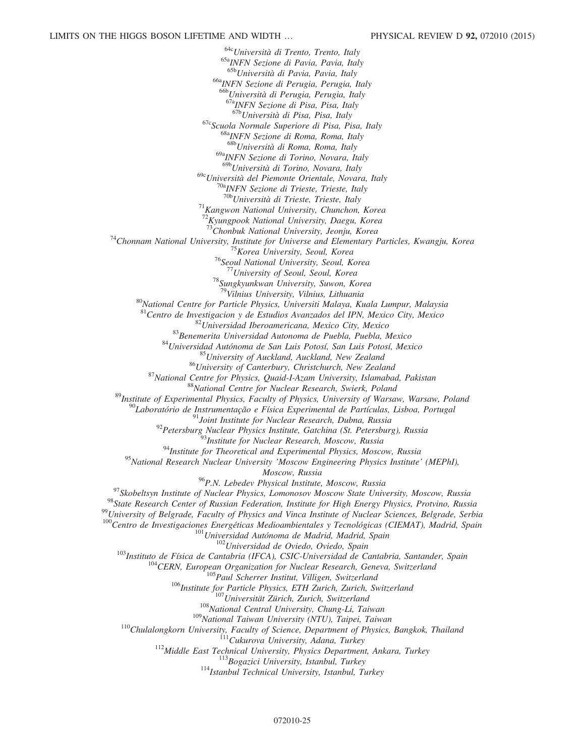[64c]Università di Trento, Trento, Italy
[65a]INFN Sezione di Pavia, Pavia, Italy
[65b]Università di Pavia, Pavia, Italy
[66a]INFN Sezione di Perugia, Perugia, Italy
[66b]Università di Perugia, Perugia, Italy
[67a]INFN Sezione di Pisa, Pisa, Italy
[67b]Università di Pisa, Pisa, Italy
[67c]Scuola Normale Superiore di Pisa, Pisa, Italy
[68a]INFN Sezione di Roma, Roma, Italy
[68b]Università di Roma, Roma, Italy
[69a]INFN Sezione di Torino, Novara, Italy
[69b]Università di Torino, Novara, Italy
[69c]Università del Piemonte Orientale, Novara, Italy
[70a]INFN Sezione di Trieste, Trieste, Italy
[70b]Università di Trieste, Trieste, Italy
[71]Kangwon National University, Chunchon, Korea
[72]Kyungpook National University, Daegu, Korea
[73]Chonbuk National University, Jeonju, Korea
[74]Chonnam National University, Institute for Universe and Elementary Particles, Kwangju, Korea
[75]Korea University, Seoul, Korea
[76]Seoul National University, Seoul, Korea
[77]University of Seoul, Seoul, Korea
[78]Sungkyunkwan University, Suwon, Korea
[79]Vilnius University, Vilnius, Lithuania
[80]National Centre for Particle Physics, Universiti Malaya, Kuala Lumpur, Malaysia
[81]Centro de Investigacion y de Estudios Avanzados del IPN, Mexico City, Mexico
[82]Universidad Iberoamericana, Mexico City, Mexico
[83]Benemerita Universidad Autonoma de Puebla, Puebla, Mexico
[84]Universidad Autónoma de San Luis Potosí, San Luis Potosí, Mexico
[85]University of Auckland, Auckland, New Zealand
[86]University of Canterbury, Christchurch, New Zealand
[87]National Centre for Physics, Quaid-I-Azam University, Islamabad, Pakistan
[88]National Centre for Nuclear Research, Swierk, Poland
[89]Institute of Experimental Physics, Faculty of Physics, University of Warsaw, Warsaw, Poland
[90]Laboratório de Instrumentação e Física Experimental de Partículas, Lisboa, Portugal
[91]Joint Institute for Nuclear Research, Dubna, Russia
[92]Petersburg Nuclear Physics Institute, Gatchina (St. Petersburg), Russia
[93]Institute for Nuclear Research, Moscow, Russia
[94]Institute for Theoretical and Experimental Physics, Moscow, Russia
[95]National Research Nuclear University 'Moscow Engineering Physics Institute' (MEPhI), Moscow, Russia
[96]P.N. Lebedev Physical Institute, Moscow, Russia
[97]Skobeltsyn Institute of Nuclear Physics, Lomonosov Moscow State University, Moscow, Russia
[98]State Research Center of Russian Federation, Institute for High Energy Physics, Protvino, Russia
[99]University of Belgrade, Faculty of Physics and Vinca Institute of Nuclear Sciences, Belgrade, Serbia
[100]Centro de Investigaciones Energéticas Medioambientales y Tecnológicas (CIEMAT), Madrid, Spain
[101]Universidad Autónoma de Madrid, Madrid, Spain
[102]Universidad de Oviedo, Oviedo, Spain
[103]Instituto de Física de Cantabria (IFCA), CSIC-Universidad de Cantabria, Santander, Spain
[104]CERN, European Organization for Nuclear Research, Geneva, Switzerland
[105]Paul Scherrer Institut, Villigen, Switzerland
[106]Institute for Particle Physics, ETH Zurich, Zurich, Switzerland
[107]Universität Zürich, Zurich, Switzerland
[108]National Central University, Chung-Li, Taiwan
[109]National Taiwan University (NTU), Taipei, Taiwan
[110]Chulalongkorn University, Faculty of Science, Department of Physics, Bangkok, Thailand
[111]Cukurova University, Adana, Turkey
[112]Middle East Technical University, Physics Department, Ankara, Turkey
[113]Bogazici University, Istanbul, Turkey
[114]Istanbul Technical University, Istanbul, Turkey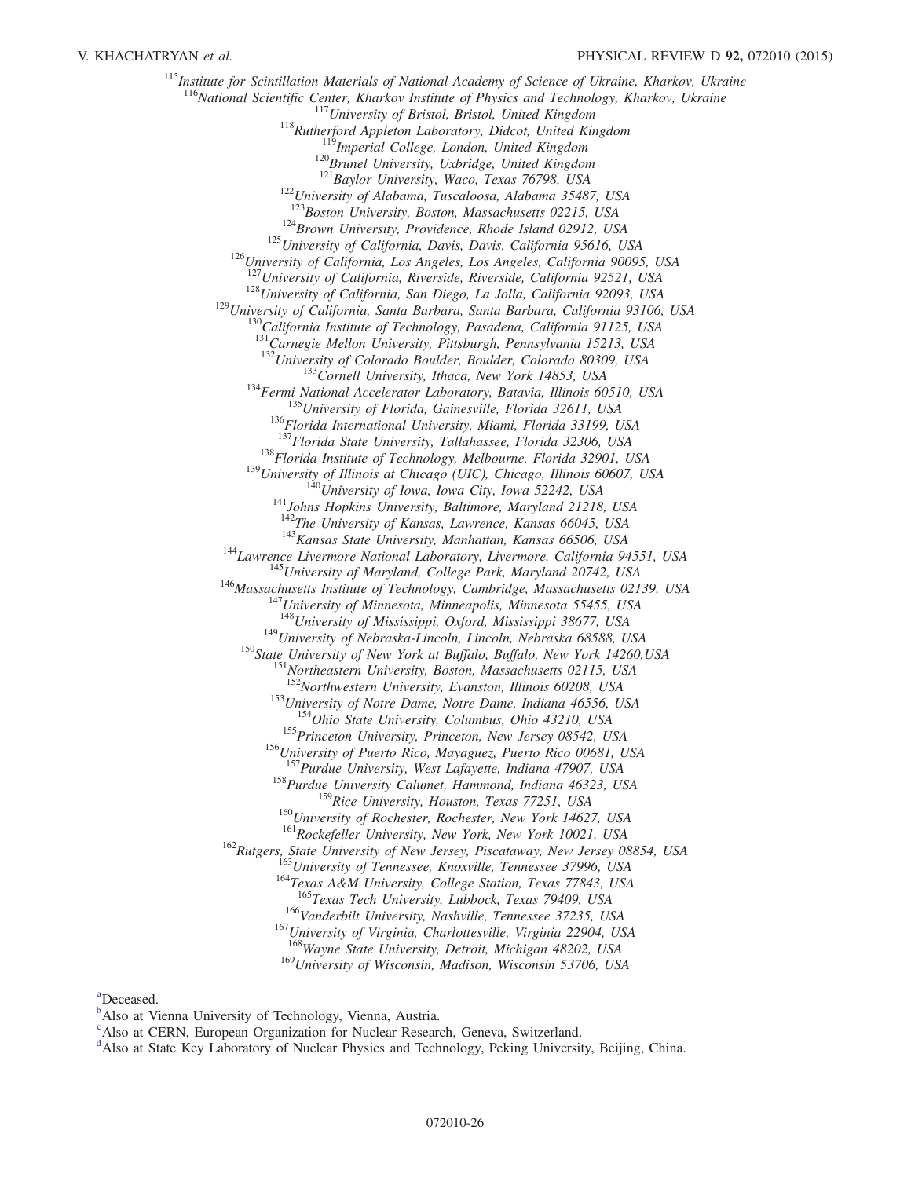[115]*Institute for Scintillation Materials of National Academy of Science of Ukraine, Kharkov, Ukraine*
[116]*National Scientific Center, Kharkov Institute of Physics and Technology, Kharkov, Ukraine*
[117]*University of Bristol, Bristol, United Kingdom*
[118]*Rutherford Appleton Laboratory, Didcot, United Kingdom*
[119]*Imperial College, London, United Kingdom*
[120]*Brunel University, Uxbridge, United Kingdom*
[121]*Baylor University, Waco, Texas 76798, USA*
[122]*University of Alabama, Tuscaloosa, Alabama 35487, USA*
[123]*Boston University, Boston, Massachusetts 02215, USA*
[124]*Brown University, Providence, Rhode Island 02912, USA*
[125]*University of California, Davis, Davis, California 95616, USA*
[126]*University of California, Los Angeles, Los Angeles, California 90095, USA*
[127]*University of California, Riverside, Riverside, California 92521, USA*
[128]*University of California, San Diego, La Jolla, California 92093, USA*
[129]*University of California, Santa Barbara, Santa Barbara, California 93106, USA*
[130]*California Institute of Technology, Pasadena, California 91125, USA*
[131]*Carnegie Mellon University, Pittsburgh, Pennsylvania 15213, USA*
[132]*University of Colorado Boulder, Boulder, Colorado 80309, USA*
[133]*Cornell University, Ithaca, New York 14853, USA*
[134]*Fermi National Accelerator Laboratory, Batavia, Illinois 60510, USA*
[135]*University of Florida, Gainesville, Florida 32611, USA*
[136]*Florida International University, Miami, Florida 33199, USA*
[137]*Florida State University, Tallahassee, Florida 32306, USA*
[138]*Florida Institute of Technology, Melbourne, Florida 32901, USA*
[139]*University of Illinois at Chicago (UIC), Chicago, Illinois 60607, USA*
[140]*University of Iowa, Iowa City, Iowa 52242, USA*
[141]*Johns Hopkins University, Baltimore, Maryland 21218, USA*
[142]*The University of Kansas, Lawrence, Kansas 66045, USA*
[143]*Kansas State University, Manhattan, Kansas 66506, USA*
[144]*Lawrence Livermore National Laboratory, Livermore, California 94551, USA*
[145]*University of Maryland, College Park, Maryland 20742, USA*
[146]*Massachusetts Institute of Technology, Cambridge, Massachusetts 02139, USA*
[147]*University of Minnesota, Minneapolis, Minnesota 55455, USA*
[148]*University of Mississippi, Oxford, Mississippi 38677, USA*
[149]*University of Nebraska-Lincoln, Lincoln, Nebraska 68588, USA*
[150]*State University of New York at Buffalo, Buffalo, New York 14260,USA*
[151]*Northeastern University, Boston, Massachusetts 02115, USA*
[152]*Northwestern University, Evanston, Illinois 60208, USA*
[153]*University of Notre Dame, Notre Dame, Indiana 46556, USA*
[154]*Ohio State University, Columbus, Ohio 43210, USA*
[155]*Princeton University, Princeton, New Jersey 08542, USA*
[156]*University of Puerto Rico, Mayaguez, Puerto Rico 00681, USA*
[157]*Purdue University, West Lafayette, Indiana 47907, USA*
[158]*Purdue University Calumet, Hammond, Indiana 46323, USA*
[159]*Rice University, Houston, Texas 77251, USA*
[160]*University of Rochester, Rochester, New York 14627, USA*
[161]*Rockefeller University, New York, New York 10021, USA*
[162]*Rutgers, State University of New Jersey, Piscataway, New Jersey 08854, USA*
[163]*University of Tennessee, Knoxville, Tennessee 37996, USA*
[164]*Texas A&M University, College Station, Texas 77843, USA*
[165]*Texas Tech University, Lubbock, Texas 79409, USA*
[166]*Vanderbilt University, Nashville, Tennessee 37235, USA*
[167]*University of Virginia, Charlottesville, Virginia 22904, USA*
[168]*Wayne State University, Detroit, Michigan 48202, USA*
[169]*University of Wisconsin, Madison, Wisconsin 53706, USA*

[a]Deceased.
[b]Also at Vienna University of Technology, Vienna, Austria.
[c]Also at CERN, European Organization for Nuclear Research, Geneva, Switzerland.
[d]Also at State Key Laboratory of Nuclear Physics and Technology, Peking University, Beijing, China.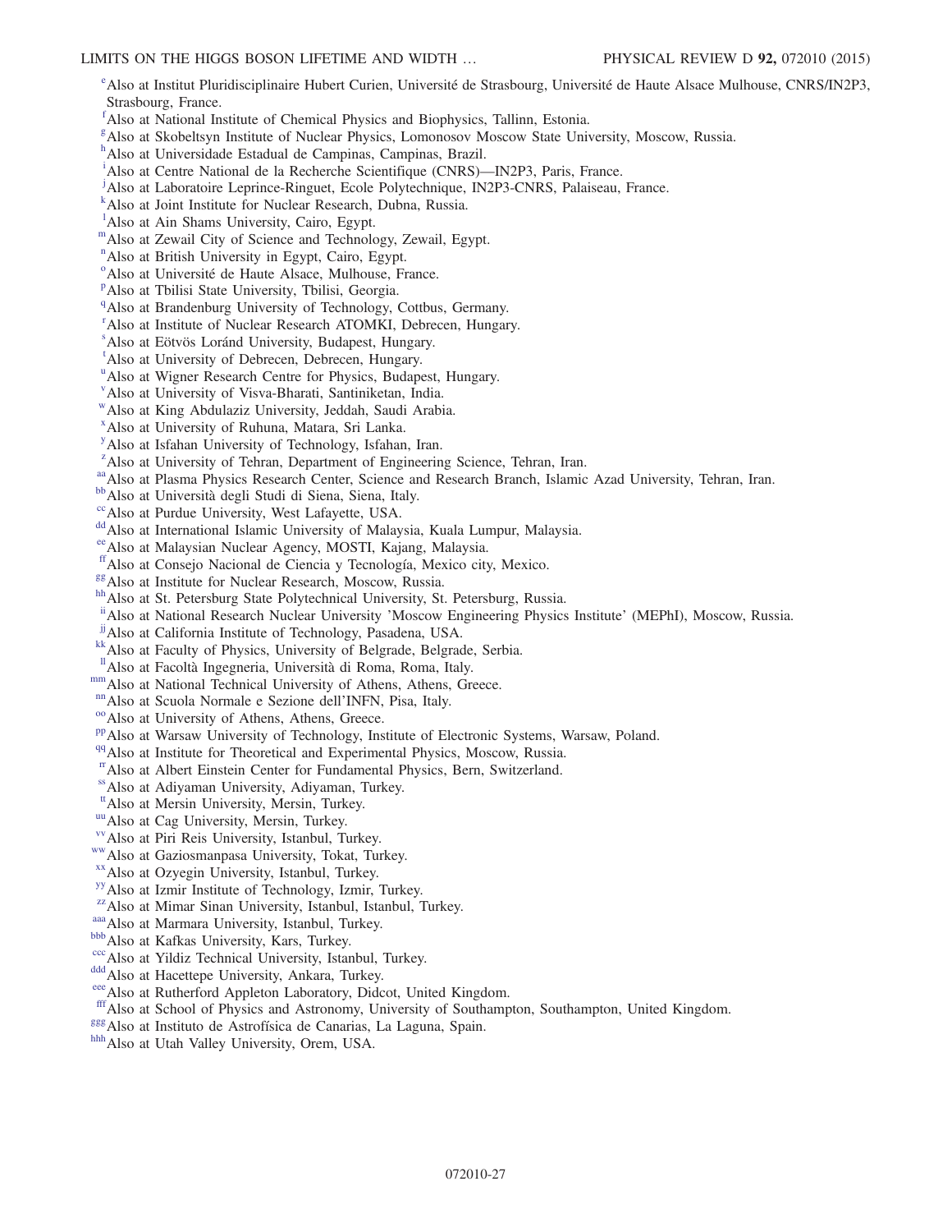[e]Also at Institut Pluridisciplinaire Hubert Curien, Université de Strasbourg, Université de Haute Alsace Mulhouse, CNRS/IN2P3, Strasbourg, France.
[f]Also at National Institute of Chemical Physics and Biophysics, Tallinn, Estonia.
[g]Also at Skobeltsyn Institute of Nuclear Physics, Lomonosov Moscow State University, Moscow, Russia.
[h]Also at Universidade Estadual de Campinas, Campinas, Brazil.
[i]Also at Centre National de la Recherche Scientifique (CNRS)—IN2P3, Paris, France.
[j]Also at Laboratoire Leprince-Ringuet, Ecole Polytechnique, IN2P3-CNRS, Palaiseau, France.
[k]Also at Joint Institute for Nuclear Research, Dubna, Russia.
[l]Also at Ain Shams University, Cairo, Egypt.
[m]Also at Zewail City of Science and Technology, Zewail, Egypt.
[n]Also at British University in Egypt, Cairo, Egypt.
[o]Also at Université de Haute Alsace, Mulhouse, France.
[p]Also at Tbilisi State University, Tbilisi, Georgia.
[q]Also at Brandenburg University of Technology, Cottbus, Germany.
[r]Also at Institute of Nuclear Research ATOMKI, Debrecen, Hungary.
[s]Also at Eötvös Loránd University, Budapest, Hungary.
[t]Also at University of Debrecen, Debrecen, Hungary.
[u]Also at Wigner Research Centre for Physics, Budapest, Hungary.
[v]Also at University of Visva-Bharati, Santiniketan, India.
[w]Also at King Abdulaziz University, Jeddah, Saudi Arabia.
[x]Also at University of Ruhuna, Matara, Sri Lanka.
[y]Also at Isfahan University of Technology, Isfahan, Iran.
[z]Also at University of Tehran, Department of Engineering Science, Tehran, Iran.
[aa]Also at Plasma Physics Research Center, Science and Research Branch, Islamic Azad University, Tehran, Iran.
[bb]Also at Università degli Studi di Siena, Siena, Italy.
[cc]Also at Purdue University, West Lafayette, USA.
[dd]Also at International Islamic University of Malaysia, Kuala Lumpur, Malaysia.
[ee]Also at Malaysian Nuclear Agency, MOSTI, Kajang, Malaysia.
[ff]Also at Consejo Nacional de Ciencia y Tecnología, Mexico city, Mexico.
[gg]Also at Institute for Nuclear Research, Moscow, Russia.
[hh]Also at St. Petersburg State Polytechnical University, St. Petersburg, Russia.
[ii]Also at National Research Nuclear University 'Moscow Engineering Physics Institute' (MEPhI), Moscow, Russia.
[jj]Also at California Institute of Technology, Pasadena, USA.
[kk]Also at Faculty of Physics, University of Belgrade, Belgrade, Serbia.
[ll]Also at Facoltà Ingegneria, Università di Roma, Roma, Italy.
[mm]Also at National Technical University of Athens, Athens, Greece.
[nn]Also at Scuola Normale e Sezione dell'INFN, Pisa, Italy.
[oo]Also at University of Athens, Athens, Greece.
[pp]Also at Warsaw University of Technology, Institute of Electronic Systems, Warsaw, Poland.
[qq]Also at Institute for Theoretical and Experimental Physics, Moscow, Russia.
[rr]Also at Albert Einstein Center for Fundamental Physics, Bern, Switzerland.
[ss]Also at Adiyaman University, Adiyaman, Turkey.
[tt]Also at Mersin University, Mersin, Turkey.
[uu]Also at Cag University, Mersin, Turkey.
[vv]Also at Piri Reis University, Istanbul, Turkey.
[ww]Also at Gaziosmanpasa University, Tokat, Turkey.
[xx]Also at Ozyegin University, Istanbul, Turkey.
[yy]Also at Izmir Institute of Technology, Izmir, Turkey.
[zz]Also at Mimar Sinan University, Istanbul, Istanbul, Turkey.
[aaa]Also at Marmara University, Istanbul, Turkey.
[bbb]Also at Kafkas University, Kars, Turkey.
[ccc]Also at Yildiz Technical University, Istanbul, Turkey.
[ddd]Also at Hacettepe University, Ankara, Turkey.
[eee]Also at Rutherford Appleton Laboratory, Didcot, United Kingdom.
[fff]Also at School of Physics and Astronomy, University of Southampton, Southampton, United Kingdom.
[ggg]Also at Instituto de Astrofísica de Canarias, La Laguna, Spain.
[hhh]Also at Utah Valley University, Orem, USA.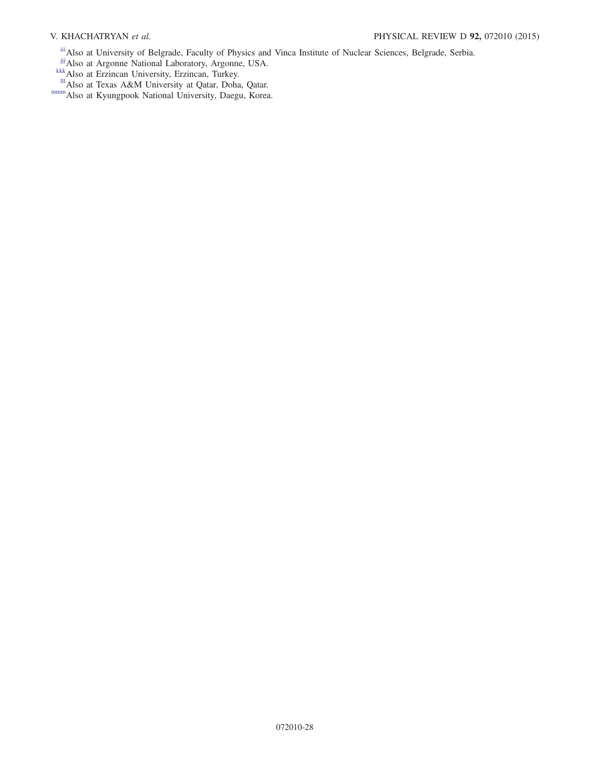[iii]Also at University of Belgrade, Faculty of Physics and Vinca Institute of Nuclear Sciences, Belgrade, Serbia.
[jjj]Also at Argonne National Laboratory, Argonne, USA.
[kkk]Also at Erzincan University, Erzincan, Turkey.
[lll]Also at Texas A&M University at Qatar, Doha, Qatar.
[mmm]Also at Kyungpook National University, Daegu, Korea.